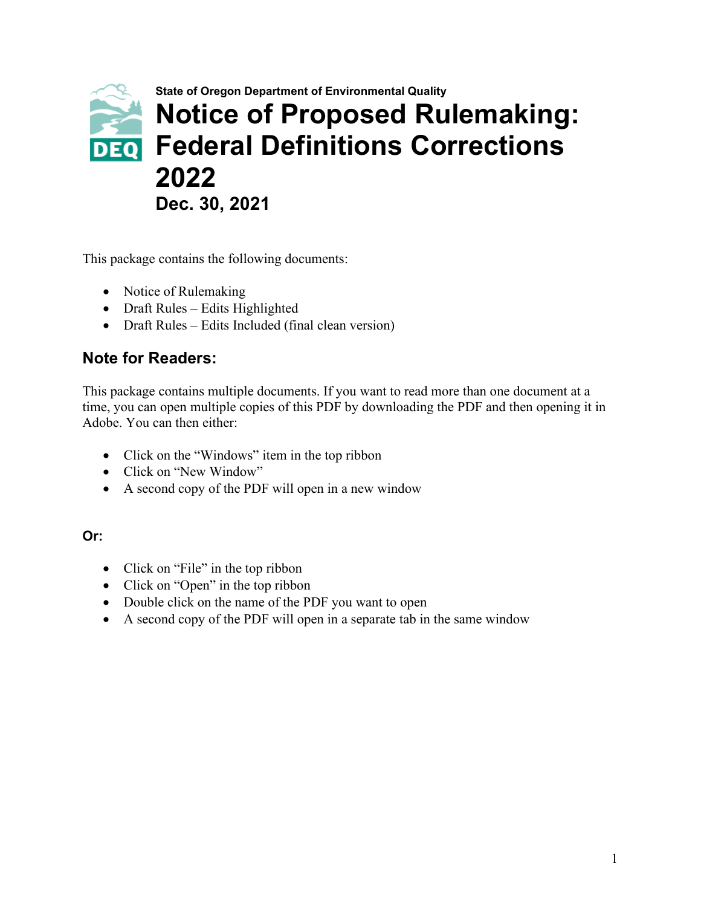State of Oregon Department of Environmental Quality

# Notice of Proposed Rulemaking: Federal Definitions Corrections 2022

**Dec. 30, 2021**

This package contains the following documents:

- Notice of Rulemaking
- Draft Rules – Edits Highlighted
- Draft Rules – Edits Included (final clean version)

## Note for Readers:

This package contains multiple documents. If you want to read more than one document at a time, you can open multiple copies of this PDF by downloading the PDF and then opening it in Adobe. You can then either:

- Click on the "Windows" item in the top ribbon
- Click on "New Window"
- A second copy of the PDF will open in a new window

**Or:**

- Click on "File" in the top ribbon
- Click on "Open" in the top ribbon
- Double click on the name of the PDF you want to open
- A second copy of the PDF will open in a separate tab in the same window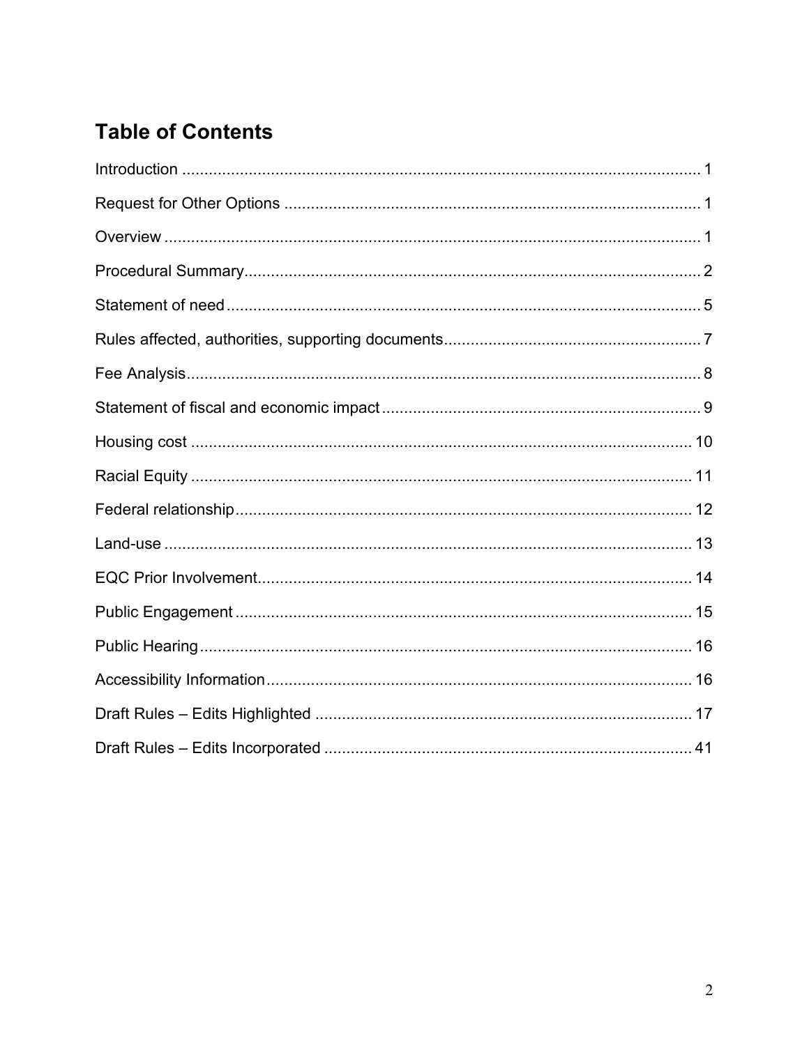## Table of Contents

Introduction ..... 1

Request for Other Options ..... 1

Overview ..... 1

Procedural Summary ..... 2

Statement of need ..... 5

Rules affected, authorities, supporting documents ..... 7

Fee Analysis ..... 8

Statement of fiscal and economic impact ..... 9

Housing cost ..... 10

Racial Equity ..... 11

Federal relationship ..... 12

Land-use ..... 13

EQC Prior Involvement ..... 14

Public Engagement ..... 15

Public Hearing ..... 16

Accessibility Information ..... 16

Draft Rules – Edits Highlighted ..... 17

Draft Rules – Edits Incorporated ..... 41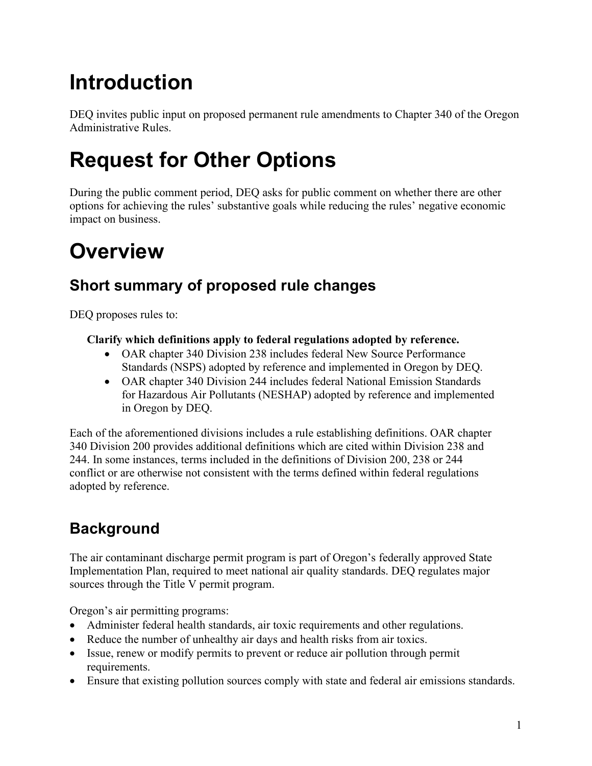# Introduction

DEQ invites public input on proposed permanent rule amendments to Chapter 340 of the Oregon Administrative Rules.

# Request for Other Options

During the public comment period, DEQ asks for public comment on whether there are other options for achieving the rules' substantive goals while reducing the rules' negative economic impact on business.

# Overview

## Short summary of proposed rule changes

DEQ proposes rules to:

**Clarify which definitions apply to federal regulations adopted by reference.**

- OAR chapter 340 Division 238 includes federal New Source Performance Standards (NSPS) adopted by reference and implemented in Oregon by DEQ.
- OAR chapter 340 Division 244 includes federal National Emission Standards for Hazardous Air Pollutants (NESHAP) adopted by reference and implemented in Oregon by DEQ.

Each of the aforementioned divisions includes a rule establishing definitions. OAR chapter 340 Division 200 provides additional definitions which are cited within Division 238 and 244. In some instances, terms included in the definitions of Division 200, 238 or 244 conflict or are otherwise not consistent with the terms defined within federal regulations adopted by reference.

## Background

The air contaminant discharge permit program is part of Oregon's federally approved State Implementation Plan, required to meet national air quality standards. DEQ regulates major sources through the Title V permit program.

Oregon's air permitting programs:

- Administer federal health standards, air toxic requirements and other regulations.
- Reduce the number of unhealthy air days and health risks from air toxics.
- Issue, renew or modify permits to prevent or reduce air pollution through permit requirements.
- Ensure that existing pollution sources comply with state and federal air emissions standards.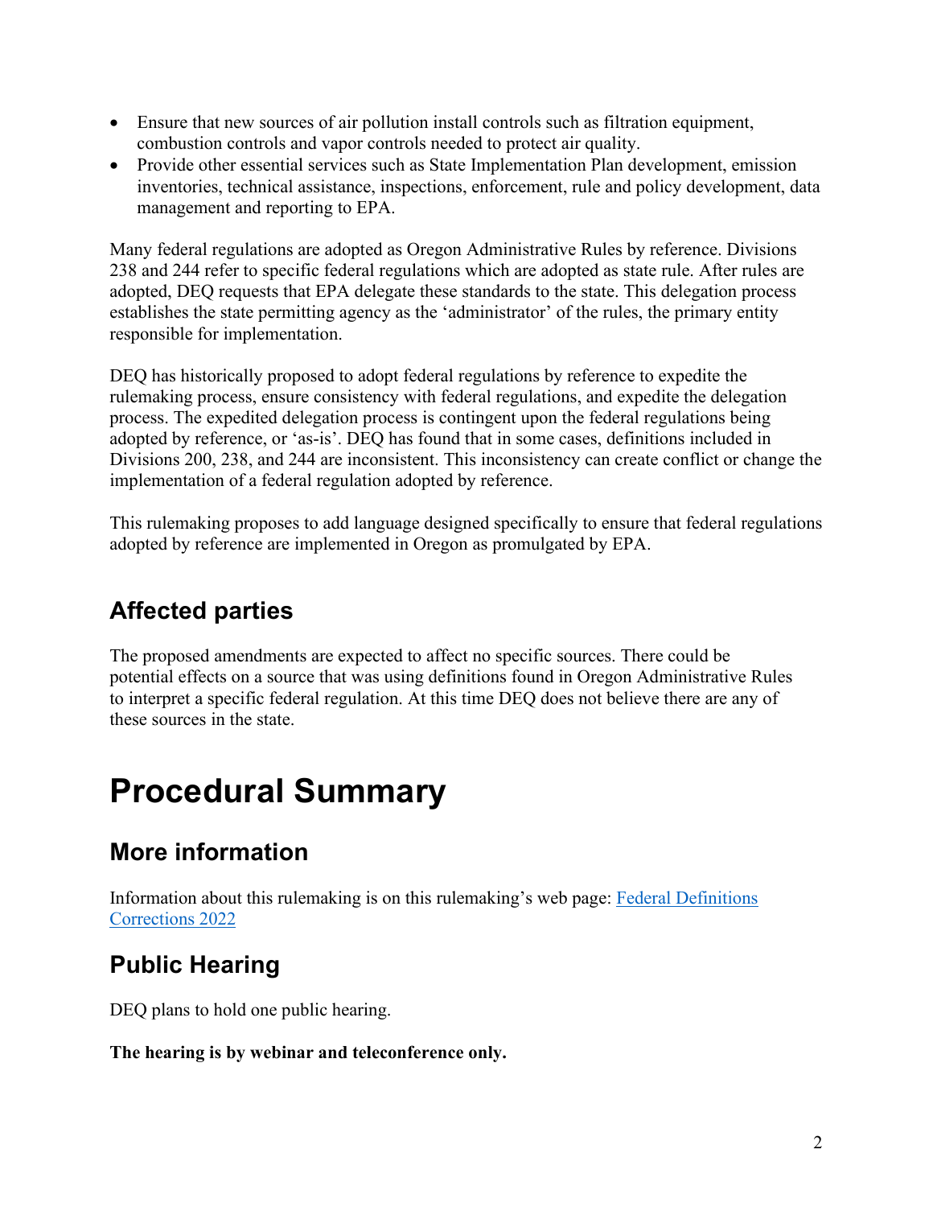- Ensure that new sources of air pollution install controls such as filtration equipment, combustion controls and vapor controls needed to protect air quality.
- Provide other essential services such as State Implementation Plan development, emission inventories, technical assistance, inspections, enforcement, rule and policy development, data management and reporting to EPA.

Many federal regulations are adopted as Oregon Administrative Rules by reference. Divisions 238 and 244 refer to specific federal regulations which are adopted as state rule. After rules are adopted, DEQ requests that EPA delegate these standards to the state. This delegation process establishes the state permitting agency as the 'administrator' of the rules, the primary entity responsible for implementation.

DEQ has historically proposed to adopt federal regulations by reference to expedite the rulemaking process, ensure consistency with federal regulations, and expedite the delegation process. The expedited delegation process is contingent upon the federal regulations being adopted by reference, or 'as-is'. DEQ has found that in some cases, definitions included in Divisions 200, 238, and 244 are inconsistent. This inconsistency can create conflict or change the implementation of a federal regulation adopted by reference.

This rulemaking proposes to add language designed specifically to ensure that federal regulations adopted by reference are implemented in Oregon as promulgated by EPA.

## Affected parties

The proposed amendments are expected to affect no specific sources. There could be potential effects on a source that was using definitions found in Oregon Administrative Rules to interpret a specific federal regulation. At this time DEQ does not believe there are any of these sources in the state.

# Procedural Summary

## More information

Information about this rulemaking is on this rulemaking's web page: Federal Definitions Corrections 2022

## Public Hearing

DEQ plans to hold one public hearing.

**The hearing is by webinar and teleconference only.**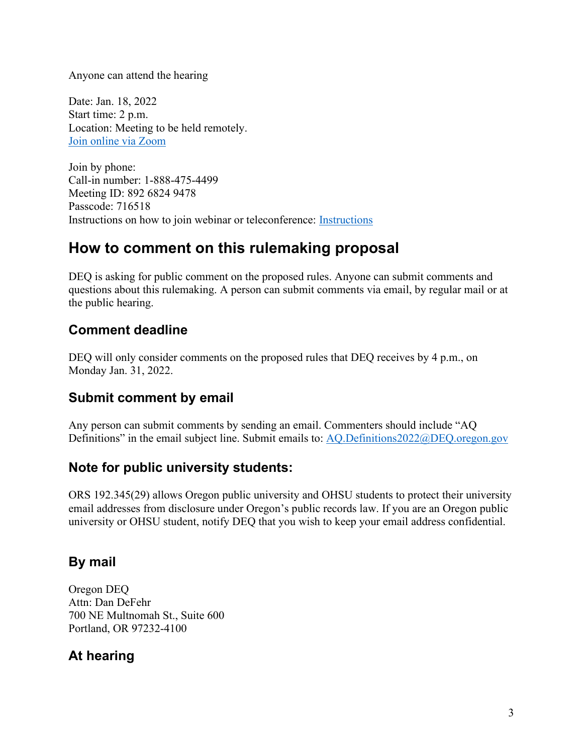Anyone can attend the hearing

Date: Jan. 18, 2022
Start time: 2 p.m.
Location: Meeting to be held remotely.
[Join online via Zoom]

Join by phone:
Call-in number: 1-888-475-4499
Meeting ID: 892 6824 9478
Passcode: 716518
Instructions on how to join webinar or teleconference: [Instructions]

## How to comment on this rulemaking proposal

DEQ is asking for public comment on the proposed rules. Anyone can submit comments and questions about this rulemaking. A person can submit comments via email, by regular mail or at the public hearing.

### Comment deadline

DEQ will only consider comments on the proposed rules that DEQ receives by 4 p.m., on Monday Jan. 31, 2022.

### Submit comment by email

Any person can submit comments by sending an email. Commenters should include "AQ Definitions" in the email subject line. Submit emails to: AQ.Definitions2022@DEQ.oregon.gov

### Note for public university students:

ORS 192.345(29) allows Oregon public university and OHSU students to protect their university email addresses from disclosure under Oregon's public records law. If you are an Oregon public university or OHSU student, notify DEQ that you wish to keep your email address confidential.

### By mail

Oregon DEQ
Attn: Dan DeFehr
700 NE Multnomah St., Suite 600
Portland, OR 97232-4100

### At hearing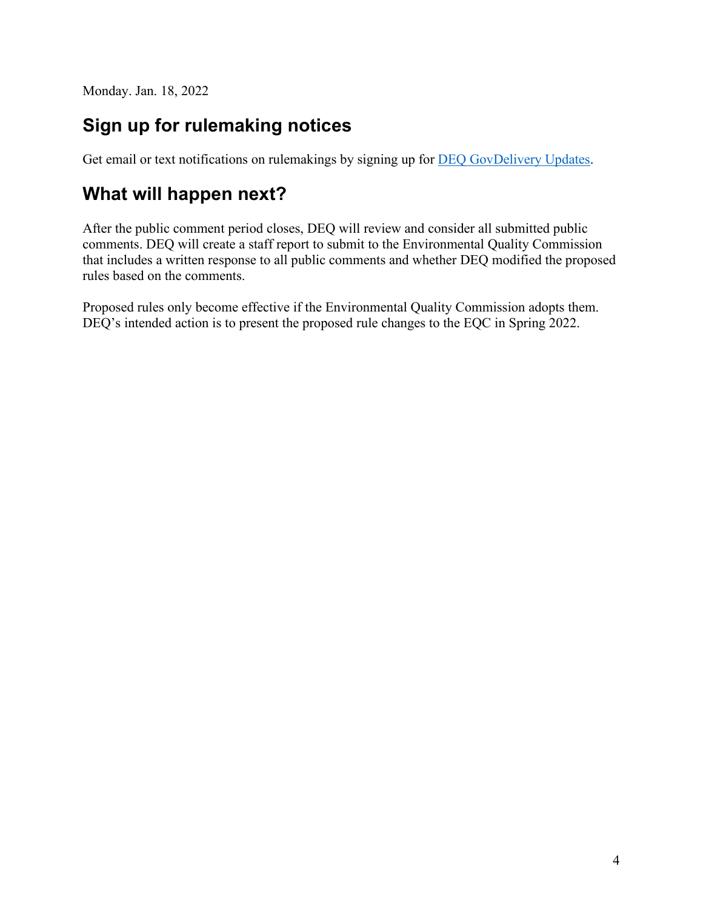Monday. Jan. 18, 2022

## Sign up for rulemaking notices

Get email or text notifications on rulemakings by signing up for DEQ GovDelivery Updates.

## What will happen next?

After the public comment period closes, DEQ will review and consider all submitted public comments. DEQ will create a staff report to submit to the Environmental Quality Commission that includes a written response to all public comments and whether DEQ modified the proposed rules based on the comments.

Proposed rules only become effective if the Environmental Quality Commission adopts them. DEQ's intended action is to present the proposed rule changes to the EQC in Spring 2022.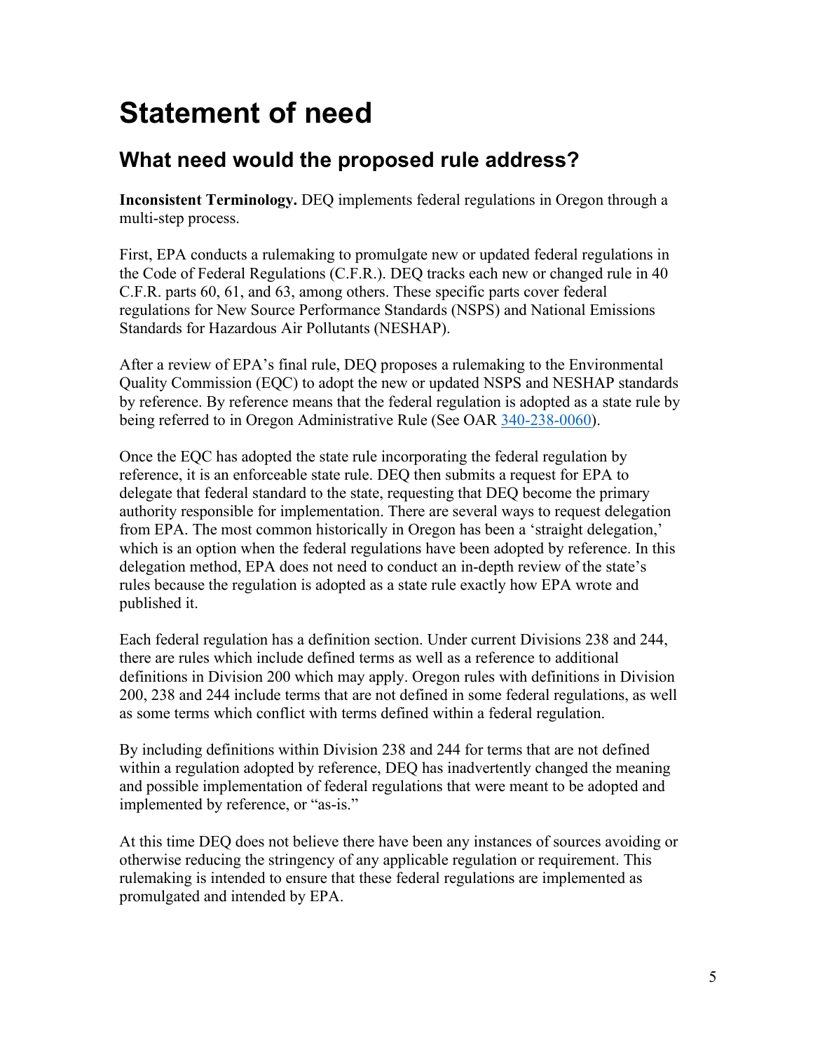# Statement of need

## What need would the proposed rule address?

**Inconsistent Terminology.** DEQ implements federal regulations in Oregon through a multi-step process.

First, EPA conducts a rulemaking to promulgate new or updated federal regulations in the Code of Federal Regulations (C.F.R.). DEQ tracks each new or changed rule in 40 C.F.R. parts 60, 61, and 63, among others. These specific parts cover federal regulations for New Source Performance Standards (NSPS) and National Emissions Standards for Hazardous Air Pollutants (NESHAP).

After a review of EPA's final rule, DEQ proposes a rulemaking to the Environmental Quality Commission (EQC) to adopt the new or updated NSPS and NESHAP standards by reference. By reference means that the federal regulation is adopted as a state rule by being referred to in Oregon Administrative Rule (See OAR 340-238-0060).

Once the EQC has adopted the state rule incorporating the federal regulation by reference, it is an enforceable state rule. DEQ then submits a request for EPA to delegate that federal standard to the state, requesting that DEQ become the primary authority responsible for implementation. There are several ways to request delegation from EPA. The most common historically in Oregon has been a 'straight delegation,' which is an option when the federal regulations have been adopted by reference. In this delegation method, EPA does not need to conduct an in-depth review of the state's rules because the regulation is adopted as a state rule exactly how EPA wrote and published it.

Each federal regulation has a definition section. Under current Divisions 238 and 244, there are rules which include defined terms as well as a reference to additional definitions in Division 200 which may apply. Oregon rules with definitions in Division 200, 238 and 244 include terms that are not defined in some federal regulations, as well as some terms which conflict with terms defined within a federal regulation.

By including definitions within Division 238 and 244 for terms that are not defined within a regulation adopted by reference, DEQ has inadvertently changed the meaning and possible implementation of federal regulations that were meant to be adopted and implemented by reference, or "as-is."

At this time DEQ does not believe there have been any instances of sources avoiding or otherwise reducing the stringency of any applicable regulation or requirement. This rulemaking is intended to ensure that these federal regulations are implemented as promulgated and intended by EPA.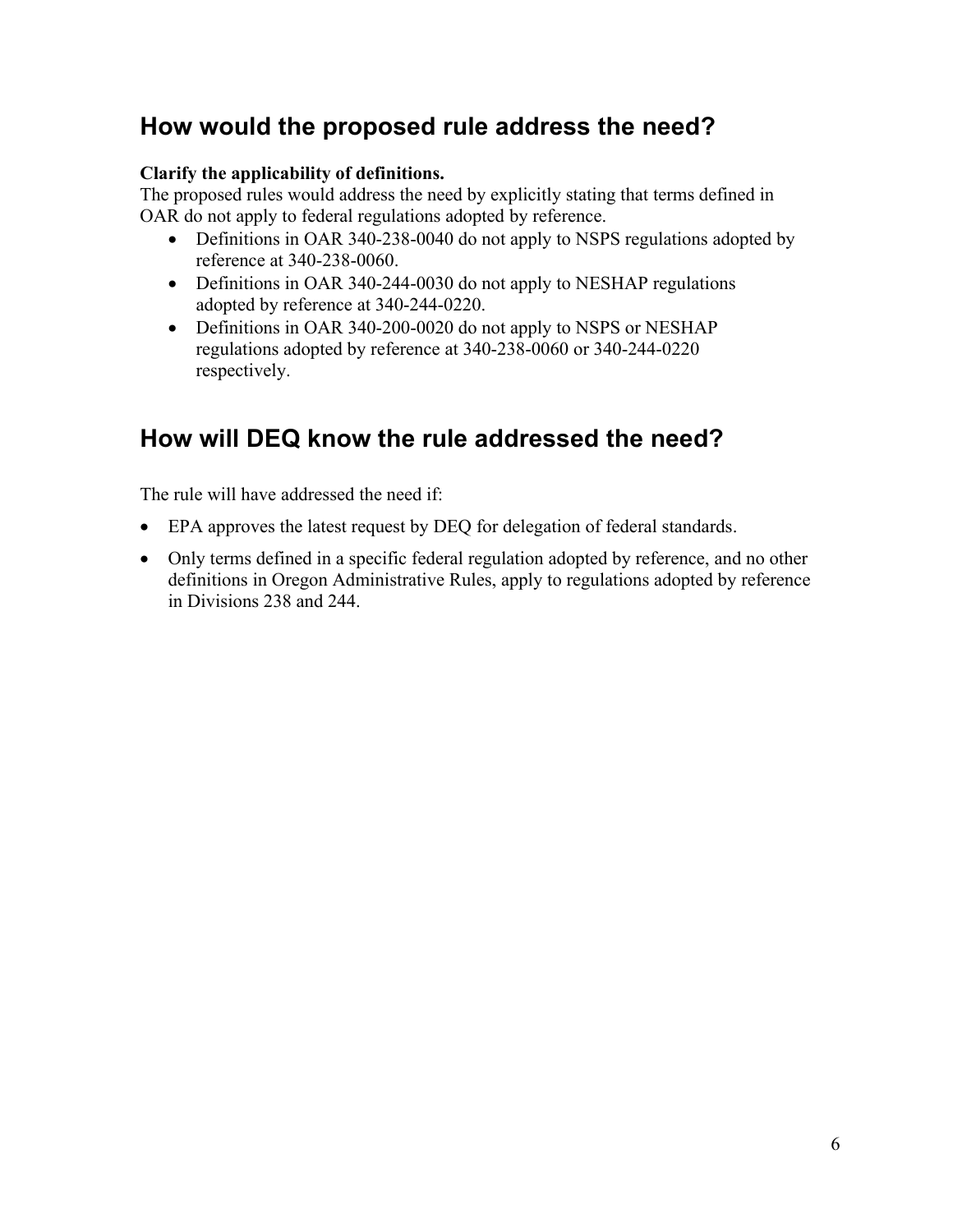## How would the proposed rule address the need?

**Clarify the applicability of definitions.**
The proposed rules would address the need by explicitly stating that terms defined in OAR do not apply to federal regulations adopted by reference.

- Definitions in OAR 340-238-0040 do not apply to NSPS regulations adopted by reference at 340-238-0060.
- Definitions in OAR 340-244-0030 do not apply to NESHAP regulations adopted by reference at 340-244-0220.
- Definitions in OAR 340-200-0020 do not apply to NSPS or NESHAP regulations adopted by reference at 340-238-0060 or 340-244-0220 respectively.

## How will DEQ know the rule addressed the need?

The rule will have addressed the need if:

- EPA approves the latest request by DEQ for delegation of federal standards.
- Only terms defined in a specific federal regulation adopted by reference, and no other definitions in Oregon Administrative Rules, apply to regulations adopted by reference in Divisions 238 and 244.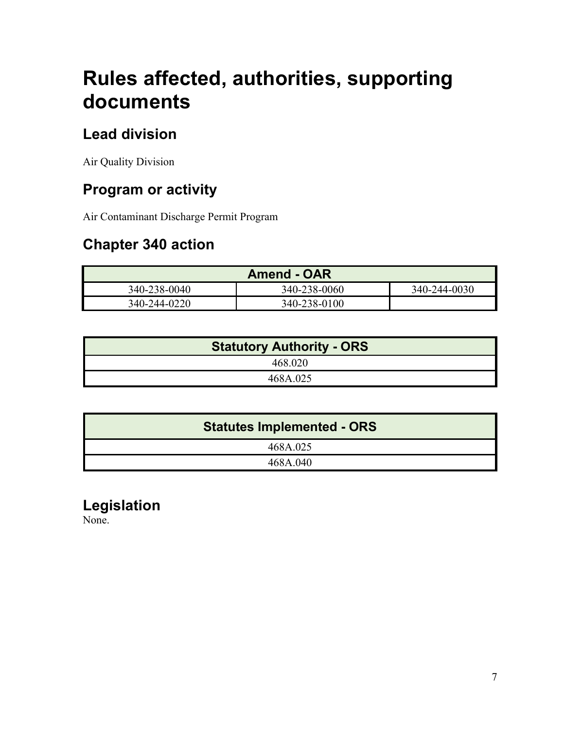# Rules affected, authorities, supporting documents

## Lead division

Air Quality Division

## Program or activity

Air Contaminant Discharge Permit Program

## Chapter 340 action

| Amend - OAR | | |
|---|---|---|
| 340-238-0040 | 340-238-0060 | 340-244-0030 |
| 340-244-0220 | 340-238-0100 | |

| Statutory Authority - ORS |
|---|
| 468.020 |
| 468A.025 |

| Statutes Implemented - ORS |
|---|
| 468A.025 |
| 468A.040 |

## Legislation

None.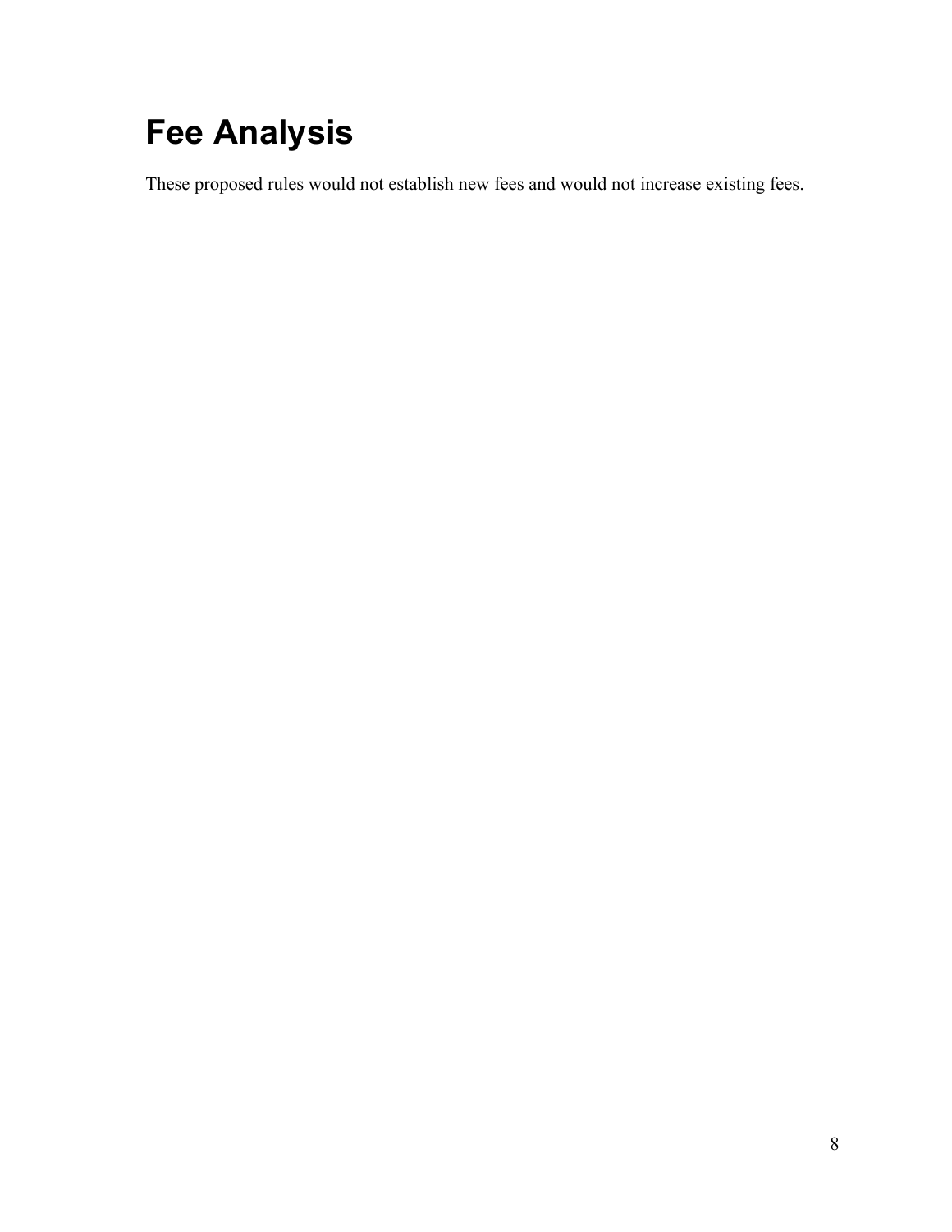# Fee Analysis

These proposed rules would not establish new fees and would not increase existing fees.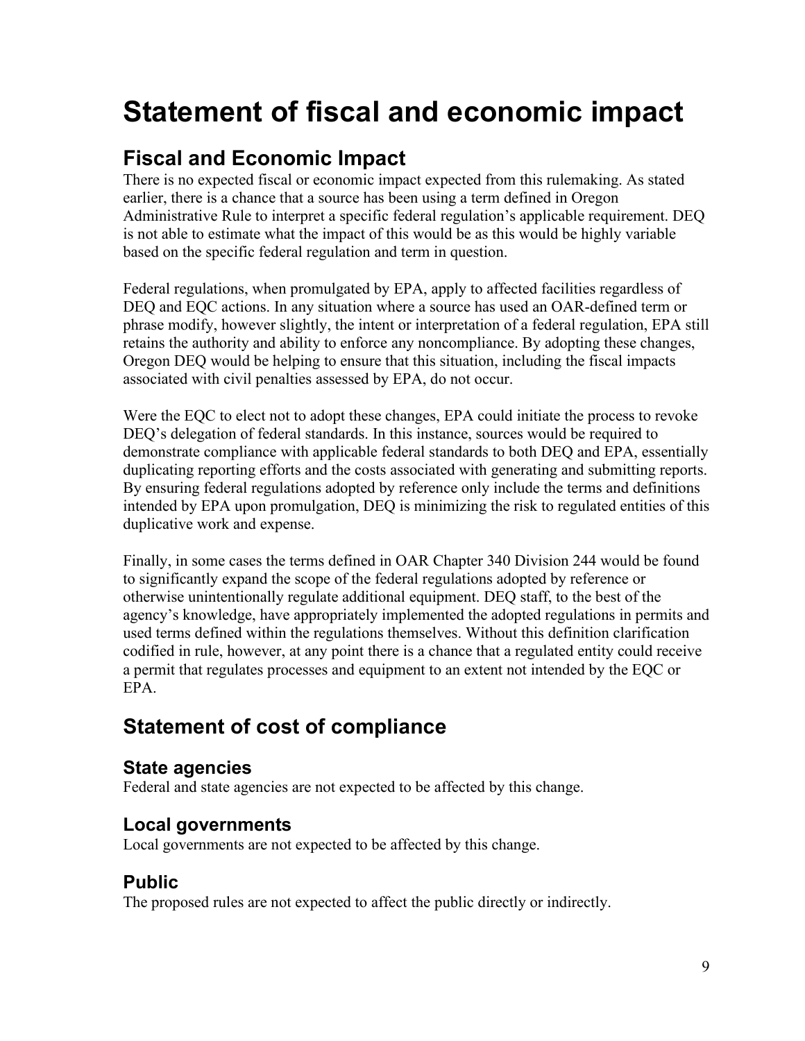# Statement of fiscal and economic impact

## Fiscal and Economic Impact

There is no expected fiscal or economic impact expected from this rulemaking. As stated earlier, there is a chance that a source has been using a term defined in Oregon Administrative Rule to interpret a specific federal regulation's applicable requirement. DEQ is not able to estimate what the impact of this would be as this would be highly variable based on the specific federal regulation and term in question.

Federal regulations, when promulgated by EPA, apply to affected facilities regardless of DEQ and EQC actions. In any situation where a source has used an OAR-defined term or phrase modify, however slightly, the intent or interpretation of a federal regulation, EPA still retains the authority and ability to enforce any noncompliance. By adopting these changes, Oregon DEQ would be helping to ensure that this situation, including the fiscal impacts associated with civil penalties assessed by EPA, do not occur.

Were the EQC to elect not to adopt these changes, EPA could initiate the process to revoke DEQ's delegation of federal standards. In this instance, sources would be required to demonstrate compliance with applicable federal standards to both DEQ and EPA, essentially duplicating reporting efforts and the costs associated with generating and submitting reports. By ensuring federal regulations adopted by reference only include the terms and definitions intended by EPA upon promulgation, DEQ is minimizing the risk to regulated entities of this duplicative work and expense.

Finally, in some cases the terms defined in OAR Chapter 340 Division 244 would be found to significantly expand the scope of the federal regulations adopted by reference or otherwise unintentionally regulate additional equipment. DEQ staff, to the best of the agency's knowledge, have appropriately implemented the adopted regulations in permits and used terms defined within the regulations themselves. Without this definition clarification codified in rule, however, at any point there is a chance that a regulated entity could receive a permit that regulates processes and equipment to an extent not intended by the EQC or EPA.

## Statement of cost of compliance

### State agencies

Federal and state agencies are not expected to be affected by this change.

### Local governments

Local governments are not expected to be affected by this change.

### Public

The proposed rules are not expected to affect the public directly or indirectly.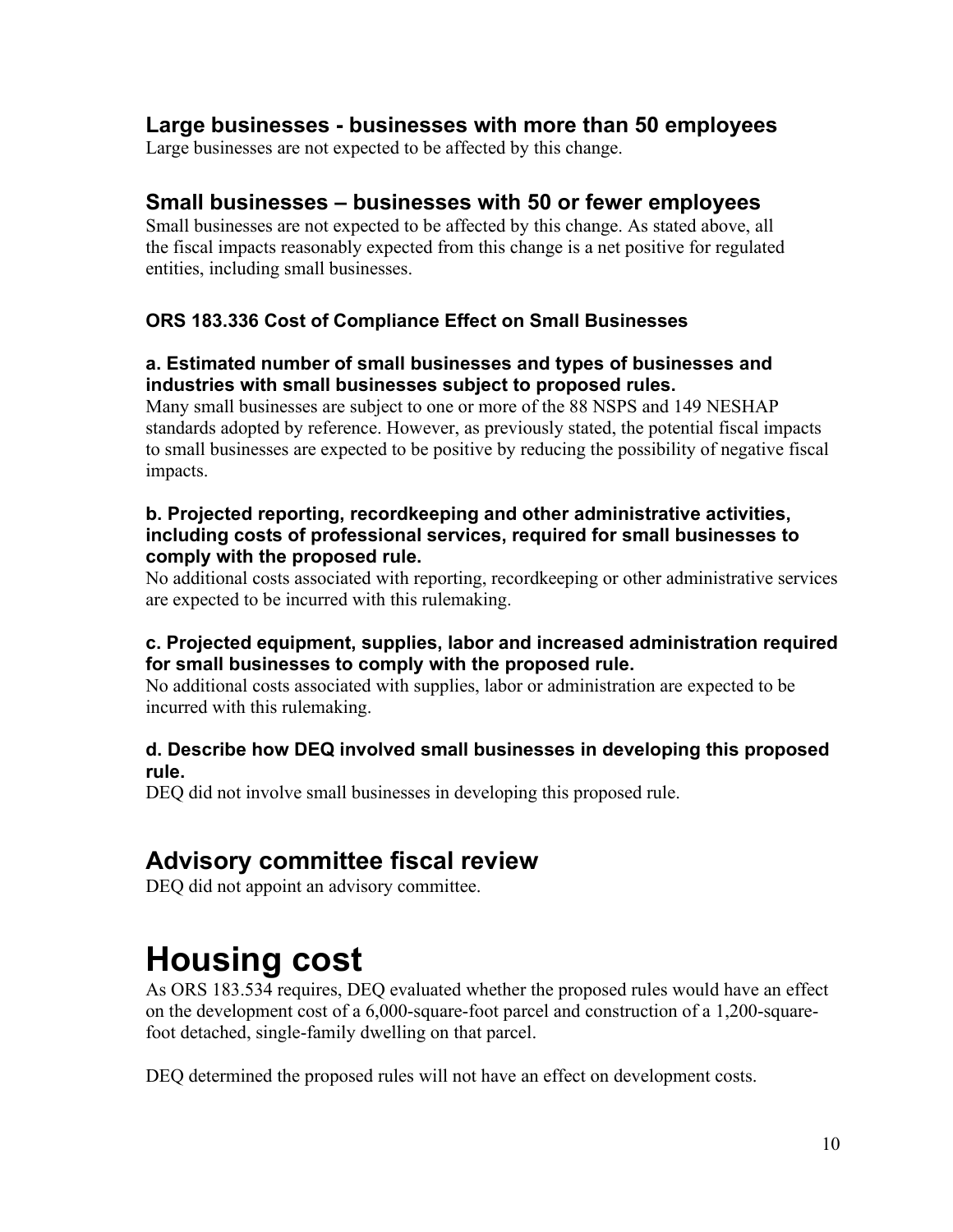### Large businesses - businesses with more than 50 employees

Large businesses are not expected to be affected by this change.

### Small businesses – businesses with 50 or fewer employees

Small businesses are not expected to be affected by this change. As stated above, all the fiscal impacts reasonably expected from this change is a net positive for regulated entities, including small businesses.

#### ORS 183.336 Cost of Compliance Effect on Small Businesses

**a. Estimated number of small businesses and types of businesses and industries with small businesses subject to proposed rules.**

Many small businesses are subject to one or more of the 88 NSPS and 149 NESHAP standards adopted by reference. However, as previously stated, the potential fiscal impacts to small businesses are expected to be positive by reducing the possibility of negative fiscal impacts.

**b. Projected reporting, recordkeeping and other administrative activities, including costs of professional services, required for small businesses to comply with the proposed rule.**

No additional costs associated with reporting, recordkeeping or other administrative services are expected to be incurred with this rulemaking.

**c. Projected equipment, supplies, labor and increased administration required for small businesses to comply with the proposed rule.**

No additional costs associated with supplies, labor or administration are expected to be incurred with this rulemaking.

**d. Describe how DEQ involved small businesses in developing this proposed rule.**

DEQ did not involve small businesses in developing this proposed rule.

## Advisory committee fiscal review

DEQ did not appoint an advisory committee.

# Housing cost

As ORS 183.534 requires, DEQ evaluated whether the proposed rules would have an effect on the development cost of a 6,000-square-foot parcel and construction of a 1,200-square-foot detached, single-family dwelling on that parcel.

DEQ determined the proposed rules will not have an effect on development costs.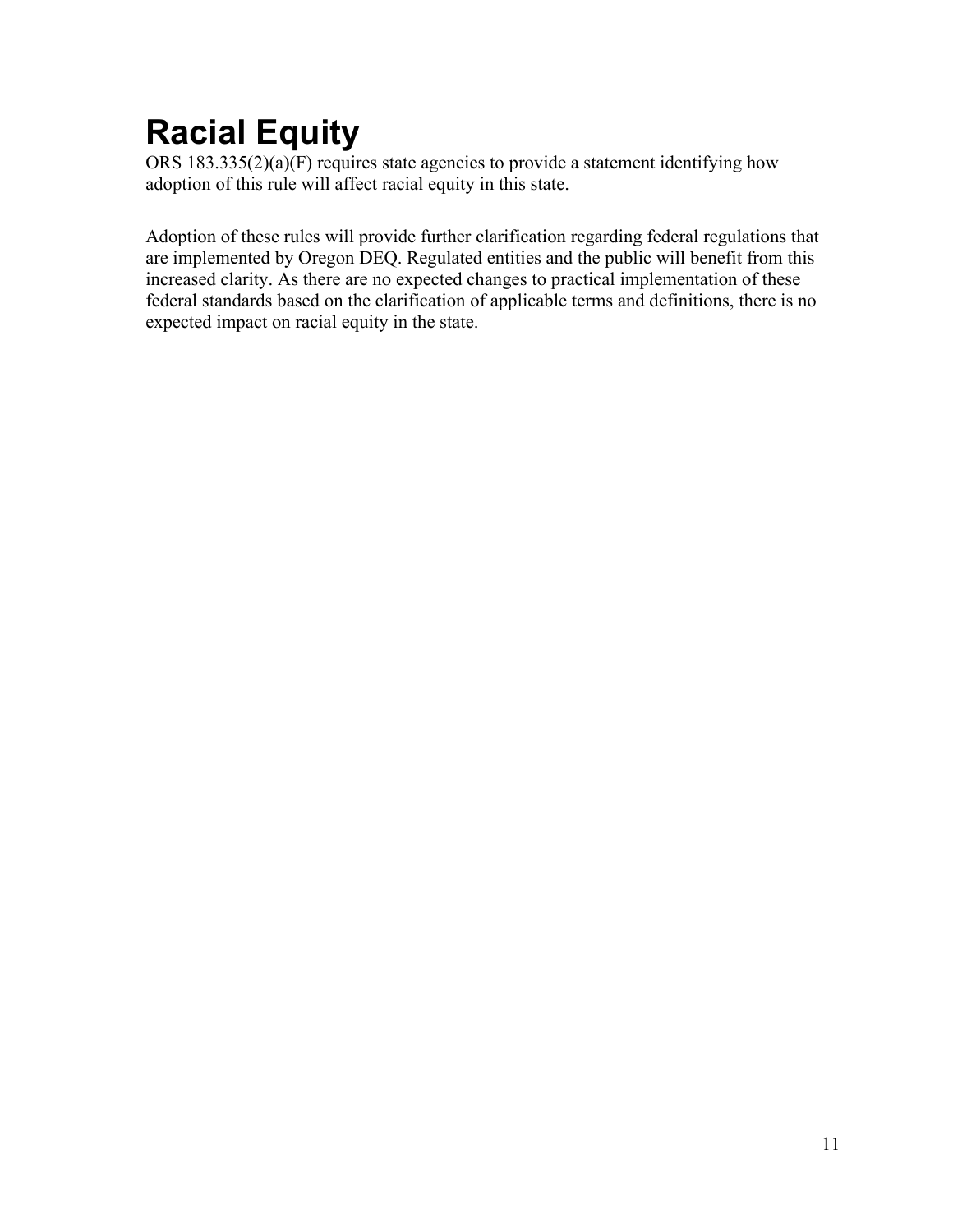# Racial Equity

ORS 183.335(2)(a)(F) requires state agencies to provide a statement identifying how adoption of this rule will affect racial equity in this state.

Adoption of these rules will provide further clarification regarding federal regulations that are implemented by Oregon DEQ. Regulated entities and the public will benefit from this increased clarity. As there are no expected changes to practical implementation of these federal standards based on the clarification of applicable terms and definitions, there is no expected impact on racial equity in the state.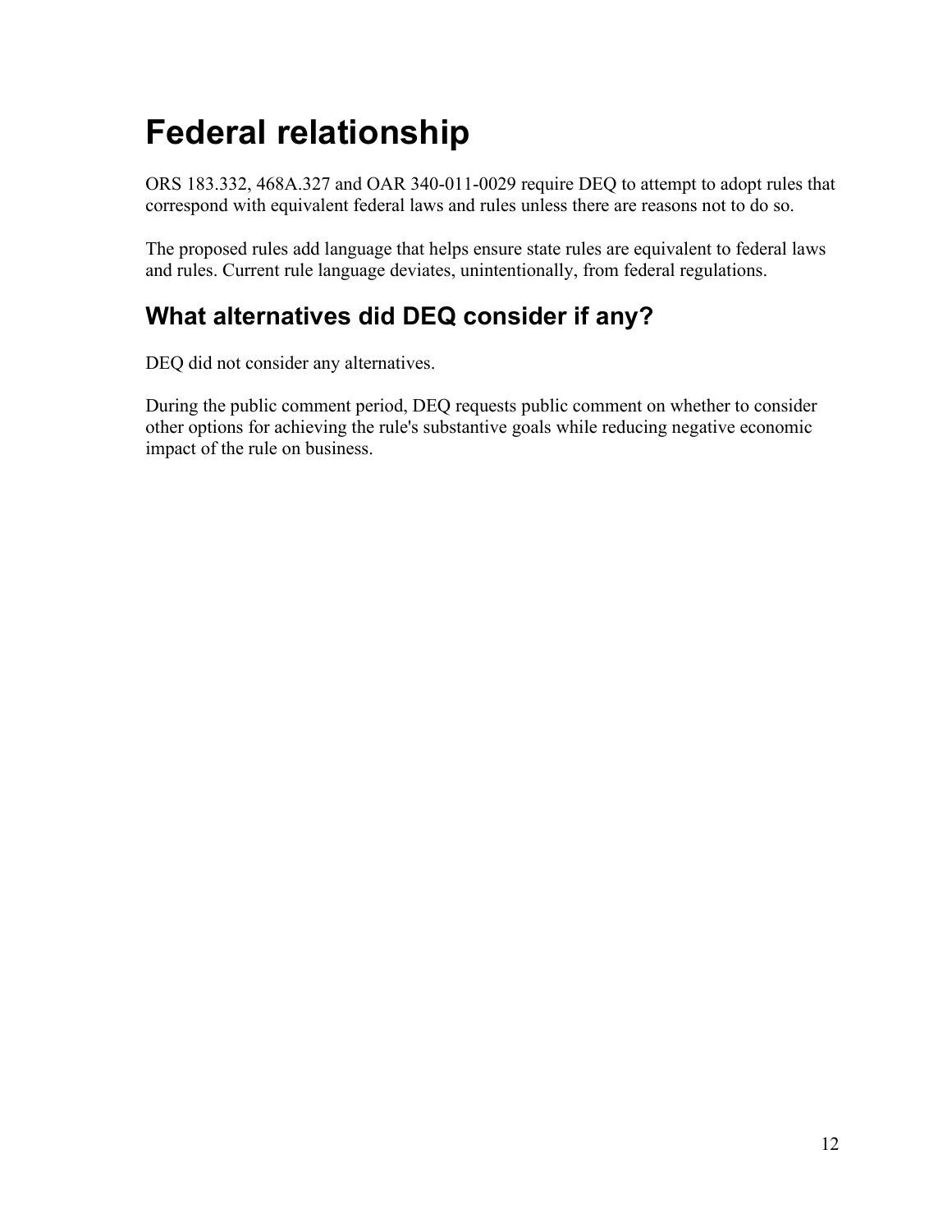# Federal relationship

ORS 183.332, 468A.327 and OAR 340-011-0029 require DEQ to attempt to adopt rules that correspond with equivalent federal laws and rules unless there are reasons not to do so.

The proposed rules add language that helps ensure state rules are equivalent to federal laws and rules. Current rule language deviates, unintentionally, from federal regulations.

## What alternatives did DEQ consider if any?

DEQ did not consider any alternatives.

During the public comment period, DEQ requests public comment on whether to consider other options for achieving the rule's substantive goals while reducing negative economic impact of the rule on business.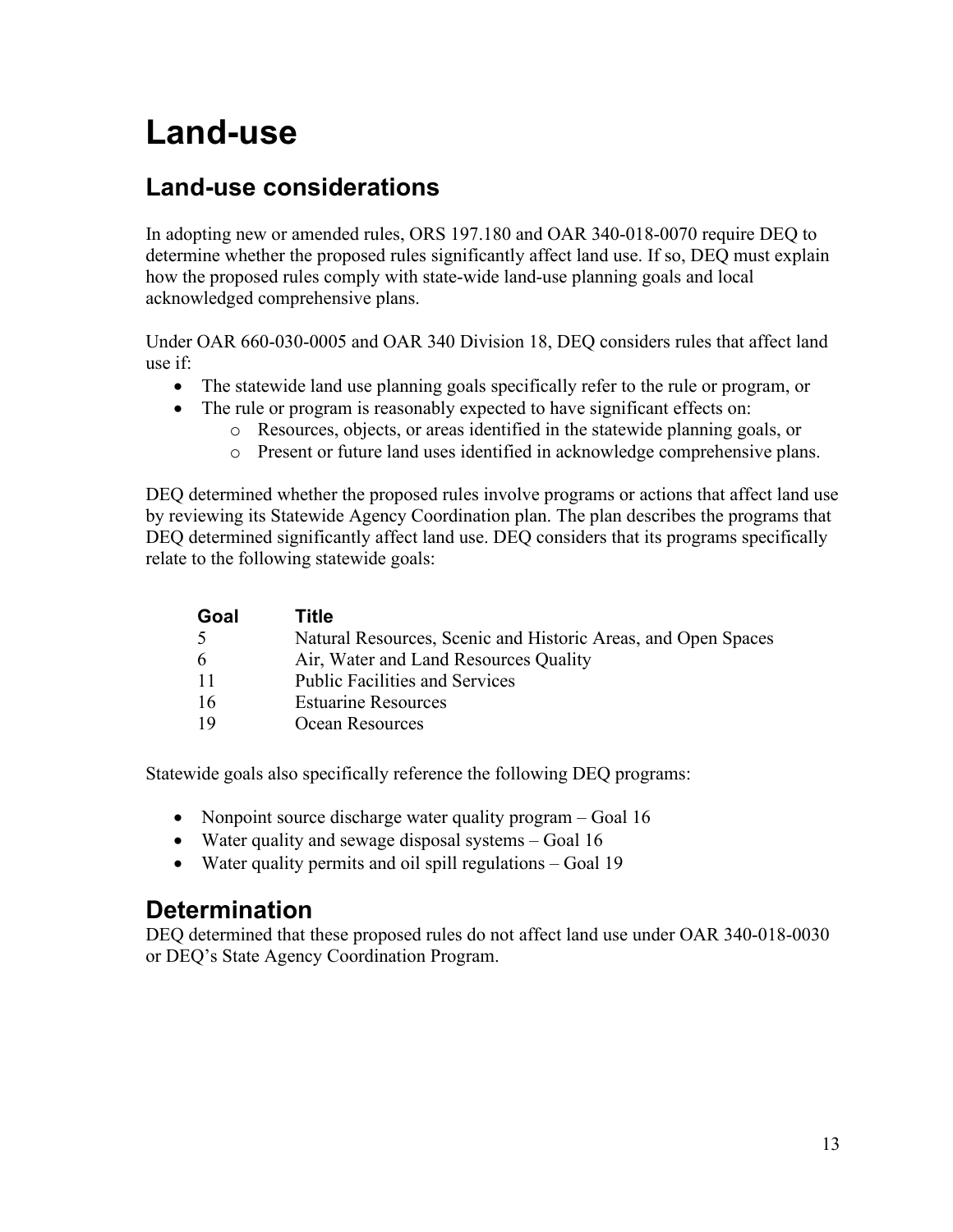# Land-use

## Land-use considerations

In adopting new or amended rules, ORS 197.180 and OAR 340-018-0070 require DEQ to determine whether the proposed rules significantly affect land use. If so, DEQ must explain how the proposed rules comply with state-wide land-use planning goals and local acknowledged comprehensive plans.

Under OAR 660-030-0005 and OAR 340 Division 18, DEQ considers rules that affect land use if:

- The statewide land use planning goals specifically refer to the rule or program, or
- The rule or program is reasonably expected to have significant effects on:
  - Resources, objects, or areas identified in the statewide planning goals, or
  - Present or future land uses identified in acknowledge comprehensive plans.

DEQ determined whether the proposed rules involve programs or actions that affect land use by reviewing its Statewide Agency Coordination plan. The plan describes the programs that DEQ determined significantly affect land use. DEQ considers that its programs specifically relate to the following statewide goals:

| Goal | Title |
|---|---|
| 5 | Natural Resources, Scenic and Historic Areas, and Open Spaces |
| 6 | Air, Water and Land Resources Quality |
| 11 | Public Facilities and Services |
| 16 | Estuarine Resources |
| 19 | Ocean Resources |

Statewide goals also specifically reference the following DEQ programs:

- Nonpoint source discharge water quality program – Goal 16
- Water quality and sewage disposal systems – Goal 16
- Water quality permits and oil spill regulations – Goal 19

## Determination

DEQ determined that these proposed rules do not affect land use under OAR 340-018-0030 or DEQ's State Agency Coordination Program.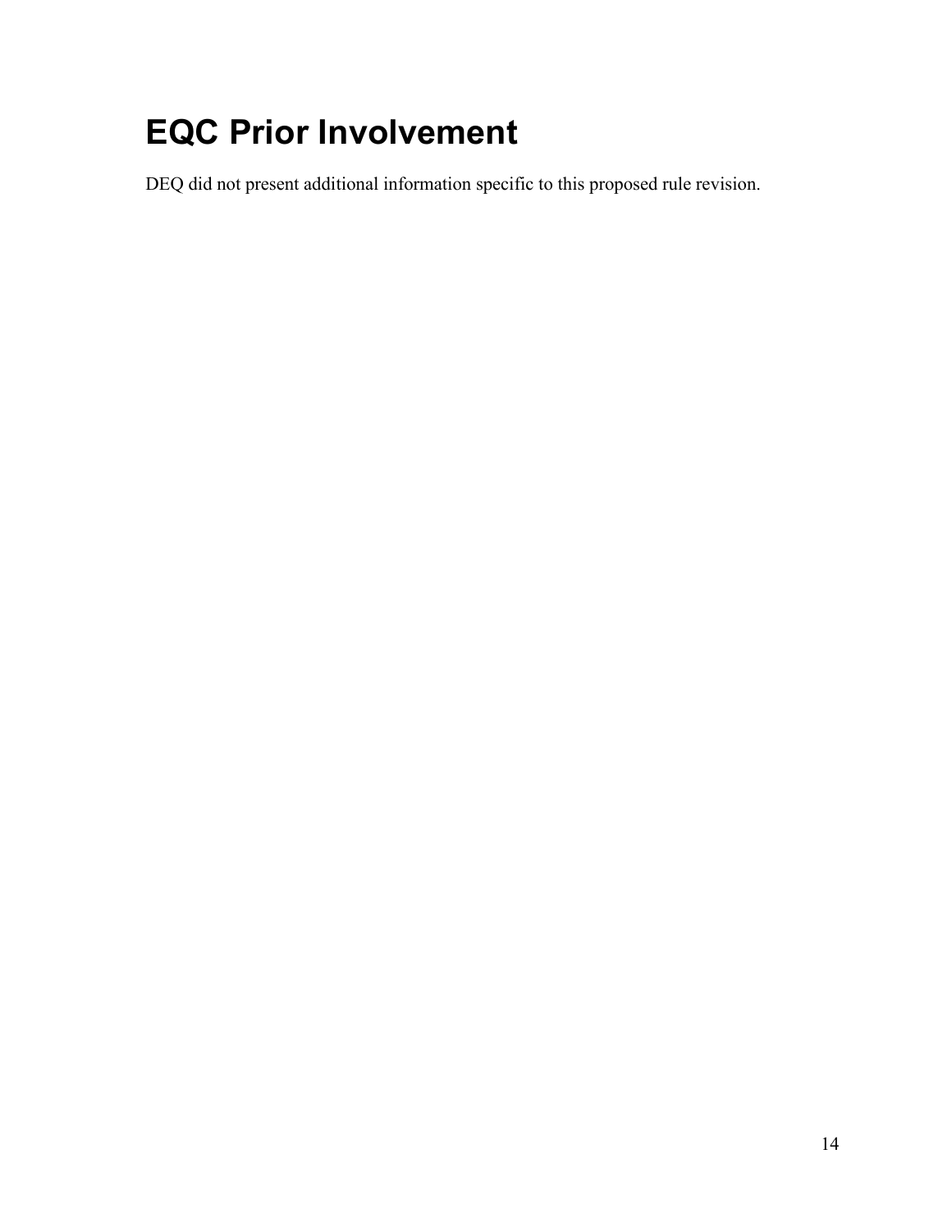# EQC Prior Involvement

DEQ did not present additional information specific to this proposed rule revision.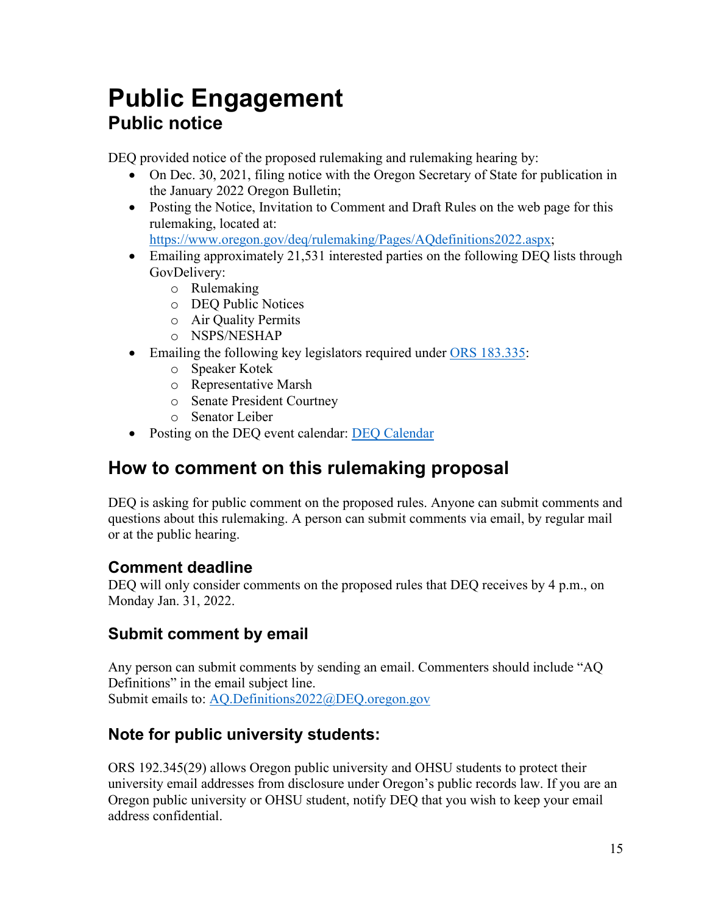# Public Engagement

## Public notice

DEQ provided notice of the proposed rulemaking and rulemaking hearing by:

- On Dec. 30, 2021, filing notice with the Oregon Secretary of State for publication in the January 2022 Oregon Bulletin;
- Posting the Notice, Invitation to Comment and Draft Rules on the web page for this rulemaking, located at: [https://www.oregon.gov/deq/rulemaking/Pages/AQdefinitions2022.aspx](https://www.oregon.gov/deq/rulemaking/Pages/AQdefinitions2022.aspx);
- Emailing approximately 21,531 interested parties on the following DEQ lists through GovDelivery:
  - Rulemaking
  - DEQ Public Notices
  - Air Quality Permits
  - NSPS/NESHAP
- Emailing the following key legislators required under ORS 183.335:
  - Speaker Kotek
  - Representative Marsh
  - Senate President Courtney
  - Senator Leiber
- Posting on the DEQ event calendar: DEQ Calendar

## How to comment on this rulemaking proposal

DEQ is asking for public comment on the proposed rules. Anyone can submit comments and questions about this rulemaking. A person can submit comments via email, by regular mail or at the public hearing.

### Comment deadline

DEQ will only consider comments on the proposed rules that DEQ receives by 4 p.m., on Monday Jan. 31, 2022.

### Submit comment by email

Any person can submit comments by sending an email. Commenters should include "AQ Definitions" in the email subject line.
Submit emails to: AQ.Definitions2022@DEQ.oregon.gov

### Note for public university students:

ORS 192.345(29) allows Oregon public university and OHSU students to protect their university email addresses from disclosure under Oregon's public records law. If you are an Oregon public university or OHSU student, notify DEQ that you wish to keep your email address confidential.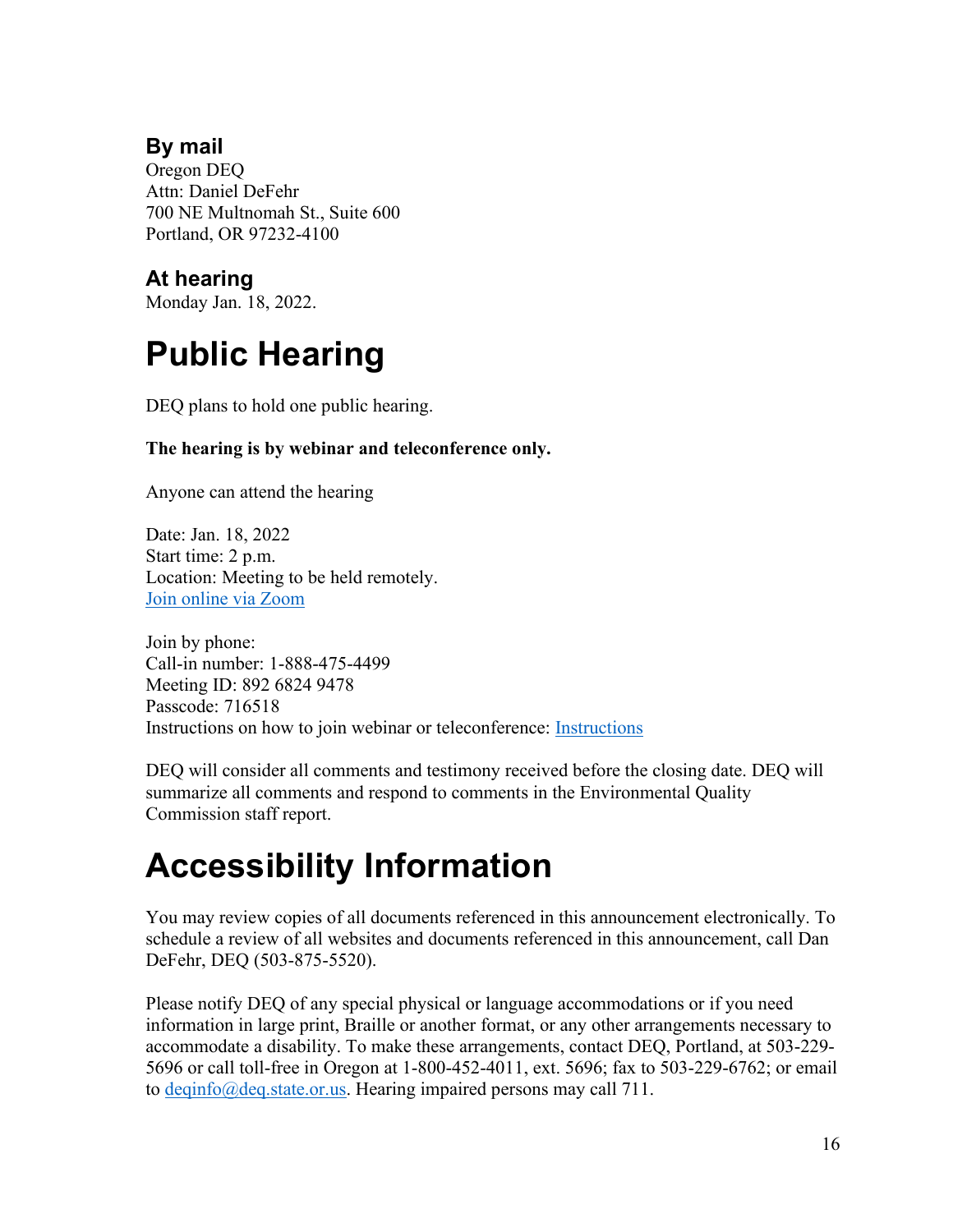### By mail

Oregon DEQ
Attn: Daniel DeFehr
700 NE Multnomah St., Suite 600
Portland, OR 97232-4100

### At hearing

Monday Jan. 18, 2022.

# Public Hearing

DEQ plans to hold one public hearing.

**The hearing is by webinar and teleconference only.**

Anyone can attend the hearing

Date: Jan. 18, 2022
Start time: 2 p.m.
Location: Meeting to be held remotely.
Join online via Zoom

Join by phone:
Call-in number: 1-888-475-4499
Meeting ID: 892 6824 9478
Passcode: 716518
Instructions on how to join webinar or teleconference: Instructions

DEQ will consider all comments and testimony received before the closing date. DEQ will summarize all comments and respond to comments in the Environmental Quality Commission staff report.

# Accessibility Information

You may review copies of all documents referenced in this announcement electronically. To schedule a review of all websites and documents referenced in this announcement, call Dan DeFehr, DEQ (503-875-5520).

Please notify DEQ of any special physical or language accommodations or if you need information in large print, Braille or another format, or any other arrangements necessary to accommodate a disability. To make these arrangements, contact DEQ, Portland, at 503-229-5696 or call toll-free in Oregon at 1-800-452-4011, ext. 5696; fax to 503-229-6762; or email to deqinfo@deq.state.or.us. Hearing impaired persons may call 711.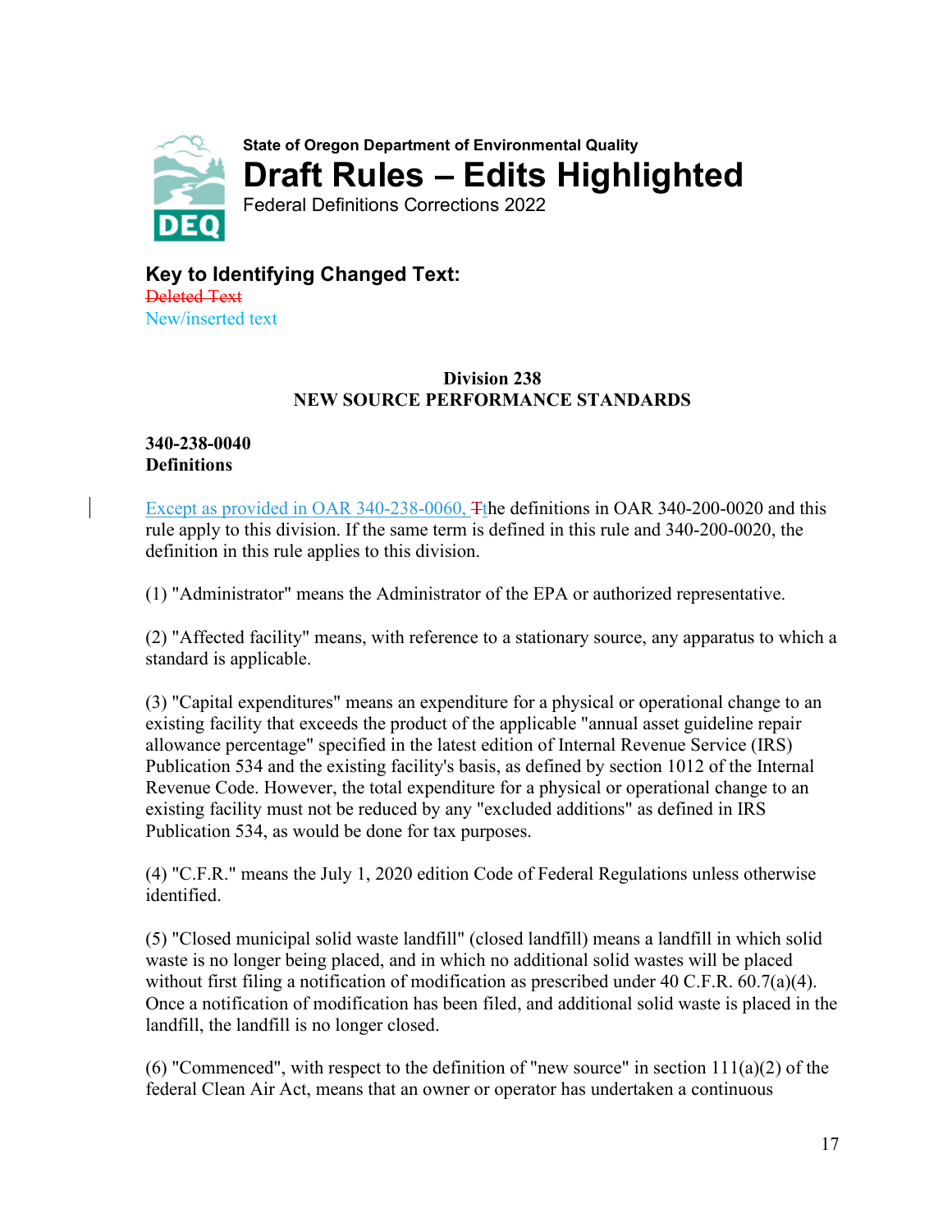State of Oregon Department of Environmental Quality

# Draft Rules – Edits Highlighted

Federal Definitions Corrections 2022

## Key to Identifying Changed Text:

~~Deleted Text~~
New/inserted text

### Division 238
### NEW SOURCE PERFORMANCE STANDARDS

**340-238-0040**
**Definitions**

Except as provided in OAR 340-238-0060, ~~T~~the definitions in OAR 340-200-0020 and this rule apply to this division. If the same term is defined in this rule and 340-200-0020, the definition in this rule applies to this division.

(1) "Administrator" means the Administrator of the EPA or authorized representative.

(2) "Affected facility" means, with reference to a stationary source, any apparatus to which a standard is applicable.

(3) "Capital expenditures" means an expenditure for a physical or operational change to an existing facility that exceeds the product of the applicable "annual asset guideline repair allowance percentage" specified in the latest edition of Internal Revenue Service (IRS) Publication 534 and the existing facility's basis, as defined by section 1012 of the Internal Revenue Code. However, the total expenditure for a physical or operational change to an existing facility must not be reduced by any "excluded additions" as defined in IRS Publication 534, as would be done for tax purposes.

(4) "C.F.R." means the July 1, 2020 edition Code of Federal Regulations unless otherwise identified.

(5) "Closed municipal solid waste landfill" (closed landfill) means a landfill in which solid waste is no longer being placed, and in which no additional solid wastes will be placed without first filing a notification of modification as prescribed under 40 C.F.R. 60.7(a)(4). Once a notification of modification has been filed, and additional solid waste is placed in the landfill, the landfill is no longer closed.

(6) "Commenced", with respect to the definition of "new source" in section 111(a)(2) of the federal Clean Air Act, means that an owner or operator has undertaken a continuous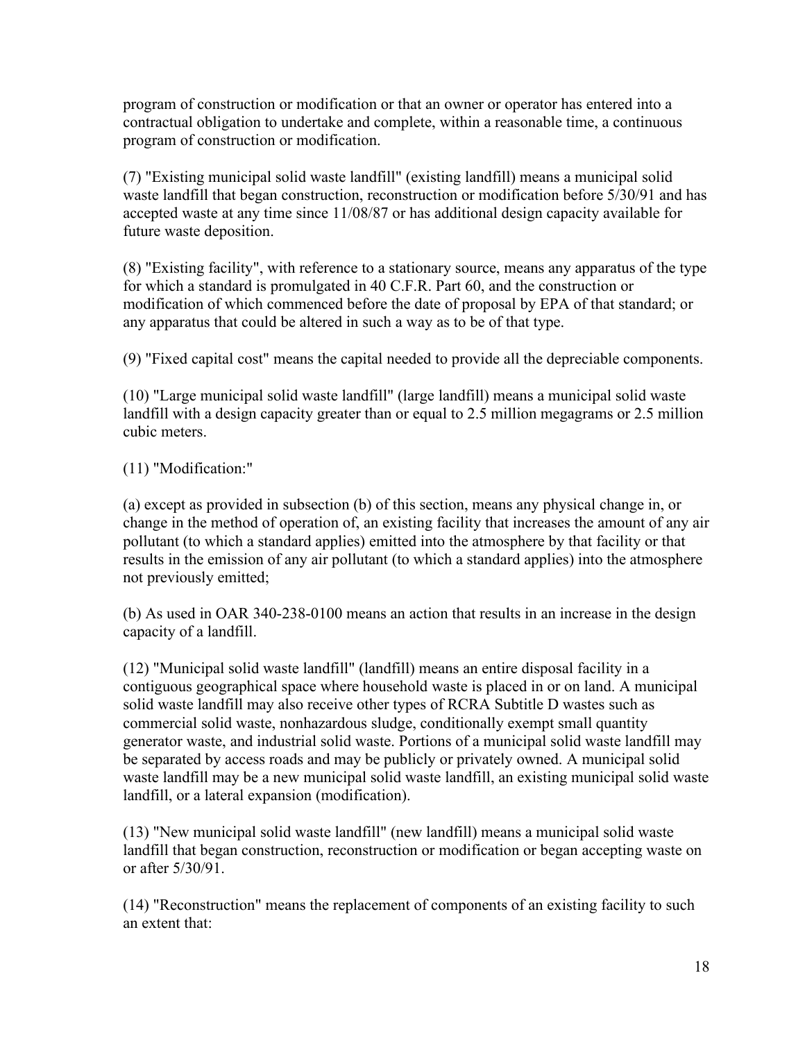program of construction or modification or that an owner or operator has entered into a contractual obligation to undertake and complete, within a reasonable time, a continuous program of construction or modification.

(7) "Existing municipal solid waste landfill" (existing landfill) means a municipal solid waste landfill that began construction, reconstruction or modification before 5/30/91 and has accepted waste at any time since 11/08/87 or has additional design capacity available for future waste deposition.

(8) "Existing facility", with reference to a stationary source, means any apparatus of the type for which a standard is promulgated in 40 C.F.R. Part 60, and the construction or modification of which commenced before the date of proposal by EPA of that standard; or any apparatus that could be altered in such a way as to be of that type.

(9) "Fixed capital cost" means the capital needed to provide all the depreciable components.

(10) "Large municipal solid waste landfill" (large landfill) means a municipal solid waste landfill with a design capacity greater than or equal to 2.5 million megagrams or 2.5 million cubic meters.

(11) "Modification:"

(a) except as provided in subsection (b) of this section, means any physical change in, or change in the method of operation of, an existing facility that increases the amount of any air pollutant (to which a standard applies) emitted into the atmosphere by that facility or that results in the emission of any air pollutant (to which a standard applies) into the atmosphere not previously emitted;

(b) As used in OAR 340-238-0100 means an action that results in an increase in the design capacity of a landfill.

(12) "Municipal solid waste landfill" (landfill) means an entire disposal facility in a contiguous geographical space where household waste is placed in or on land. A municipal solid waste landfill may also receive other types of RCRA Subtitle D wastes such as commercial solid waste, nonhazardous sludge, conditionally exempt small quantity generator waste, and industrial solid waste. Portions of a municipal solid waste landfill may be separated by access roads and may be publicly or privately owned. A municipal solid waste landfill may be a new municipal solid waste landfill, an existing municipal solid waste landfill, or a lateral expansion (modification).

(13) "New municipal solid waste landfill" (new landfill) means a municipal solid waste landfill that began construction, reconstruction or modification or began accepting waste on or after 5/30/91.

(14) "Reconstruction" means the replacement of components of an existing facility to such an extent that: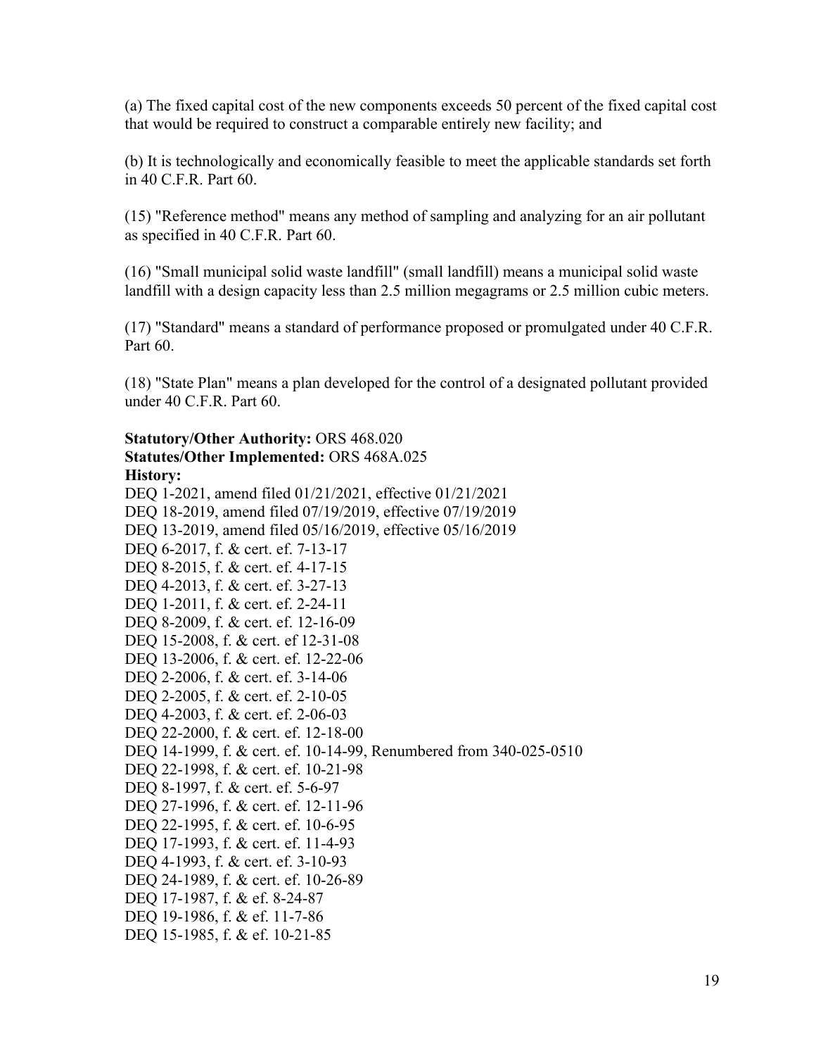(a) The fixed capital cost of the new components exceeds 50 percent of the fixed capital cost that would be required to construct a comparable entirely new facility; and

(b) It is technologically and economically feasible to meet the applicable standards set forth in 40 C.F.R. Part 60.

(15) "Reference method" means any method of sampling and analyzing for an air pollutant as specified in 40 C.F.R. Part 60.

(16) "Small municipal solid waste landfill" (small landfill) means a municipal solid waste landfill with a design capacity less than 2.5 million megagrams or 2.5 million cubic meters.

(17) "Standard" means a standard of performance proposed or promulgated under 40 C.F.R. Part 60.

(18) "State Plan" means a plan developed for the control of a designated pollutant provided under 40 C.F.R. Part 60.

**Statutory/Other Authority:** ORS 468.020
**Statutes/Other Implemented:** ORS 468A.025
**History:**
DEQ 1-2021, amend filed 01/21/2021, effective 01/21/2021
DEQ 18-2019, amend filed 07/19/2019, effective 07/19/2019
DEQ 13-2019, amend filed 05/16/2019, effective 05/16/2019
DEQ 6-2017, f. & cert. ef. 7-13-17
DEQ 8-2015, f. & cert. ef. 4-17-15
DEQ 4-2013, f. & cert. ef. 3-27-13
DEQ 1-2011, f. & cert. ef. 2-24-11
DEQ 8-2009, f. & cert. ef. 12-16-09
DEQ 15-2008, f. & cert. ef 12-31-08
DEQ 13-2006, f. & cert. ef. 12-22-06
DEQ 2-2006, f. & cert. ef. 3-14-06
DEQ 2-2005, f. & cert. ef. 2-10-05
DEQ 4-2003, f. & cert. ef. 2-06-03
DEQ 22-2000, f. & cert. ef. 12-18-00
DEQ 14-1999, f. & cert. ef. 10-14-99, Renumbered from 340-025-0510
DEQ 22-1998, f. & cert. ef. 10-21-98
DEQ 8-1997, f. & cert. ef. 5-6-97
DEQ 27-1996, f. & cert. ef. 12-11-96
DEQ 22-1995, f. & cert. ef. 10-6-95
DEQ 17-1993, f. & cert. ef. 11-4-93
DEQ 4-1993, f. & cert. ef. 3-10-93
DEQ 24-1989, f. & cert. ef. 10-26-89
DEQ 17-1987, f. & ef. 8-24-87
DEQ 19-1986, f. & ef. 11-7-86
DEQ 15-1985, f. & ef. 10-21-85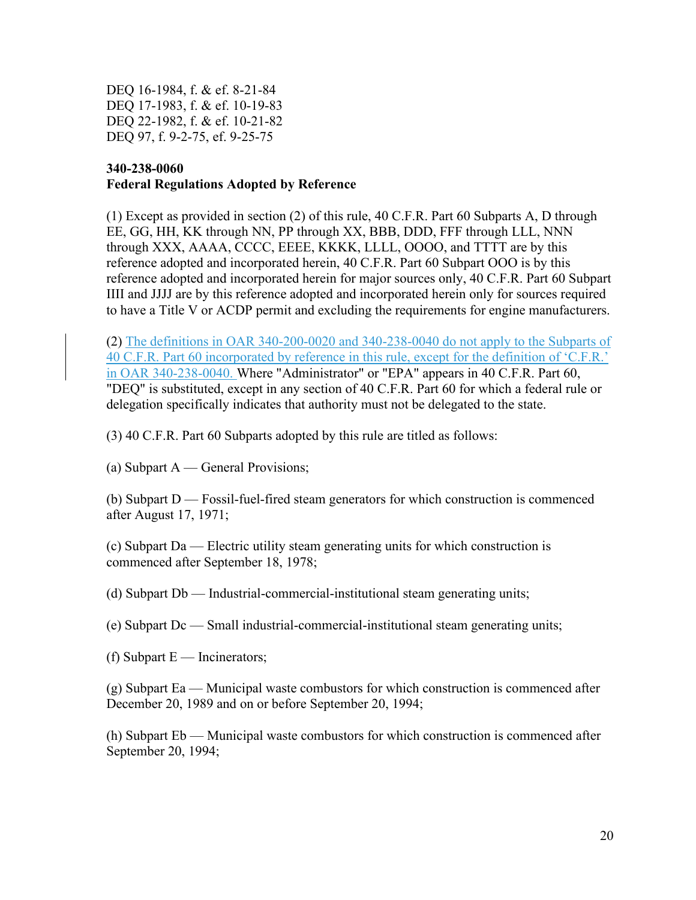DEQ 16-1984, f. & ef. 8-21-84
DEQ 17-1983, f. & ef. 10-19-83
DEQ 22-1982, f. & ef. 10-21-82
DEQ 97, f. 9-2-75, ef. 9-25-75

**340-238-0060**
**Federal Regulations Adopted by Reference**

(1) Except as provided in section (2) of this rule, 40 C.F.R. Part 60 Subparts A, D through EE, GG, HH, KK through NN, PP through XX, BBB, DDD, FFF through LLL, NNN through XXX, AAAA, CCCC, EEEE, KKKK, LLLL, OOOO, and TTTT are by this reference adopted and incorporated herein, 40 C.F.R. Part 60 Subpart OOO is by this reference adopted and incorporated herein for major sources only, 40 C.F.R. Part 60 Subpart IIII and JJJJ are by this reference adopted and incorporated herein only for sources required to have a Title V or ACDP permit and excluding the requirements for engine manufacturers.

(2) The definitions in OAR 340-200-0020 and 340-238-0040 do not apply to the Subparts of 40 C.F.R. Part 60 incorporated by reference in this rule, except for the definition of 'C.F.R.' in OAR 340-238-0040. Where "Administrator" or "EPA" appears in 40 C.F.R. Part 60, "DEQ" is substituted, except in any section of 40 C.F.R. Part 60 for which a federal rule or delegation specifically indicates that authority must not be delegated to the state.

(3) 40 C.F.R. Part 60 Subparts adopted by this rule are titled as follows:

(a) Subpart A — General Provisions;

(b) Subpart D — Fossil-fuel-fired steam generators for which construction is commenced after August 17, 1971;

(c) Subpart Da — Electric utility steam generating units for which construction is commenced after September 18, 1978;

(d) Subpart Db — Industrial-commercial-institutional steam generating units;

(e) Subpart Dc — Small industrial-commercial-institutional steam generating units;

(f) Subpart E — Incinerators;

(g) Subpart Ea — Municipal waste combustors for which construction is commenced after December 20, 1989 and on or before September 20, 1994;

(h) Subpart Eb — Municipal waste combustors for which construction is commenced after September 20, 1994;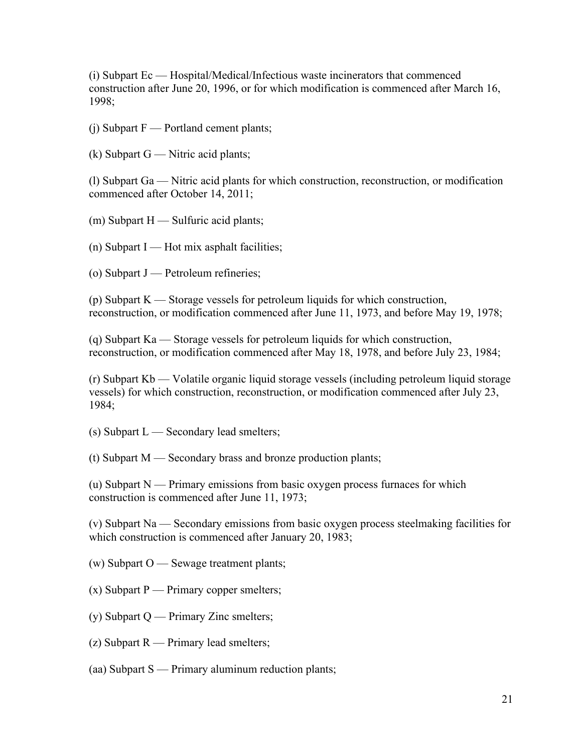(i) Subpart Ec — Hospital/Medical/Infectious waste incinerators that commenced construction after June 20, 1996, or for which modification is commenced after March 16, 1998;

(j) Subpart F — Portland cement plants;

(k) Subpart G — Nitric acid plants;

(l) Subpart Ga — Nitric acid plants for which construction, reconstruction, or modification commenced after October 14, 2011;

(m) Subpart H — Sulfuric acid plants;

(n) Subpart I — Hot mix asphalt facilities;

(o) Subpart J — Petroleum refineries;

(p) Subpart K — Storage vessels for petroleum liquids for which construction, reconstruction, or modification commenced after June 11, 1973, and before May 19, 1978;

(q) Subpart Ka — Storage vessels for petroleum liquids for which construction, reconstruction, or modification commenced after May 18, 1978, and before July 23, 1984;

(r) Subpart Kb — Volatile organic liquid storage vessels (including petroleum liquid storage vessels) for which construction, reconstruction, or modification commenced after July 23, 1984;

(s) Subpart L — Secondary lead smelters;

(t) Subpart M — Secondary brass and bronze production plants;

(u) Subpart N — Primary emissions from basic oxygen process furnaces for which construction is commenced after June 11, 1973;

(v) Subpart Na — Secondary emissions from basic oxygen process steelmaking facilities for which construction is commenced after January 20, 1983;

(w) Subpart O — Sewage treatment plants;

(x) Subpart P — Primary copper smelters;

(y) Subpart Q — Primary Zinc smelters;

(z) Subpart R — Primary lead smelters;

(aa) Subpart S — Primary aluminum reduction plants;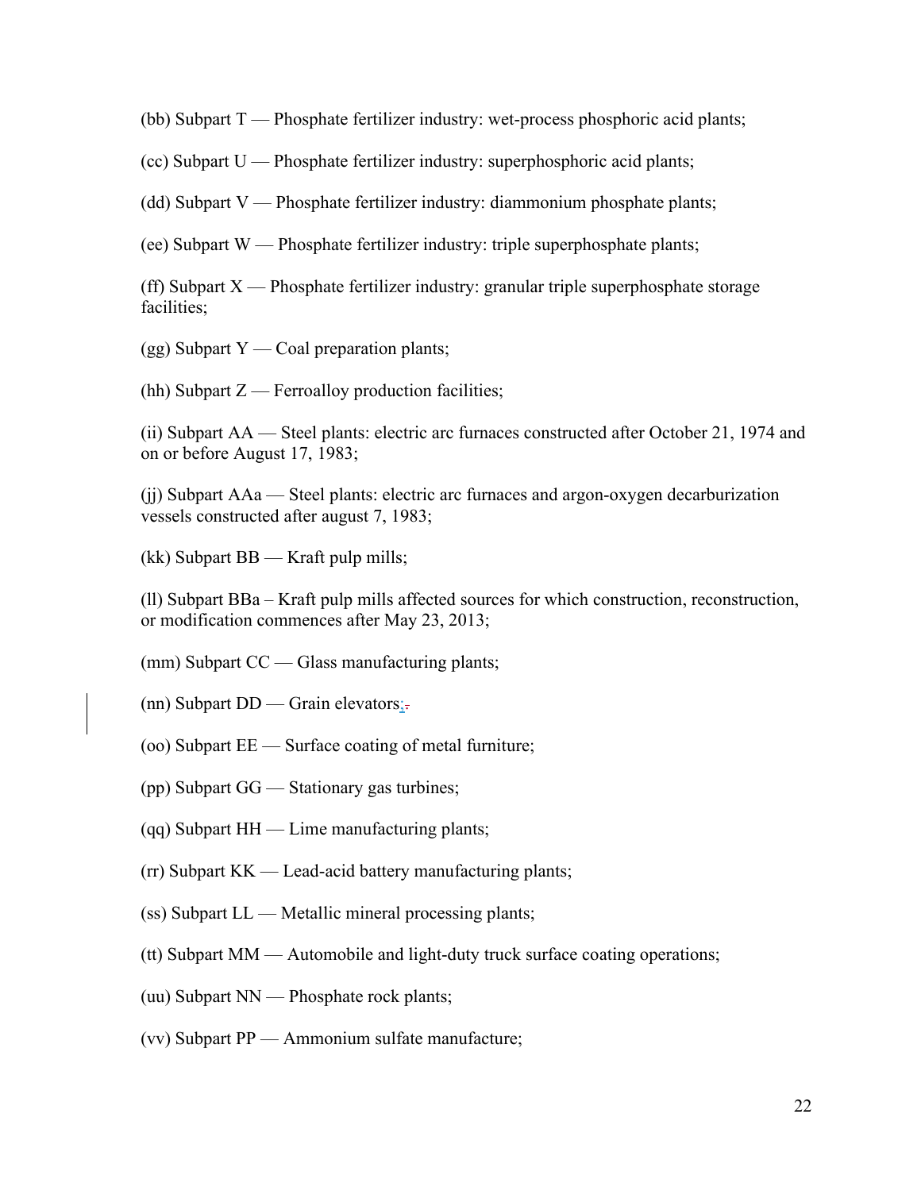(bb) Subpart T — Phosphate fertilizer industry: wet-process phosphoric acid plants;

(cc) Subpart U — Phosphate fertilizer industry: superphosphoric acid plants;

(dd) Subpart V — Phosphate fertilizer industry: diammonium phosphate plants;

(ee) Subpart W — Phosphate fertilizer industry: triple superphosphate plants;

(ff) Subpart X — Phosphate fertilizer industry: granular triple superphosphate storage facilities;

(gg) Subpart Y — Coal preparation plants;

(hh) Subpart Z — Ferroalloy production facilities;

(ii) Subpart AA — Steel plants: electric arc furnaces constructed after October 21, 1974 and on or before August 17, 1983;

(jj) Subpart AAa — Steel plants: electric arc furnaces and argon-oxygen decarburization vessels constructed after august 7, 1983;

(kk) Subpart BB — Kraft pulp mills;

(ll) Subpart BBa – Kraft pulp mills affected sources for which construction, reconstruction, or modification commences after May 23, 2013;

(mm) Subpart CC — Glass manufacturing plants;

(nn) Subpart DD — Grain elevators;

(oo) Subpart EE — Surface coating of metal furniture;

(pp) Subpart GG — Stationary gas turbines;

(qq) Subpart HH — Lime manufacturing plants;

(rr) Subpart KK — Lead-acid battery manufacturing plants;

(ss) Subpart LL — Metallic mineral processing plants;

(tt) Subpart MM — Automobile and light-duty truck surface coating operations;

(uu) Subpart NN — Phosphate rock plants;

(vv) Subpart PP — Ammonium sulfate manufacture;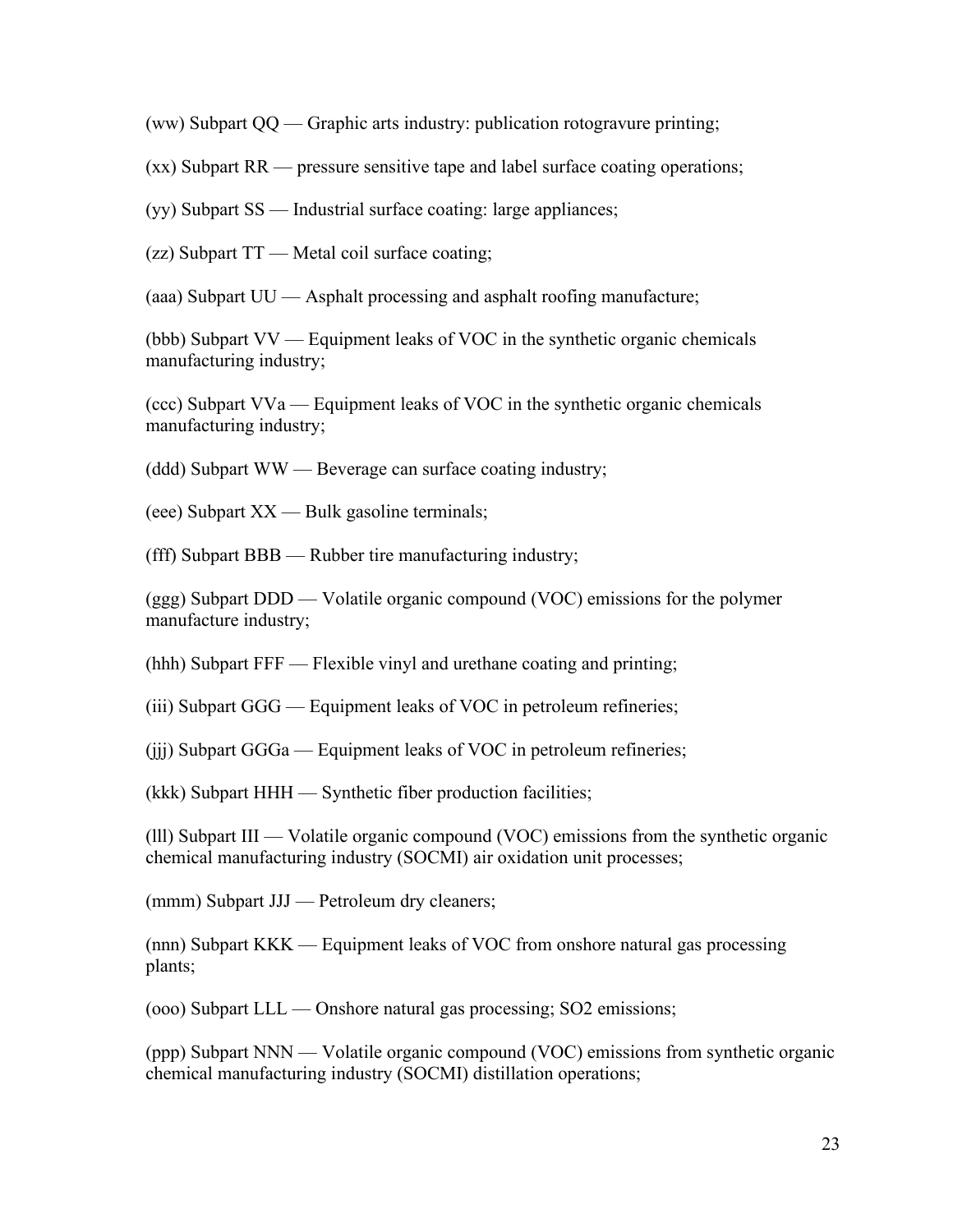(ww) Subpart QQ — Graphic arts industry: publication rotogravure printing;

(xx) Subpart RR — pressure sensitive tape and label surface coating operations;

(yy) Subpart SS — Industrial surface coating: large appliances;

(zz) Subpart TT — Metal coil surface coating;

(aaa) Subpart UU — Asphalt processing and asphalt roofing manufacture;

(bbb) Subpart VV — Equipment leaks of VOC in the synthetic organic chemicals manufacturing industry;

(ccc) Subpart VVa — Equipment leaks of VOC in the synthetic organic chemicals manufacturing industry;

(ddd) Subpart WW — Beverage can surface coating industry;

(eee) Subpart XX — Bulk gasoline terminals;

(fff) Subpart BBB — Rubber tire manufacturing industry;

(ggg) Subpart DDD — Volatile organic compound (VOC) emissions for the polymer manufacture industry;

(hhh) Subpart FFF — Flexible vinyl and urethane coating and printing;

(iii) Subpart GGG — Equipment leaks of VOC in petroleum refineries;

(jjj) Subpart GGGa — Equipment leaks of VOC in petroleum refineries;

(kkk) Subpart HHH — Synthetic fiber production facilities;

(lll) Subpart III — Volatile organic compound (VOC) emissions from the synthetic organic chemical manufacturing industry (SOCMI) air oxidation unit processes;

(mmm) Subpart JJJ — Petroleum dry cleaners;

(nnn) Subpart KKK — Equipment leaks of VOC from onshore natural gas processing plants;

(ooo) Subpart LLL — Onshore natural gas processing; $SO_2$ emissions;

(ppp) Subpart NNN — Volatile organic compound (VOC) emissions from synthetic organic chemical manufacturing industry (SOCMI) distillation operations;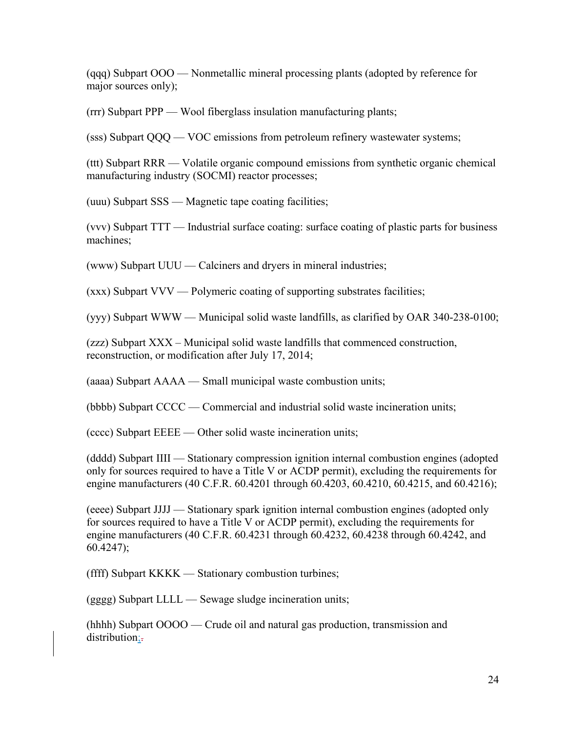(qqq) Subpart OOO — Nonmetallic mineral processing plants (adopted by reference for major sources only);

(rrr) Subpart PPP — Wool fiberglass insulation manufacturing plants;

(sss) Subpart QQQ — VOC emissions from petroleum refinery wastewater systems;

(ttt) Subpart RRR — Volatile organic compound emissions from synthetic organic chemical manufacturing industry (SOCMI) reactor processes;

(uuu) Subpart SSS — Magnetic tape coating facilities;

(vvv) Subpart TTT — Industrial surface coating: surface coating of plastic parts for business machines;

(www) Subpart UUU — Calciners and dryers in mineral industries;

(xxx) Subpart VVV — Polymeric coating of supporting substrates facilities;

(yyy) Subpart WWW — Municipal solid waste landfills, as clarified by OAR 340-238-0100;

(zzz) Subpart XXX – Municipal solid waste landfills that commenced construction, reconstruction, or modification after July 17, 2014;

(aaaa) Subpart AAAA — Small municipal waste combustion units;

(bbbb) Subpart CCCC — Commercial and industrial solid waste incineration units;

(cccc) Subpart EEEE — Other solid waste incineration units;

(dddd) Subpart IIII — Stationary compression ignition internal combustion engines (adopted only for sources required to have a Title V or ACDP permit), excluding the requirements for engine manufacturers (40 C.F.R. 60.4201 through 60.4203, 60.4210, 60.4215, and 60.4216);

(eeee) Subpart JJJJ — Stationary spark ignition internal combustion engines (adopted only for sources required to have a Title V or ACDP permit), excluding the requirements for engine manufacturers (40 C.F.R. 60.4231 through 60.4232, 60.4238 through 60.4242, and 60.4247);

(ffff) Subpart KKKK — Stationary combustion turbines;

(gggg) Subpart LLLL — Sewage sludge incineration units;

(hhhh) Subpart OOOO — Crude oil and natural gas production, transmission and distribution;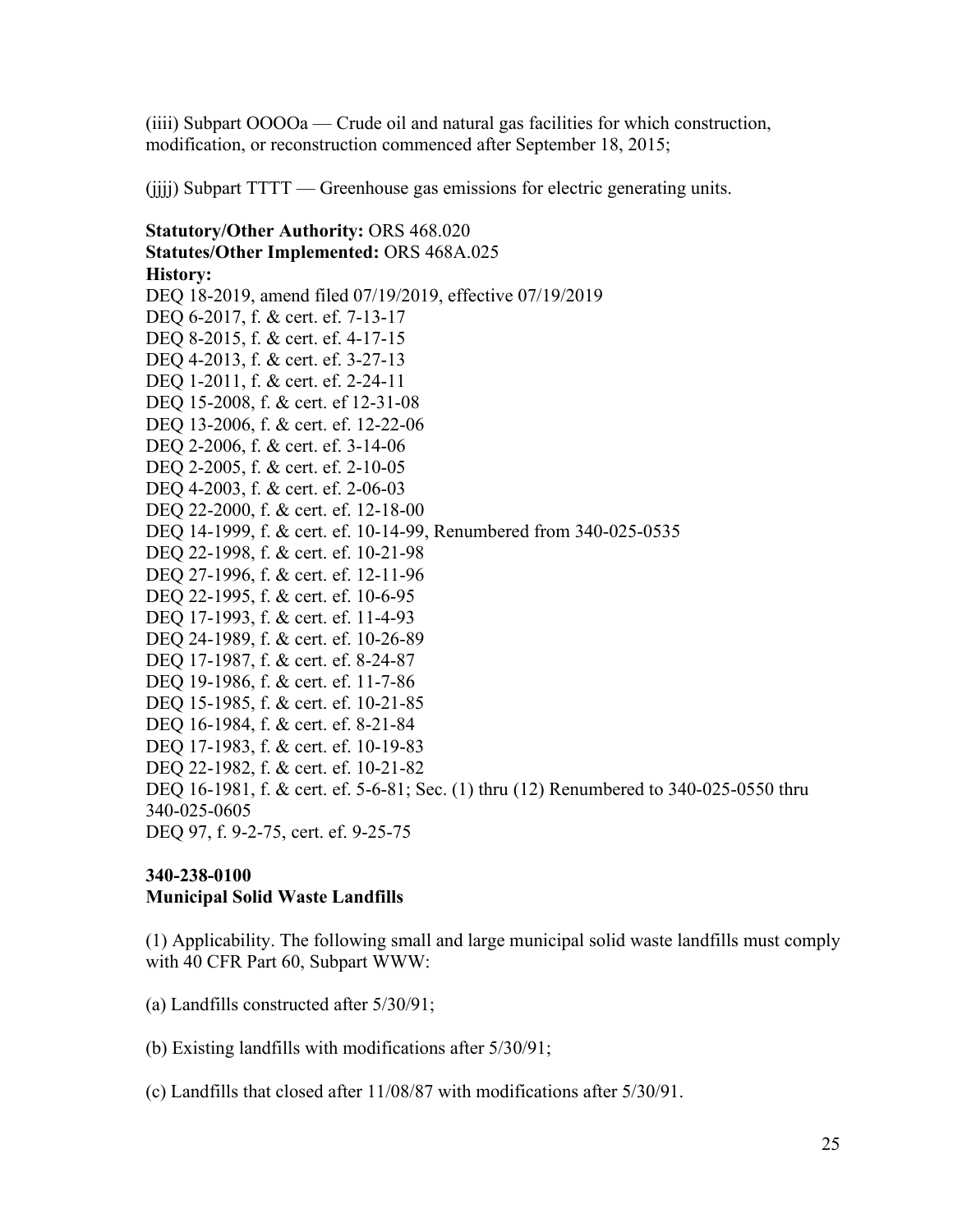(iiii) Subpart OOOOa — Crude oil and natural gas facilities for which construction, modification, or reconstruction commenced after September 18, 2015;

(jjjj) Subpart TTTT — Greenhouse gas emissions for electric generating units.

**Statutory/Other Authority:** ORS 468.020
**Statutes/Other Implemented:** ORS 468A.025
**History:**
DEQ 18-2019, amend filed 07/19/2019, effective 07/19/2019
DEQ 6-2017, f. & cert. ef. 7-13-17
DEQ 8-2015, f. & cert. ef. 4-17-15
DEQ 4-2013, f. & cert. ef. 3-27-13
DEQ 1-2011, f. & cert. ef. 2-24-11
DEQ 15-2008, f. & cert. ef 12-31-08
DEQ 13-2006, f. & cert. ef. 12-22-06
DEQ 2-2006, f. & cert. ef. 3-14-06
DEQ 2-2005, f. & cert. ef. 2-10-05
DEQ 4-2003, f. & cert. ef. 2-06-03
DEQ 22-2000, f. & cert. ef. 12-18-00
DEQ 14-1999, f. & cert. ef. 10-14-99, Renumbered from 340-025-0535
DEQ 22-1998, f. & cert. ef. 10-21-98
DEQ 27-1996, f. & cert. ef. 12-11-96
DEQ 22-1995, f. & cert. ef. 10-6-95
DEQ 17-1993, f. & cert. ef. 11-4-93
DEQ 24-1989, f. & cert. ef. 10-26-89
DEQ 17-1987, f. & cert. ef. 8-24-87
DEQ 19-1986, f. & cert. ef. 11-7-86
DEQ 15-1985, f. & cert. ef. 10-21-85
DEQ 16-1984, f. & cert. ef. 8-21-84
DEQ 17-1983, f. & cert. ef. 10-19-83
DEQ 22-1982, f. & cert. ef. 10-21-82
DEQ 16-1981, f. & cert. ef. 5-6-81; Sec. (1) thru (12) Renumbered to 340-025-0550 thru 340-025-0605
DEQ 97, f. 9-2-75, cert. ef. 9-25-75

**340-238-0100**
**Municipal Solid Waste Landfills**

(1) Applicability. The following small and large municipal solid waste landfills must comply with 40 CFR Part 60, Subpart WWW:

(a) Landfills constructed after 5/30/91;

(b) Existing landfills with modifications after 5/30/91;

(c) Landfills that closed after 11/08/87 with modifications after 5/30/91.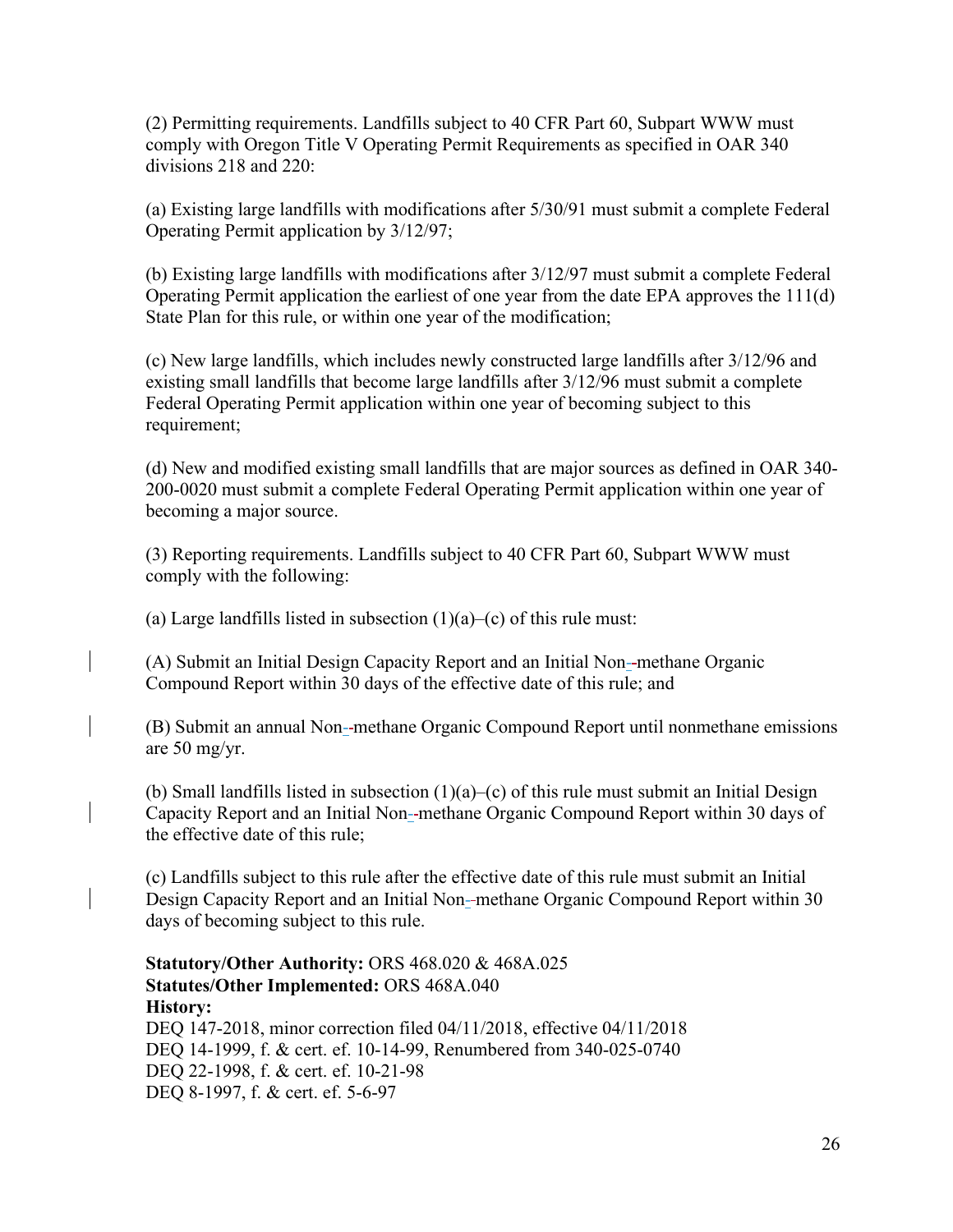(2) Permitting requirements. Landfills subject to 40 CFR Part 60, Subpart WWW must comply with Oregon Title V Operating Permit Requirements as specified in OAR 340 divisions 218 and 220:

(a) Existing large landfills with modifications after 5/30/91 must submit a complete Federal Operating Permit application by 3/12/97;

(b) Existing large landfills with modifications after 3/12/97 must submit a complete Federal Operating Permit application the earliest of one year from the date EPA approves the 111(d) State Plan for this rule, or within one year of the modification;

(c) New large landfills, which includes newly constructed large landfills after 3/12/96 and existing small landfills that become large landfills after 3/12/96 must submit a complete Federal Operating Permit application within one year of becoming subject to this requirement;

(d) New and modified existing small landfills that are major sources as defined in OAR 340-200-0020 must submit a complete Federal Operating Permit application within one year of becoming a major source.

(3) Reporting requirements. Landfills subject to 40 CFR Part 60, Subpart WWW must comply with the following:

(a) Large landfills listed in subsection (1)(a)–(c) of this rule must:

(A) Submit an Initial Design Capacity Report and an Initial Non-methane Organic Compound Report within 30 days of the effective date of this rule; and

(B) Submit an annual Non-methane Organic Compound Report until nonmethane emissions are 50 mg/yr.

(b) Small landfills listed in subsection (1)(a)–(c) of this rule must submit an Initial Design Capacity Report and an Initial Non-methane Organic Compound Report within 30 days of the effective date of this rule;

(c) Landfills subject to this rule after the effective date of this rule must submit an Initial Design Capacity Report and an Initial Non-methane Organic Compound Report within 30 days of becoming subject to this rule.

**Statutory/Other Authority:** ORS 468.020 & 468A.025
**Statutes/Other Implemented:** ORS 468A.040
**History:**
DEQ 147-2018, minor correction filed 04/11/2018, effective 04/11/2018
DEQ 14-1999, f. & cert. ef. 10-14-99, Renumbered from 340-025-0740
DEQ 22-1998, f. & cert. ef. 10-21-98
DEQ 8-1997, f. & cert. ef. 5-6-97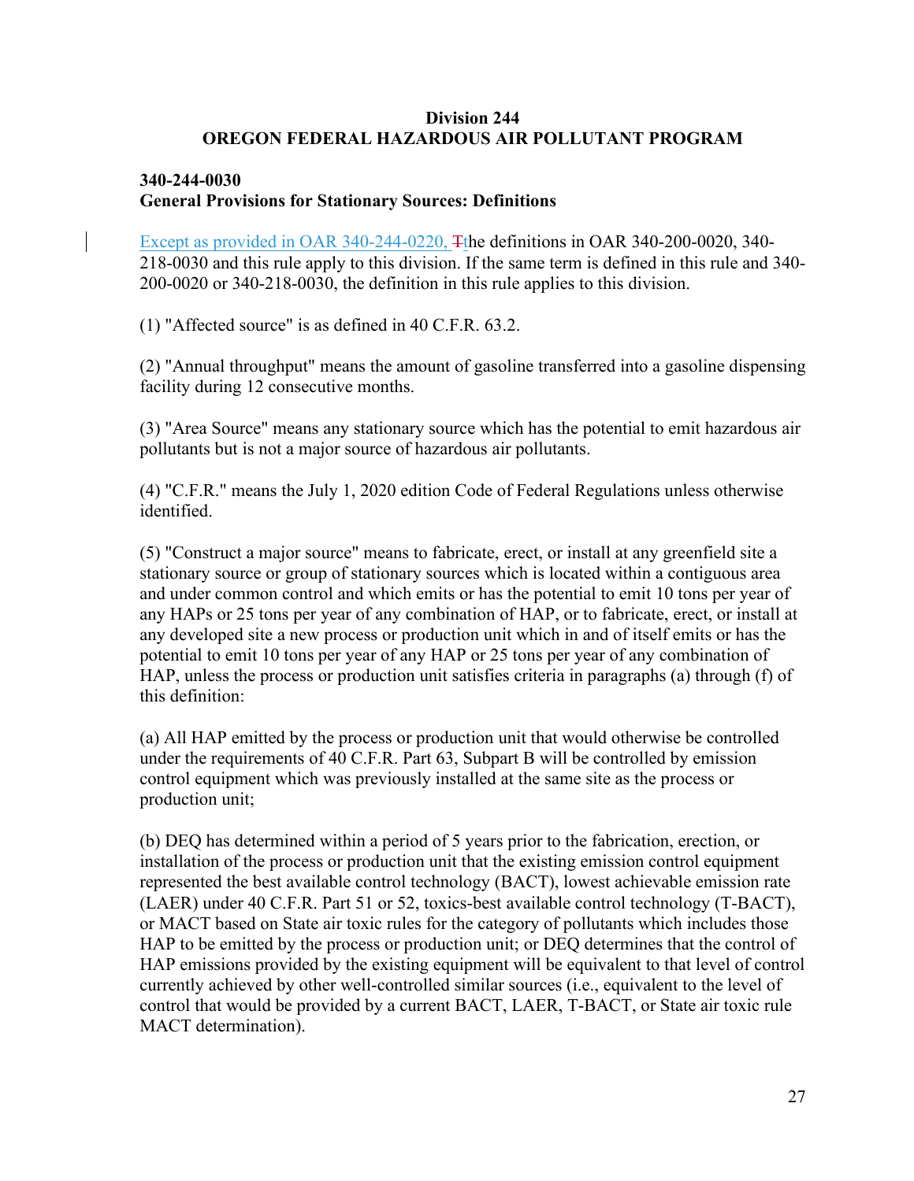# Division 244
# OREGON FEDERAL HAZARDOUS AIR POLLUTANT PROGRAM

## 340-244-0030
## General Provisions for Stationary Sources: Definitions

Except as provided in OAR 340-244-0220, Tthe definitions in OAR 340-200-0020, 340-218-0030 and this rule apply to this division. If the same term is defined in this rule and 340-200-0020 or 340-218-0030, the definition in this rule applies to this division.

(1) "Affected source" is as defined in 40 C.F.R. 63.2.

(2) "Annual throughput" means the amount of gasoline transferred into a gasoline dispensing facility during 12 consecutive months.

(3) "Area Source" means any stationary source which has the potential to emit hazardous air pollutants but is not a major source of hazardous air pollutants.

(4) "C.F.R." means the July 1, 2020 edition Code of Federal Regulations unless otherwise identified.

(5) "Construct a major source" means to fabricate, erect, or install at any greenfield site a stationary source or group of stationary sources which is located within a contiguous area and under common control and which emits or has the potential to emit 10 tons per year of any HAPs or 25 tons per year of any combination of HAP, or to fabricate, erect, or install at any developed site a new process or production unit which in and of itself emits or has the potential to emit 10 tons per year of any HAP or 25 tons per year of any combination of HAP, unless the process or production unit satisfies criteria in paragraphs (a) through (f) of this definition:

(a) All HAP emitted by the process or production unit that would otherwise be controlled under the requirements of 40 C.F.R. Part 63, Subpart B will be controlled by emission control equipment which was previously installed at the same site as the process or production unit;

(b) DEQ has determined within a period of 5 years prior to the fabrication, erection, or installation of the process or production unit that the existing emission control equipment represented the best available control technology (BACT), lowest achievable emission rate (LAER) under 40 C.F.R. Part 51 or 52, toxics-best available control technology (T-BACT), or MACT based on State air toxic rules for the category of pollutants which includes those HAP to be emitted by the process or production unit; or DEQ determines that the control of HAP emissions provided by the existing equipment will be equivalent to that level of control currently achieved by other well-controlled similar sources (i.e., equivalent to the level of control that would be provided by a current BACT, LAER, T-BACT, or State air toxic rule MACT determination).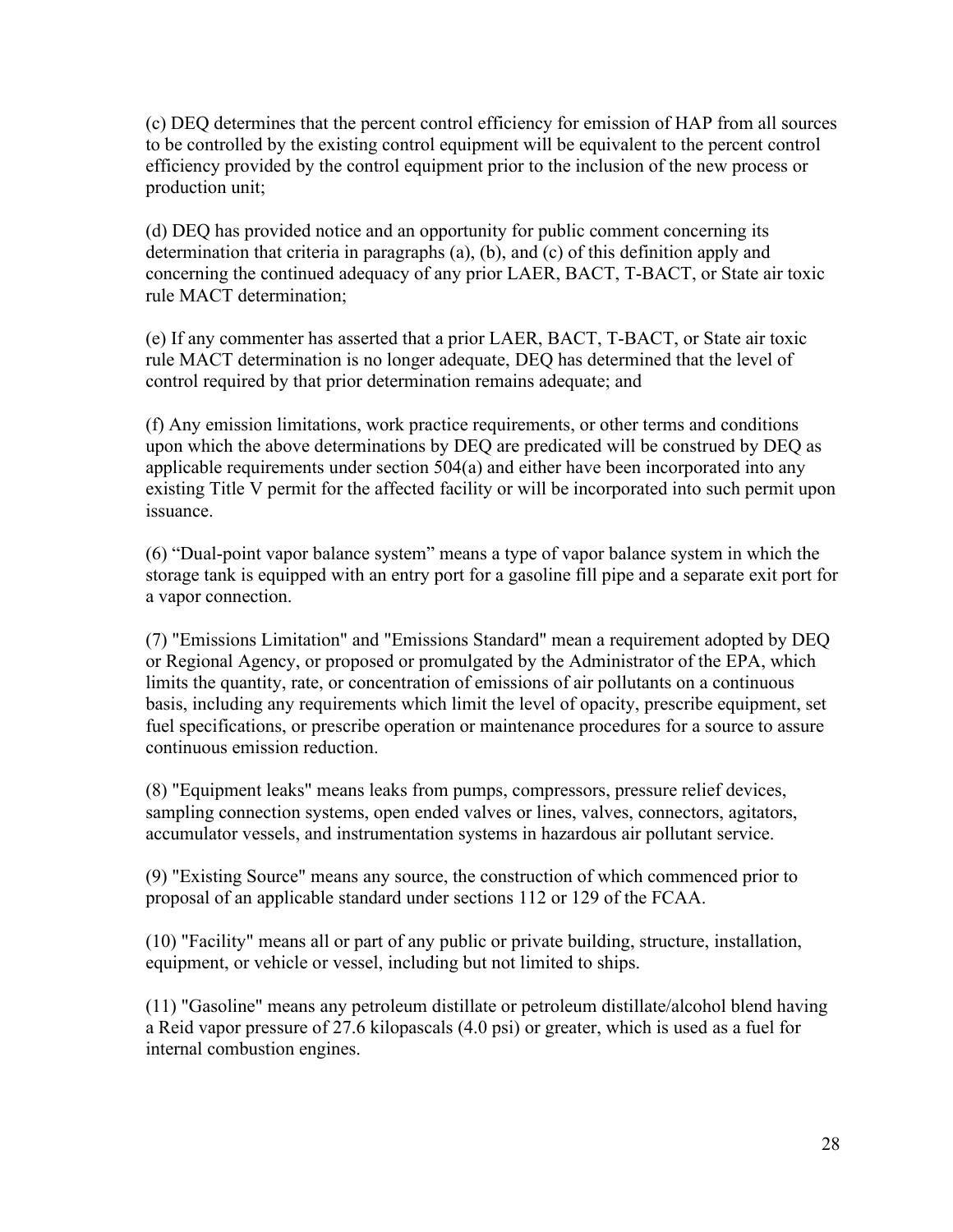(c) DEQ determines that the percent control efficiency for emission of HAP from all sources to be controlled by the existing control equipment will be equivalent to the percent control efficiency provided by the control equipment prior to the inclusion of the new process or production unit;

(d) DEQ has provided notice and an opportunity for public comment concerning its determination that criteria in paragraphs (a), (b), and (c) of this definition apply and concerning the continued adequacy of any prior LAER, BACT, T-BACT, or State air toxic rule MACT determination;

(e) If any commenter has asserted that a prior LAER, BACT, T-BACT, or State air toxic rule MACT determination is no longer adequate, DEQ has determined that the level of control required by that prior determination remains adequate; and

(f) Any emission limitations, work practice requirements, or other terms and conditions upon which the above determinations by DEQ are predicated will be construed by DEQ as applicable requirements under section 504(a) and either have been incorporated into any existing Title V permit for the affected facility or will be incorporated into such permit upon issuance.

(6) “Dual-point vapor balance system” means a type of vapor balance system in which the storage tank is equipped with an entry port for a gasoline fill pipe and a separate exit port for a vapor connection.

(7) "Emissions Limitation" and "Emissions Standard" mean a requirement adopted by DEQ or Regional Agency, or proposed or promulgated by the Administrator of the EPA, which limits the quantity, rate, or concentration of emissions of air pollutants on a continuous basis, including any requirements which limit the level of opacity, prescribe equipment, set fuel specifications, or prescribe operation or maintenance procedures for a source to assure continuous emission reduction.

(8) "Equipment leaks" means leaks from pumps, compressors, pressure relief devices, sampling connection systems, open ended valves or lines, valves, connectors, agitators, accumulator vessels, and instrumentation systems in hazardous air pollutant service.

(9) "Existing Source" means any source, the construction of which commenced prior to proposal of an applicable standard under sections 112 or 129 of the FCAA.

(10) "Facility" means all or part of any public or private building, structure, installation, equipment, or vehicle or vessel, including but not limited to ships.

(11) "Gasoline" means any petroleum distillate or petroleum distillate/alcohol blend having a Reid vapor pressure of 27.6 kilopascals (4.0 psi) or greater, which is used as a fuel for internal combustion engines.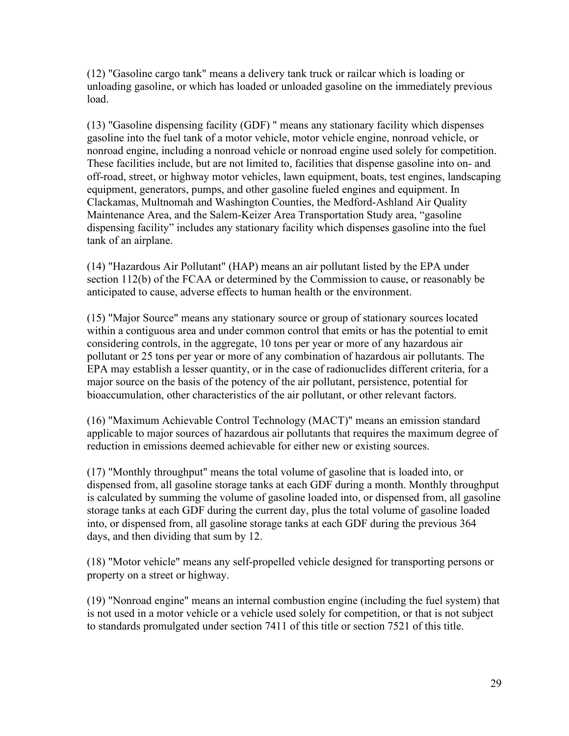(12) "Gasoline cargo tank" means a delivery tank truck or railcar which is loading or unloading gasoline, or which has loaded or unloaded gasoline on the immediately previous load.

(13) "Gasoline dispensing facility (GDF) " means any stationary facility which dispenses gasoline into the fuel tank of a motor vehicle, motor vehicle engine, nonroad vehicle, or nonroad engine, including a nonroad vehicle or nonroad engine used solely for competition. These facilities include, but are not limited to, facilities that dispense gasoline into on- and off-road, street, or highway motor vehicles, lawn equipment, boats, test engines, landscaping equipment, generators, pumps, and other gasoline fueled engines and equipment. In Clackamas, Multnomah and Washington Counties, the Medford-Ashland Air Quality Maintenance Area, and the Salem-Keizer Area Transportation Study area, "gasoline dispensing facility" includes any stationary facility which dispenses gasoline into the fuel tank of an airplane.

(14) "Hazardous Air Pollutant" (HAP) means an air pollutant listed by the EPA under section 112(b) of the FCAA or determined by the Commission to cause, or reasonably be anticipated to cause, adverse effects to human health or the environment.

(15) "Major Source" means any stationary source or group of stationary sources located within a contiguous area and under common control that emits or has the potential to emit considering controls, in the aggregate, 10 tons per year or more of any hazardous air pollutant or 25 tons per year or more of any combination of hazardous air pollutants. The EPA may establish a lesser quantity, or in the case of radionuclides different criteria, for a major source on the basis of the potency of the air pollutant, persistence, potential for bioaccumulation, other characteristics of the air pollutant, or other relevant factors.

(16) "Maximum Achievable Control Technology (MACT)" means an emission standard applicable to major sources of hazardous air pollutants that requires the maximum degree of reduction in emissions deemed achievable for either new or existing sources.

(17) "Monthly throughput" means the total volume of gasoline that is loaded into, or dispensed from, all gasoline storage tanks at each GDF during a month. Monthly throughput is calculated by summing the volume of gasoline loaded into, or dispensed from, all gasoline storage tanks at each GDF during the current day, plus the total volume of gasoline loaded into, or dispensed from, all gasoline storage tanks at each GDF during the previous 364 days, and then dividing that sum by 12.

(18) "Motor vehicle" means any self-propelled vehicle designed for transporting persons or property on a street or highway.

(19) "Nonroad engine" means an internal combustion engine (including the fuel system) that is not used in a motor vehicle or a vehicle used solely for competition, or that is not subject to standards promulgated under section 7411 of this title or section 7521 of this title.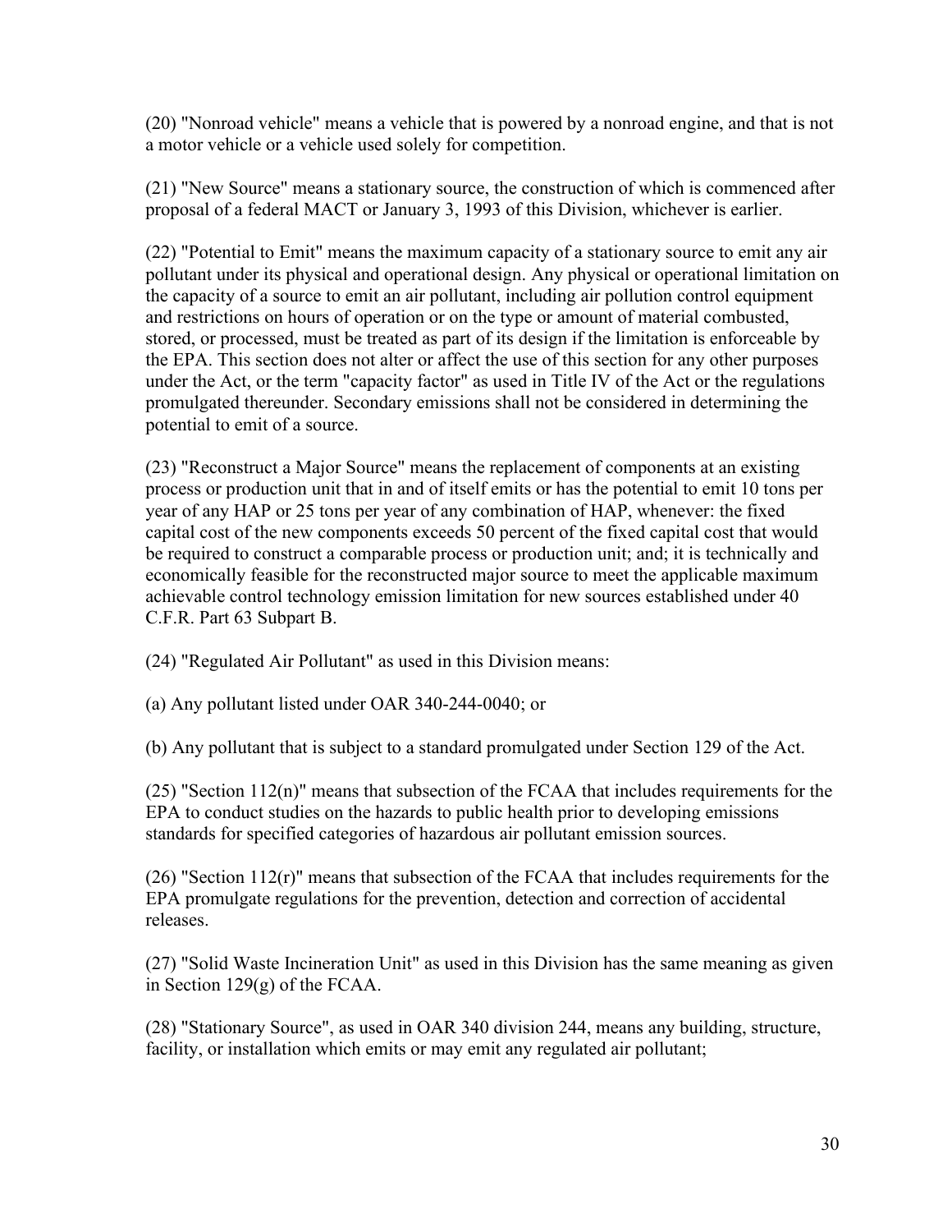(20) "Nonroad vehicle" means a vehicle that is powered by a nonroad engine, and that is not a motor vehicle or a vehicle used solely for competition.

(21) "New Source" means a stationary source, the construction of which is commenced after proposal of a federal MACT or January 3, 1993 of this Division, whichever is earlier.

(22) "Potential to Emit" means the maximum capacity of a stationary source to emit any air pollutant under its physical and operational design. Any physical or operational limitation on the capacity of a source to emit an air pollutant, including air pollution control equipment and restrictions on hours of operation or on the type or amount of material combusted, stored, or processed, must be treated as part of its design if the limitation is enforceable by the EPA. This section does not alter or affect the use of this section for any other purposes under the Act, or the term "capacity factor" as used in Title IV of the Act or the regulations promulgated thereunder. Secondary emissions shall not be considered in determining the potential to emit of a source.

(23) "Reconstruct a Major Source" means the replacement of components at an existing process or production unit that in and of itself emits or has the potential to emit 10 tons per year of any HAP or 25 tons per year of any combination of HAP, whenever: the fixed capital cost of the new components exceeds 50 percent of the fixed capital cost that would be required to construct a comparable process or production unit; and; it is technically and economically feasible for the reconstructed major source to meet the applicable maximum achievable control technology emission limitation for new sources established under 40 C.F.R. Part 63 Subpart B.

(24) "Regulated Air Pollutant" as used in this Division means:

(a) Any pollutant listed under OAR 340-244-0040; or

(b) Any pollutant that is subject to a standard promulgated under Section 129 of the Act.

(25) "Section 112(n)" means that subsection of the FCAA that includes requirements for the EPA to conduct studies on the hazards to public health prior to developing emissions standards for specified categories of hazardous air pollutant emission sources.

(26) "Section 112(r)" means that subsection of the FCAA that includes requirements for the EPA promulgate regulations for the prevention, detection and correction of accidental releases.

(27) "Solid Waste Incineration Unit" as used in this Division has the same meaning as given in Section 129(g) of the FCAA.

(28) "Stationary Source", as used in OAR 340 division 244, means any building, structure, facility, or installation which emits or may emit any regulated air pollutant;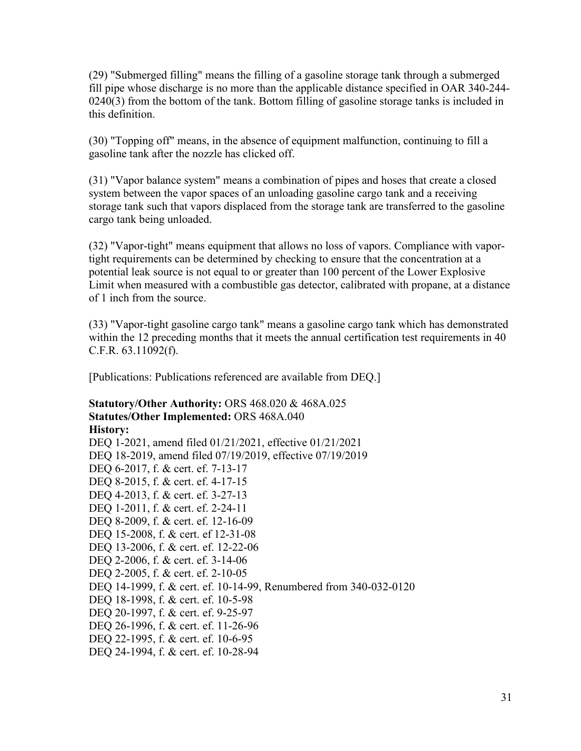(29) "Submerged filling" means the filling of a gasoline storage tank through a submerged fill pipe whose discharge is no more than the applicable distance specified in OAR 340-244-0240(3) from the bottom of the tank. Bottom filling of gasoline storage tanks is included in this definition.

(30) "Topping off" means, in the absence of equipment malfunction, continuing to fill a gasoline tank after the nozzle has clicked off.

(31) "Vapor balance system" means a combination of pipes and hoses that create a closed system between the vapor spaces of an unloading gasoline cargo tank and a receiving storage tank such that vapors displaced from the storage tank are transferred to the gasoline cargo tank being unloaded.

(32) "Vapor-tight" means equipment that allows no loss of vapors. Compliance with vapor-tight requirements can be determined by checking to ensure that the concentration at a potential leak source is not equal to or greater than 100 percent of the Lower Explosive Limit when measured with a combustible gas detector, calibrated with propane, at a distance of 1 inch from the source.

(33) "Vapor-tight gasoline cargo tank" means a gasoline cargo tank which has demonstrated within the 12 preceding months that it meets the annual certification test requirements in 40 C.F.R. 63.11092(f).

[Publications: Publications referenced are available from DEQ.]

**Statutory/Other Authority:** ORS 468.020 & 468A.025
**Statutes/Other Implemented:** ORS 468A.040
**History:**
DEQ 1-2021, amend filed 01/21/2021, effective 01/21/2021
DEQ 18-2019, amend filed 07/19/2019, effective 07/19/2019
DEQ 6-2017, f. & cert. ef. 7-13-17
DEQ 8-2015, f. & cert. ef. 4-17-15
DEQ 4-2013, f. & cert. ef. 3-27-13
DEQ 1-2011, f. & cert. ef. 2-24-11
DEQ 8-2009, f. & cert. ef. 12-16-09
DEQ 15-2008, f. & cert. ef 12-31-08
DEQ 13-2006, f. & cert. ef. 12-22-06
DEQ 2-2006, f. & cert. ef. 3-14-06
DEQ 2-2005, f. & cert. ef. 2-10-05
DEQ 14-1999, f. & cert. ef. 10-14-99, Renumbered from 340-032-0120
DEQ 18-1998, f. & cert. ef. 10-5-98
DEQ 20-1997, f. & cert. ef. 9-25-97
DEQ 26-1996, f. & cert. ef. 11-26-96
DEQ 22-1995, f. & cert. ef. 10-6-95
DEQ 24-1994, f. & cert. ef. 10-28-94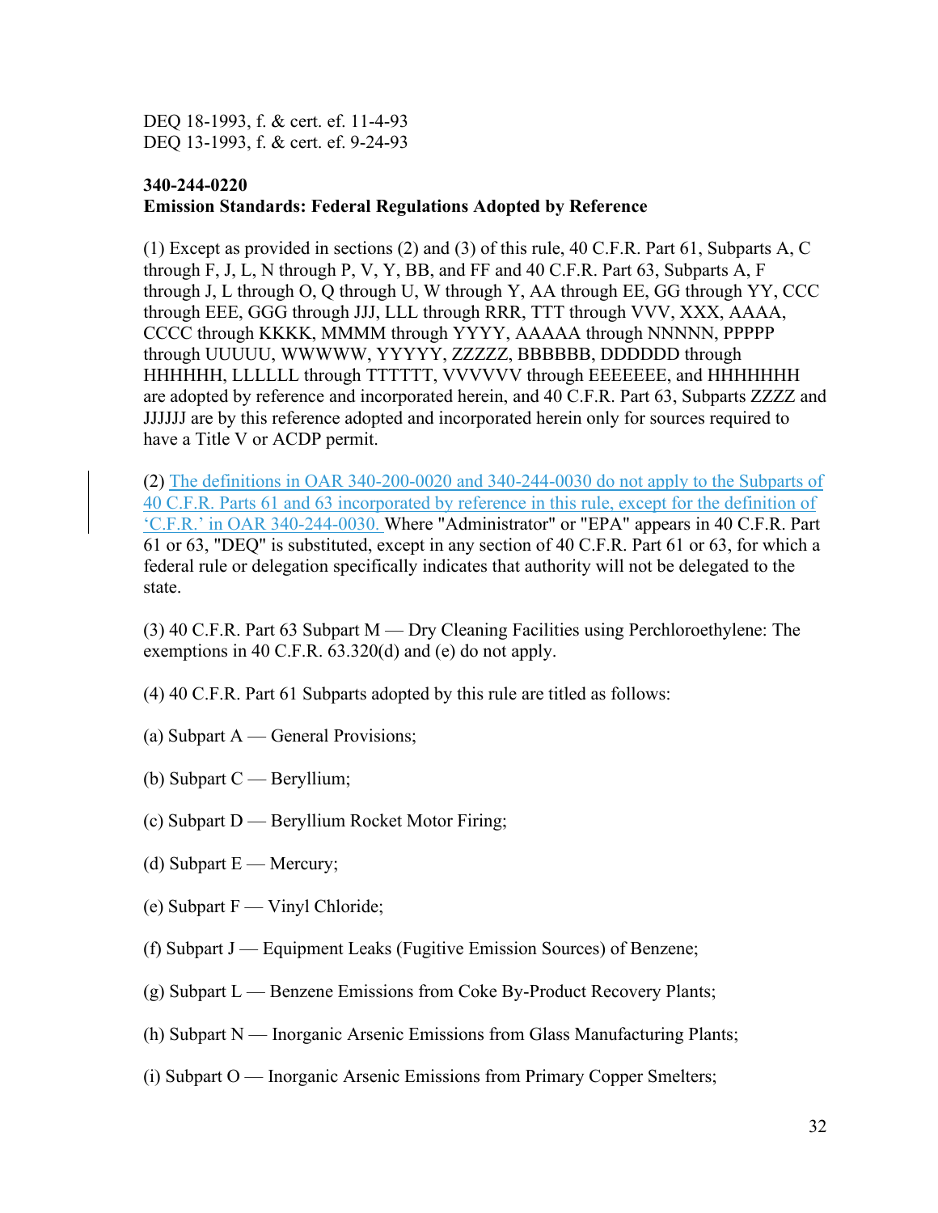DEQ 18-1993, f. & cert. ef. 11-4-93
DEQ 13-1993, f. & cert. ef. 9-24-93

**340-244-0220**
**Emission Standards: Federal Regulations Adopted by Reference**

(1) Except as provided in sections (2) and (3) of this rule, 40 C.F.R. Part 61, Subparts A, C through F, J, L, N through P, V, Y, BB, and FF and 40 C.F.R. Part 63, Subparts A, F through J, L through O, Q through U, W through Y, AA through EE, GG through YY, CCC through EEE, GGG through JJJ, LLL through RRR, TTT through VVV, XXX, AAAA, CCCC through KKKK, MMMM through YYYY, AAAAA through NNNNN, PPPPP through UUUUU, WWWWW, YYYYY, ZZZZZ, BBBBBB, DDDDDD through HHHHHH, LLLLLL through TTTTTT, VVVVVV through EEEEEEE, and HHHHHHH are adopted by reference and incorporated herein, and 40 C.F.R. Part 63, Subparts ZZZZ and JJJJJJ are by this reference adopted and incorporated herein only for sources required to have a Title V or ACDP permit.

(2) The definitions in OAR 340-200-0020 and 340-244-0030 do not apply to the Subparts of 40 C.F.R. Parts 61 and 63 incorporated by reference in this rule, except for the definition of 'C.F.R.' in OAR 340-244-0030. Where "Administrator" or "EPA" appears in 40 C.F.R. Part 61 or 63, "DEQ" is substituted, except in any section of 40 C.F.R. Part 61 or 63, for which a federal rule or delegation specifically indicates that authority will not be delegated to the state.

(3) 40 C.F.R. Part 63 Subpart M — Dry Cleaning Facilities using Perchloroethylene: The exemptions in 40 C.F.R. 63.320(d) and (e) do not apply.

(4) 40 C.F.R. Part 61 Subparts adopted by this rule are titled as follows:

(a) Subpart A — General Provisions;

(b) Subpart C — Beryllium;

(c) Subpart D — Beryllium Rocket Motor Firing;

(d) Subpart E — Mercury;

(e) Subpart F — Vinyl Chloride;

(f) Subpart J — Equipment Leaks (Fugitive Emission Sources) of Benzene;

(g) Subpart L — Benzene Emissions from Coke By-Product Recovery Plants;

(h) Subpart N — Inorganic Arsenic Emissions from Glass Manufacturing Plants;

(i) Subpart O — Inorganic Arsenic Emissions from Primary Copper Smelters;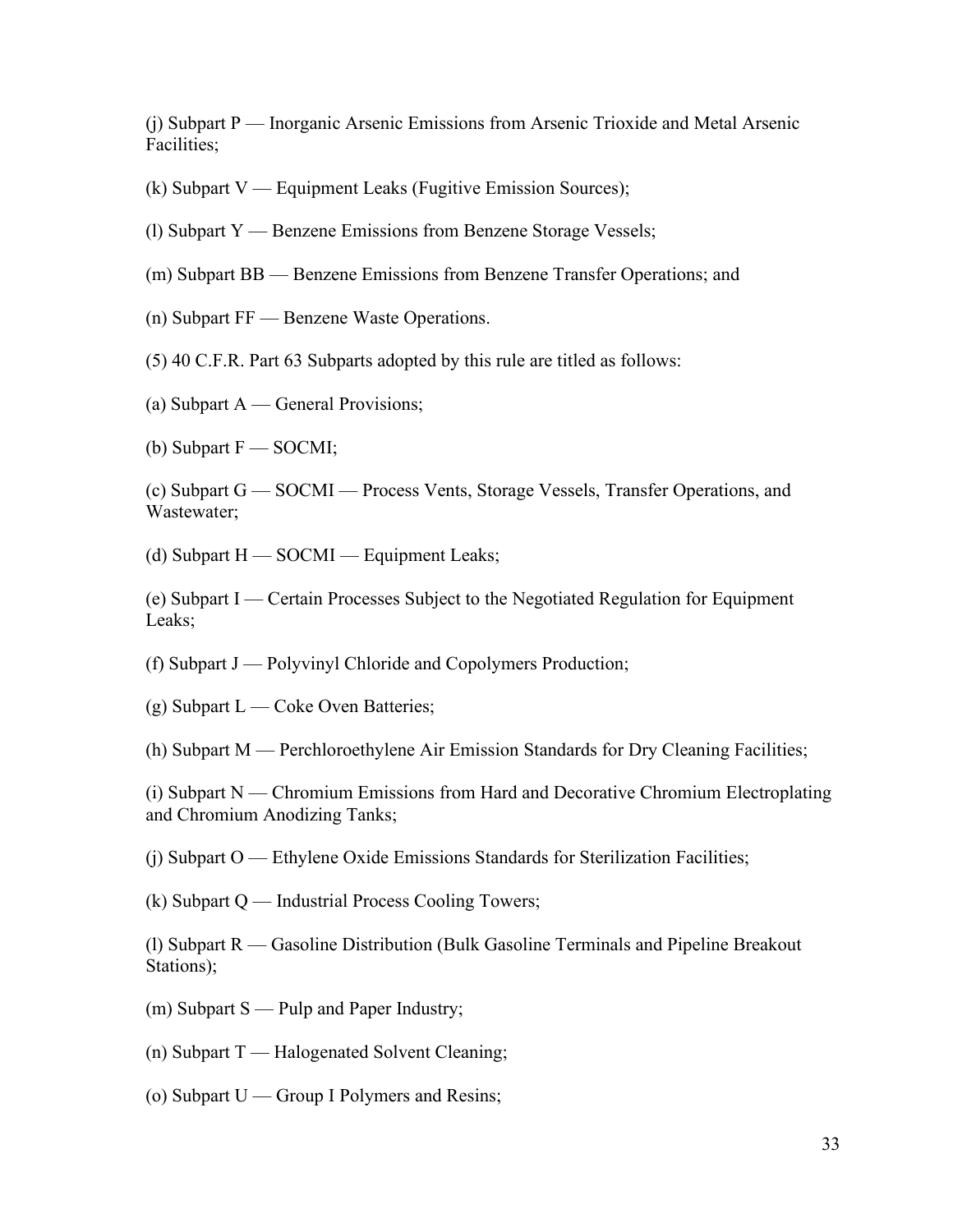(j) Subpart P — Inorganic Arsenic Emissions from Arsenic Trioxide and Metal Arsenic Facilities;

(k) Subpart V — Equipment Leaks (Fugitive Emission Sources);

(l) Subpart Y — Benzene Emissions from Benzene Storage Vessels;

(m) Subpart BB — Benzene Emissions from Benzene Transfer Operations; and

(n) Subpart FF — Benzene Waste Operations.

(5) 40 C.F.R. Part 63 Subparts adopted by this rule are titled as follows:

(a) Subpart A — General Provisions;

(b) Subpart F — SOCMI;

(c) Subpart G — SOCMI — Process Vents, Storage Vessels, Transfer Operations, and Wastewater;

(d) Subpart H — SOCMI — Equipment Leaks;

(e) Subpart I — Certain Processes Subject to the Negotiated Regulation for Equipment Leaks;

(f) Subpart J — Polyvinyl Chloride and Copolymers Production;

(g) Subpart L — Coke Oven Batteries;

(h) Subpart M — Perchloroethylene Air Emission Standards for Dry Cleaning Facilities;

(i) Subpart N — Chromium Emissions from Hard and Decorative Chromium Electroplating and Chromium Anodizing Tanks;

(j) Subpart O — Ethylene Oxide Emissions Standards for Sterilization Facilities;

(k) Subpart Q — Industrial Process Cooling Towers;

(l) Subpart R — Gasoline Distribution (Bulk Gasoline Terminals and Pipeline Breakout Stations);

(m) Subpart S — Pulp and Paper Industry;

(n) Subpart T — Halogenated Solvent Cleaning;

(o) Subpart U — Group I Polymers and Resins;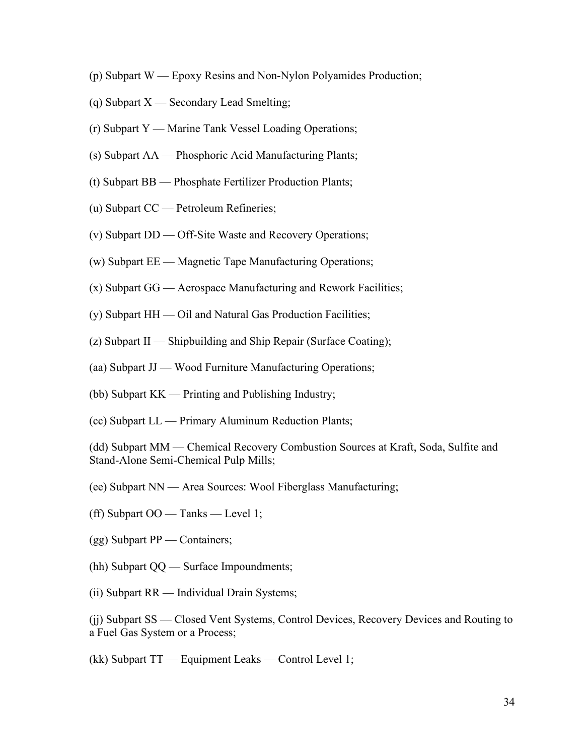(p) Subpart W — Epoxy Resins and Non-Nylon Polyamides Production;

(q) Subpart X — Secondary Lead Smelting;

(r) Subpart Y — Marine Tank Vessel Loading Operations;

(s) Subpart AA — Phosphoric Acid Manufacturing Plants;

(t) Subpart BB — Phosphate Fertilizer Production Plants;

(u) Subpart CC — Petroleum Refineries;

(v) Subpart DD — Off-Site Waste and Recovery Operations;

(w) Subpart EE — Magnetic Tape Manufacturing Operations;

(x) Subpart GG — Aerospace Manufacturing and Rework Facilities;

(y) Subpart HH — Oil and Natural Gas Production Facilities;

(z) Subpart II — Shipbuilding and Ship Repair (Surface Coating);

(aa) Subpart JJ — Wood Furniture Manufacturing Operations;

(bb) Subpart KK — Printing and Publishing Industry;

(cc) Subpart LL — Primary Aluminum Reduction Plants;

(dd) Subpart MM — Chemical Recovery Combustion Sources at Kraft, Soda, Sulfite and Stand-Alone Semi-Chemical Pulp Mills;

(ee) Subpart NN — Area Sources: Wool Fiberglass Manufacturing;

(ff) Subpart OO — Tanks — Level 1;

(gg) Subpart PP — Containers;

(hh) Subpart QQ — Surface Impoundments;

(ii) Subpart RR — Individual Drain Systems;

(jj) Subpart SS — Closed Vent Systems, Control Devices, Recovery Devices and Routing to a Fuel Gas System or a Process;

(kk) Subpart TT — Equipment Leaks — Control Level 1;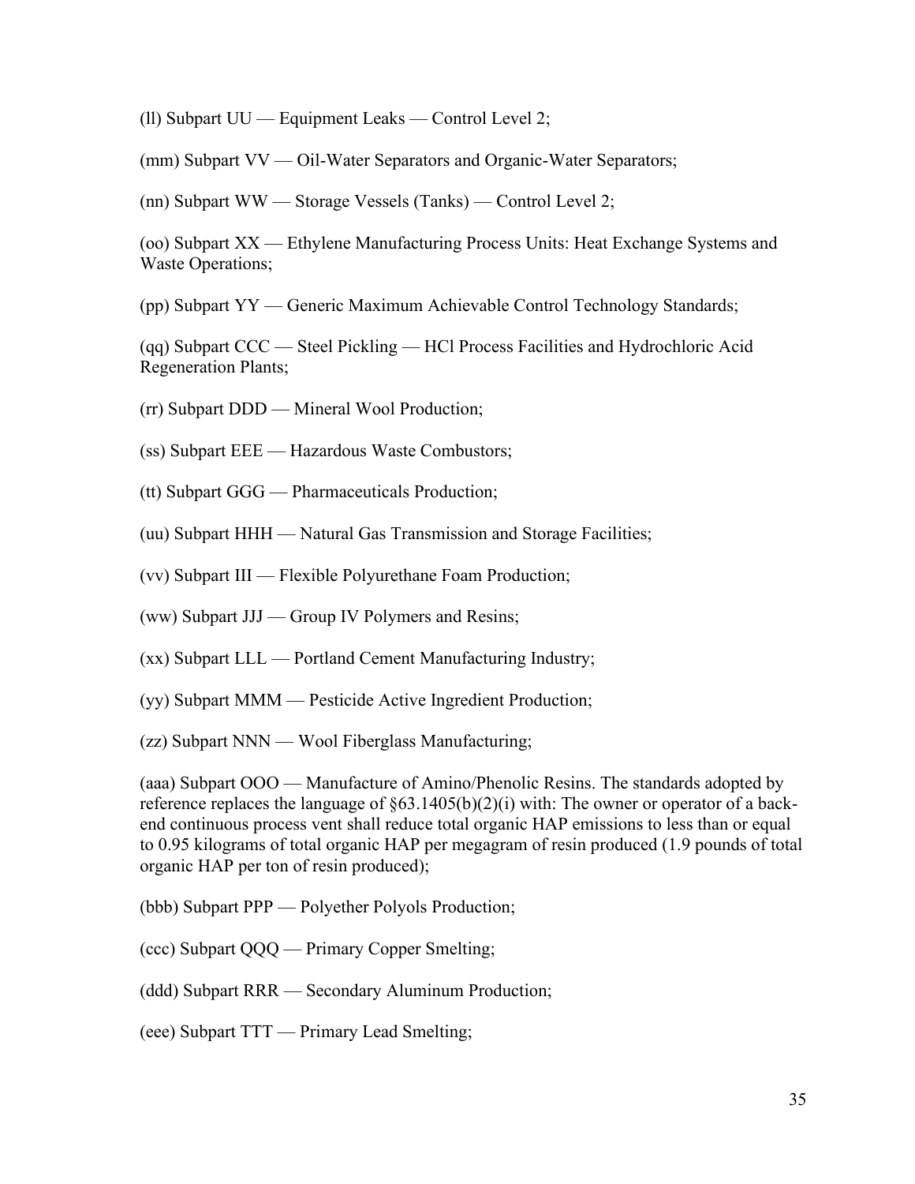(ll) Subpart UU — Equipment Leaks — Control Level 2;

(mm) Subpart VV — Oil-Water Separators and Organic-Water Separators;

(nn) Subpart WW — Storage Vessels (Tanks) — Control Level 2;

(oo) Subpart XX — Ethylene Manufacturing Process Units: Heat Exchange Systems and Waste Operations;

(pp) Subpart YY — Generic Maximum Achievable Control Technology Standards;

(qq) Subpart CCC — Steel Pickling — HCl Process Facilities and Hydrochloric Acid Regeneration Plants;

(rr) Subpart DDD — Mineral Wool Production;

(ss) Subpart EEE — Hazardous Waste Combustors;

(tt) Subpart GGG — Pharmaceuticals Production;

(uu) Subpart HHH — Natural Gas Transmission and Storage Facilities;

(vv) Subpart III — Flexible Polyurethane Foam Production;

(ww) Subpart JJJ — Group IV Polymers and Resins;

(xx) Subpart LLL — Portland Cement Manufacturing Industry;

(yy) Subpart MMM — Pesticide Active Ingredient Production;

(zz) Subpart NNN — Wool Fiberglass Manufacturing;

(aaa) Subpart OOO — Manufacture of Amino/Phenolic Resins. The standards adopted by reference replaces the language of §63.1405(b)(2)(i) with: The owner or operator of a back-end continuous process vent shall reduce total organic HAP emissions to less than or equal to 0.95 kilograms of total organic HAP per megagram of resin produced (1.9 pounds of total organic HAP per ton of resin produced);

(bbb) Subpart PPP — Polyether Polyols Production;

(ccc) Subpart QQQ — Primary Copper Smelting;

(ddd) Subpart RRR — Secondary Aluminum Production;

(eee) Subpart TTT — Primary Lead Smelting;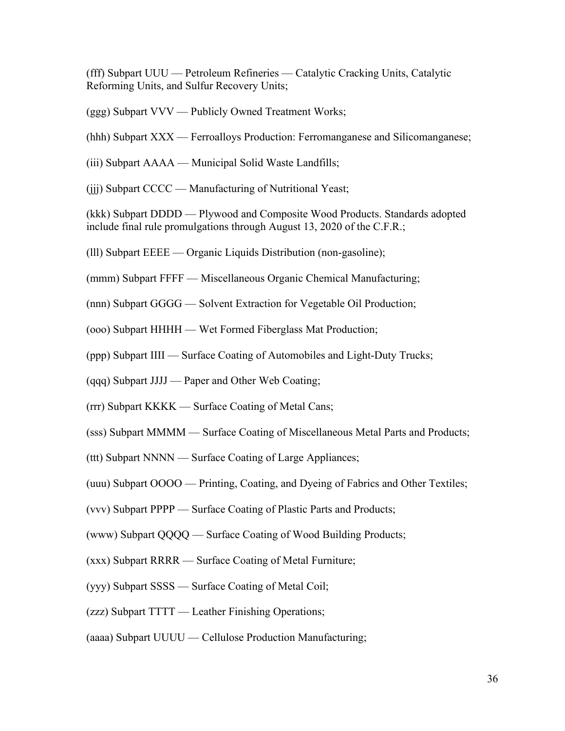(fff) Subpart UUU — Petroleum Refineries — Catalytic Cracking Units, Catalytic Reforming Units, and Sulfur Recovery Units;

(ggg) Subpart VVV — Publicly Owned Treatment Works;

(hhh) Subpart XXX — Ferroalloys Production: Ferromanganese and Silicomanganese;

(iii) Subpart AAAA — Municipal Solid Waste Landfills;

(jjj) Subpart CCCC — Manufacturing of Nutritional Yeast;

(kkk) Subpart DDDD — Plywood and Composite Wood Products. Standards adopted include final rule promulgations through August 13, 2020 of the C.F.R.;

(lll) Subpart EEEE — Organic Liquids Distribution (non-gasoline);

(mmm) Subpart FFFF — Miscellaneous Organic Chemical Manufacturing;

(nnn) Subpart GGGG — Solvent Extraction for Vegetable Oil Production;

(ooo) Subpart HHHH — Wet Formed Fiberglass Mat Production;

(ppp) Subpart IIII — Surface Coating of Automobiles and Light-Duty Trucks;

(qqq) Subpart JJJJ — Paper and Other Web Coating;

(rrr) Subpart KKKK — Surface Coating of Metal Cans;

(sss) Subpart MMMM — Surface Coating of Miscellaneous Metal Parts and Products;

(ttt) Subpart NNNN — Surface Coating of Large Appliances;

(uuu) Subpart OOOO — Printing, Coating, and Dyeing of Fabrics and Other Textiles;

(vvv) Subpart PPPP — Surface Coating of Plastic Parts and Products;

(www) Subpart QQQQ — Surface Coating of Wood Building Products;

(xxx) Subpart RRRR — Surface Coating of Metal Furniture;

(yyy) Subpart SSSS — Surface Coating of Metal Coil;

(zzz) Subpart TTTT — Leather Finishing Operations;

(aaaa) Subpart UUUU — Cellulose Production Manufacturing;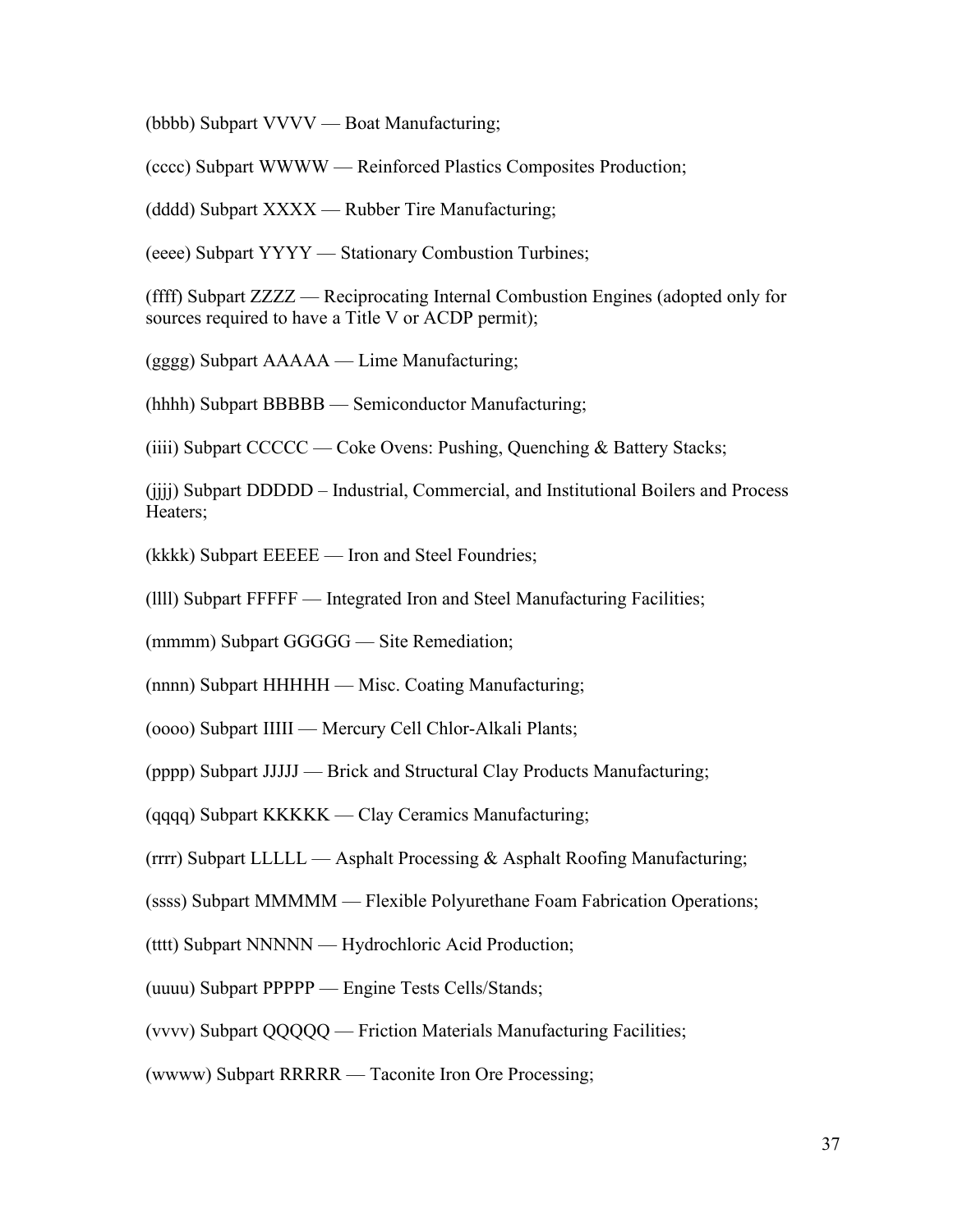(bbbb) Subpart VVVV — Boat Manufacturing;

(cccc) Subpart WWWW — Reinforced Plastics Composites Production;

(dddd) Subpart XXXX — Rubber Tire Manufacturing;

(eeee) Subpart YYYY — Stationary Combustion Turbines;

(ffff) Subpart ZZZZ — Reciprocating Internal Combustion Engines (adopted only for sources required to have a Title V or ACDP permit);

(gggg) Subpart AAAAA — Lime Manufacturing;

(hhhh) Subpart BBBBB — Semiconductor Manufacturing;

(iiii) Subpart CCCCC — Coke Ovens: Pushing, Quenching & Battery Stacks;

(jjjj) Subpart DDDDD – Industrial, Commercial, and Institutional Boilers and Process Heaters;

(kkkk) Subpart EEEEE — Iron and Steel Foundries;

(llll) Subpart FFFFF — Integrated Iron and Steel Manufacturing Facilities;

(mmmm) Subpart GGGGG — Site Remediation;

(nnnn) Subpart HHHHH — Misc. Coating Manufacturing;

(oooo) Subpart IIIII — Mercury Cell Chlor-Alkali Plants;

(pppp) Subpart JJJJJ — Brick and Structural Clay Products Manufacturing;

(qqqq) Subpart KKKKK — Clay Ceramics Manufacturing;

(rrrr) Subpart LLLLL — Asphalt Processing & Asphalt Roofing Manufacturing;

(ssss) Subpart MMMMM — Flexible Polyurethane Foam Fabrication Operations;

(tttt) Subpart NNNNN — Hydrochloric Acid Production;

(uuuu) Subpart PPPPP — Engine Tests Cells/Stands;

(vvvv) Subpart QQQQQ — Friction Materials Manufacturing Facilities;

(wwww) Subpart RRRRR — Taconite Iron Ore Processing;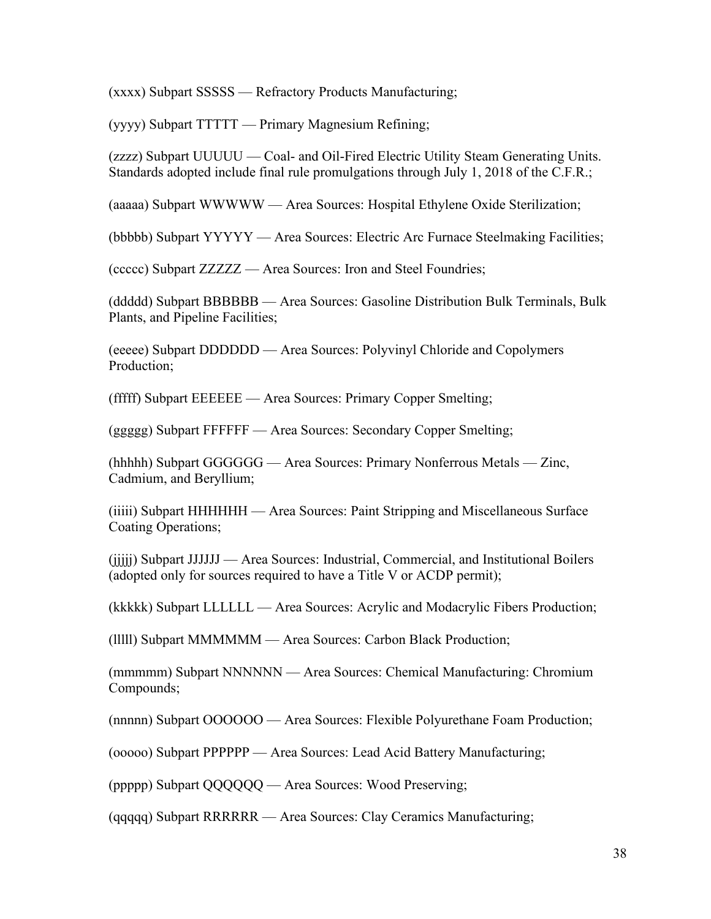(xxxx) Subpart SSSSS — Refractory Products Manufacturing;

(yyyy) Subpart TTTTT — Primary Magnesium Refining;

(zzzz) Subpart UUUUU — Coal- and Oil-Fired Electric Utility Steam Generating Units. Standards adopted include final rule promulgations through July 1, 2018 of the C.F.R.;

(aaaaa) Subpart WWWWW — Area Sources: Hospital Ethylene Oxide Sterilization;

(bbbbb) Subpart YYYYY — Area Sources: Electric Arc Furnace Steelmaking Facilities;

(ccccc) Subpart ZZZZZ — Area Sources: Iron and Steel Foundries;

(ddddd) Subpart BBBBBB — Area Sources: Gasoline Distribution Bulk Terminals, Bulk Plants, and Pipeline Facilities;

(eeeee) Subpart DDDDDD — Area Sources: Polyvinyl Chloride and Copolymers Production;

(fffff) Subpart EEEEEE — Area Sources: Primary Copper Smelting;

(ggggg) Subpart FFFFFF — Area Sources: Secondary Copper Smelting;

(hhhhh) Subpart GGGGGG — Area Sources: Primary Nonferrous Metals — Zinc, Cadmium, and Beryllium;

(iiiii) Subpart HHHHHH — Area Sources: Paint Stripping and Miscellaneous Surface Coating Operations;

(jjjjj) Subpart JJJJJJ — Area Sources: Industrial, Commercial, and Institutional Boilers (adopted only for sources required to have a Title V or ACDP permit);

(kkkkk) Subpart LLLLLL — Area Sources: Acrylic and Modacrylic Fibers Production;

(lllll) Subpart MMMMMM — Area Sources: Carbon Black Production;

(mmmmm) Subpart NNNNNN — Area Sources: Chemical Manufacturing: Chromium Compounds;

(nnnnn) Subpart OOOOOO — Area Sources: Flexible Polyurethane Foam Production;

(ooooo) Subpart PPPPPP — Area Sources: Lead Acid Battery Manufacturing;

(ppppp) Subpart QQQQQQ — Area Sources: Wood Preserving;

(qqqqq) Subpart RRRRRR — Area Sources: Clay Ceramics Manufacturing;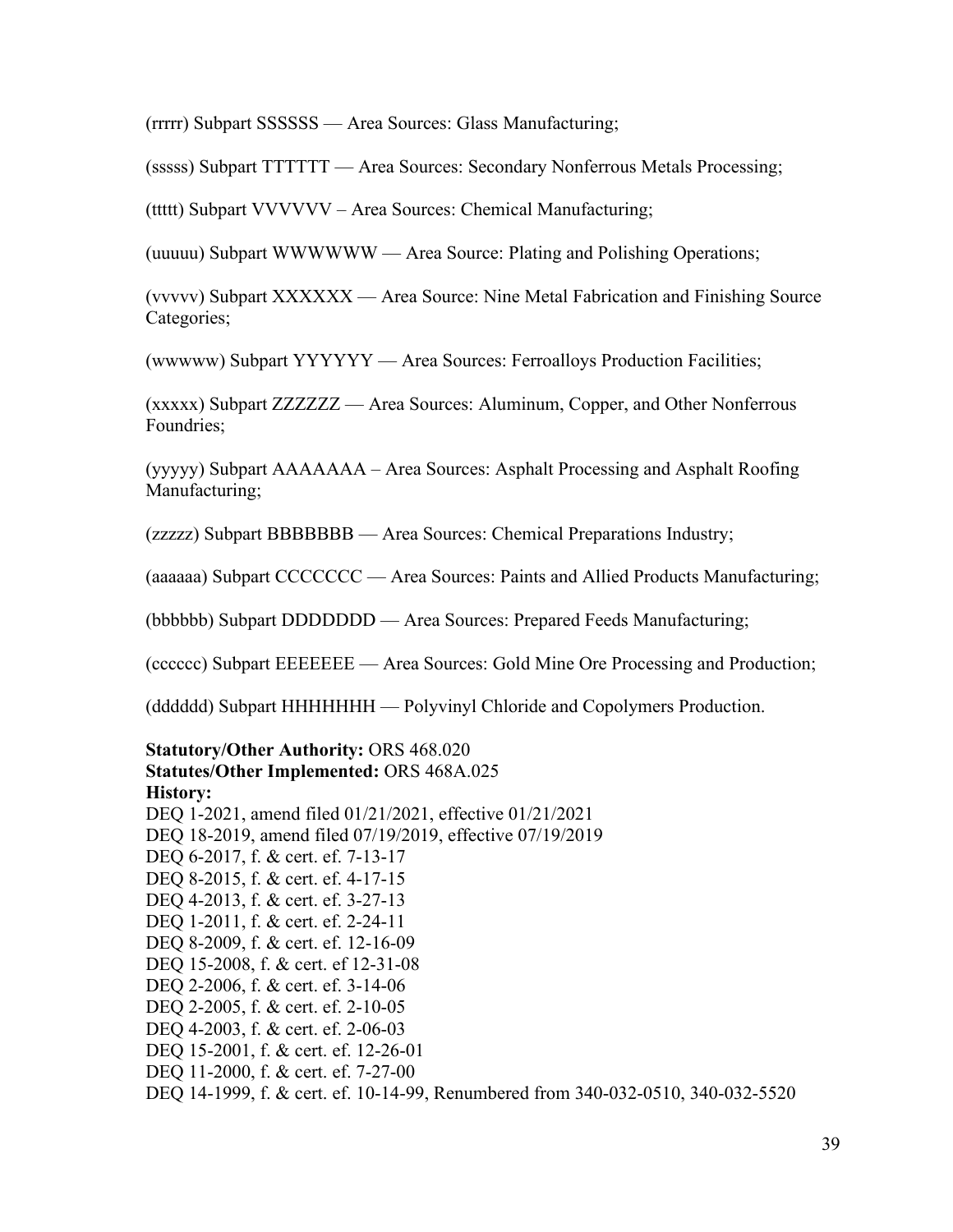(rrrrr) Subpart SSSSSS — Area Sources: Glass Manufacturing;

(sssss) Subpart TTTTTT — Area Sources: Secondary Nonferrous Metals Processing;

(ttttt) Subpart VVVVVV – Area Sources: Chemical Manufacturing;

(uuuuu) Subpart WWWWWW — Area Source: Plating and Polishing Operations;

(vvvvv) Subpart XXXXXX — Area Source: Nine Metal Fabrication and Finishing Source Categories;

(wwwww) Subpart YYYYYY — Area Sources: Ferroalloys Production Facilities;

(xxxxx) Subpart ZZZZZZ — Area Sources: Aluminum, Copper, and Other Nonferrous Foundries;

(yyyyy) Subpart AAAAAAA – Area Sources: Asphalt Processing and Asphalt Roofing Manufacturing;

(zzzzz) Subpart BBBBBBB — Area Sources: Chemical Preparations Industry;

(aaaaaa) Subpart CCCCCCC — Area Sources: Paints and Allied Products Manufacturing;

(bbbbbb) Subpart DDDDDDD — Area Sources: Prepared Feeds Manufacturing;

(cccccc) Subpart EEEEEEE — Area Sources: Gold Mine Ore Processing and Production;

(dddddd) Subpart HHHHHHH — Polyvinyl Chloride and Copolymers Production.

**Statutory/Other Authority:** ORS 468.020
**Statutes/Other Implemented:** ORS 468A.025
**History:**
DEQ 1-2021, amend filed 01/21/2021, effective 01/21/2021
DEQ 18-2019, amend filed 07/19/2019, effective 07/19/2019
DEQ 6-2017, f. & cert. ef. 7-13-17
DEQ 8-2015, f. & cert. ef. 4-17-15
DEQ 4-2013, f. & cert. ef. 3-27-13
DEQ 1-2011, f. & cert. ef. 2-24-11
DEQ 8-2009, f. & cert. ef. 12-16-09
DEQ 15-2008, f. & cert. ef 12-31-08
DEQ 2-2006, f. & cert. ef. 3-14-06
DEQ 2-2005, f. & cert. ef. 2-10-05
DEQ 4-2003, f. & cert. ef. 2-06-03
DEQ 15-2001, f. & cert. ef. 12-26-01
DEQ 11-2000, f. & cert. ef. 7-27-00
DEQ 14-1999, f. & cert. ef. 10-14-99, Renumbered from 340-032-0510, 340-032-5520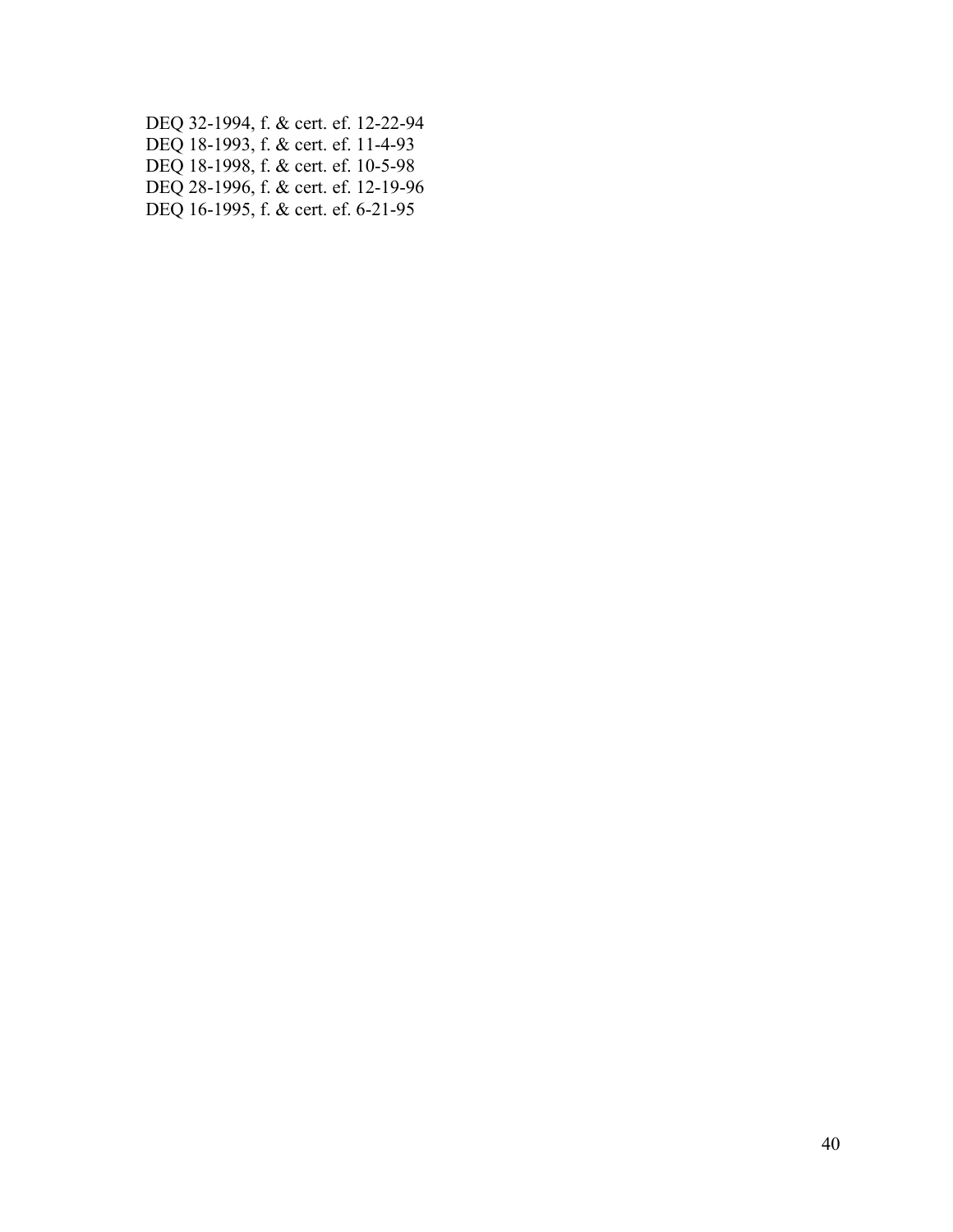DEQ 32-1994, f. & cert. ef. 12-22-94
DEQ 18-1993, f. & cert. ef. 11-4-93
DEQ 18-1998, f. & cert. ef. 10-5-98
DEQ 28-1996, f. & cert. ef. 12-19-96
DEQ 16-1995, f. & cert. ef. 6-21-95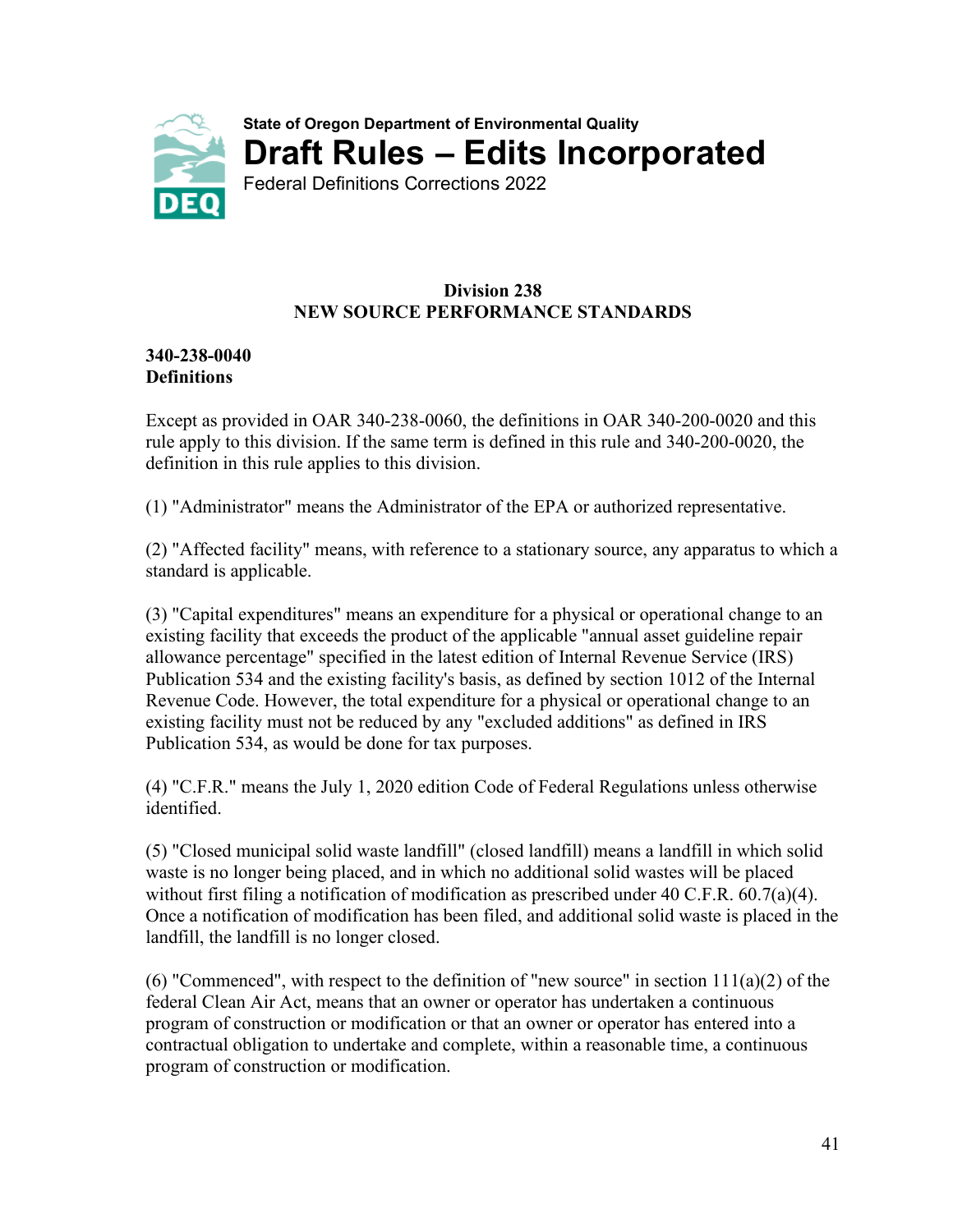State of Oregon Department of Environmental Quality

# Draft Rules – Edits Incorporated

Federal Definitions Corrections 2022

## Division 238
## NEW SOURCE PERFORMANCE STANDARDS

**340-238-0040**
**Definitions**

Except as provided in OAR 340-238-0060, the definitions in OAR 340-200-0020 and this rule apply to this division. If the same term is defined in this rule and 340-200-0020, the definition in this rule applies to this division.

(1) "Administrator" means the Administrator of the EPA or authorized representative.

(2) "Affected facility" means, with reference to a stationary source, any apparatus to which a standard is applicable.

(3) "Capital expenditures" means an expenditure for a physical or operational change to an existing facility that exceeds the product of the applicable "annual asset guideline repair allowance percentage" specified in the latest edition of Internal Revenue Service (IRS) Publication 534 and the existing facility's basis, as defined by section 1012 of the Internal Revenue Code. However, the total expenditure for a physical or operational change to an existing facility must not be reduced by any "excluded additions" as defined in IRS Publication 534, as would be done for tax purposes.

(4) "C.F.R." means the July 1, 2020 edition Code of Federal Regulations unless otherwise identified.

(5) "Closed municipal solid waste landfill" (closed landfill) means a landfill in which solid waste is no longer being placed, and in which no additional solid wastes will be placed without first filing a notification of modification as prescribed under 40 C.F.R. 60.7(a)(4). Once a notification of modification has been filed, and additional solid waste is placed in the landfill, the landfill is no longer closed.

(6) "Commenced", with respect to the definition of "new source" in section 111(a)(2) of the federal Clean Air Act, means that an owner or operator has undertaken a continuous program of construction or modification or that an owner or operator has entered into a contractual obligation to undertake and complete, within a reasonable time, a continuous program of construction or modification.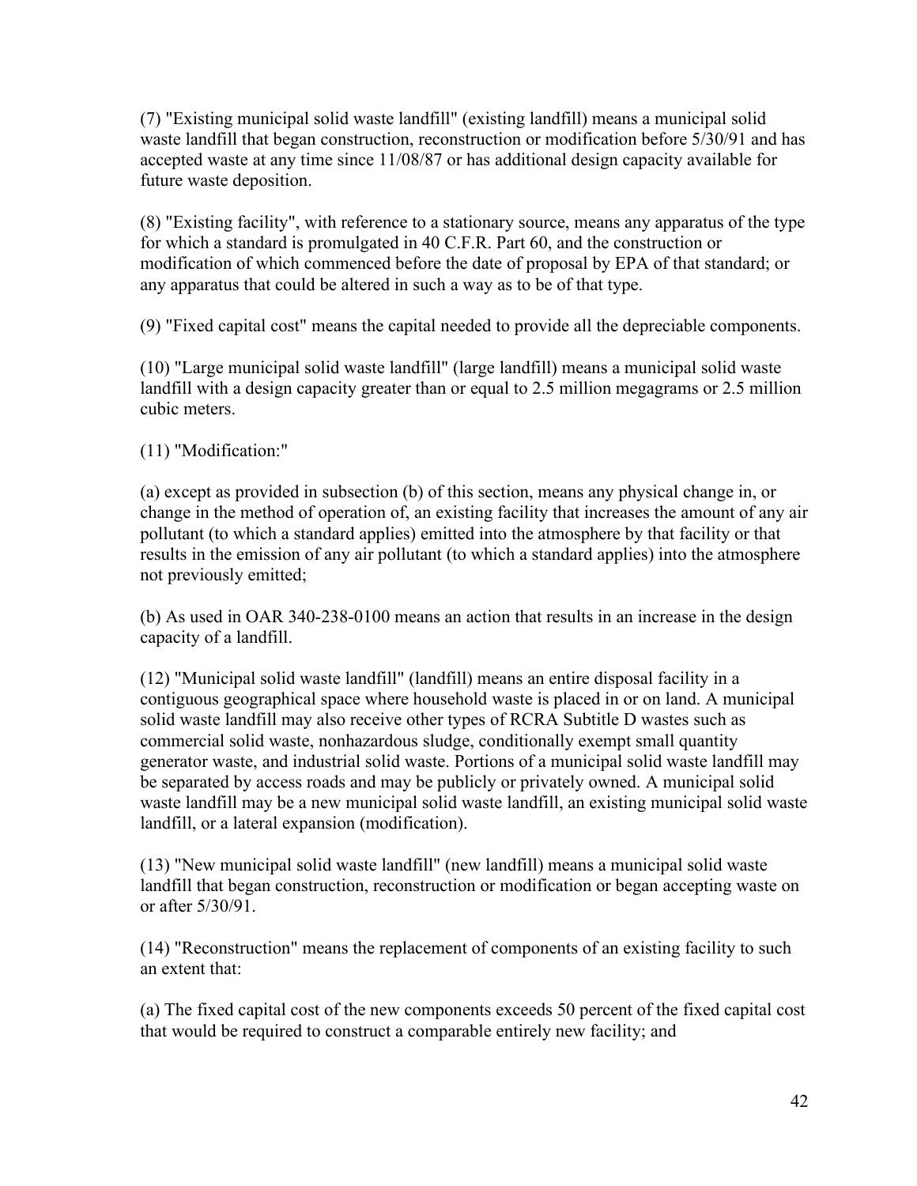(7) "Existing municipal solid waste landfill" (existing landfill) means a municipal solid waste landfill that began construction, reconstruction or modification before 5/30/91 and has accepted waste at any time since 11/08/87 or has additional design capacity available for future waste deposition.

(8) "Existing facility", with reference to a stationary source, means any apparatus of the type for which a standard is promulgated in 40 C.F.R. Part 60, and the construction or modification of which commenced before the date of proposal by EPA of that standard; or any apparatus that could be altered in such a way as to be of that type.

(9) "Fixed capital cost" means the capital needed to provide all the depreciable components.

(10) "Large municipal solid waste landfill" (large landfill) means a municipal solid waste landfill with a design capacity greater than or equal to 2.5 million megagrams or 2.5 million cubic meters.

(11) "Modification:"

(a) except as provided in subsection (b) of this section, means any physical change in, or change in the method of operation of, an existing facility that increases the amount of any air pollutant (to which a standard applies) emitted into the atmosphere by that facility or that results in the emission of any air pollutant (to which a standard applies) into the atmosphere not previously emitted;

(b) As used in OAR 340-238-0100 means an action that results in an increase in the design capacity of a landfill.

(12) "Municipal solid waste landfill" (landfill) means an entire disposal facility in a contiguous geographical space where household waste is placed in or on land. A municipal solid waste landfill may also receive other types of RCRA Subtitle D wastes such as commercial solid waste, nonhazardous sludge, conditionally exempt small quantity generator waste, and industrial solid waste. Portions of a municipal solid waste landfill may be separated by access roads and may be publicly or privately owned. A municipal solid waste landfill may be a new municipal solid waste landfill, an existing municipal solid waste landfill, or a lateral expansion (modification).

(13) "New municipal solid waste landfill" (new landfill) means a municipal solid waste landfill that began construction, reconstruction or modification or began accepting waste on or after 5/30/91.

(14) "Reconstruction" means the replacement of components of an existing facility to such an extent that:

(a) The fixed capital cost of the new components exceeds 50 percent of the fixed capital cost that would be required to construct a comparable entirely new facility; and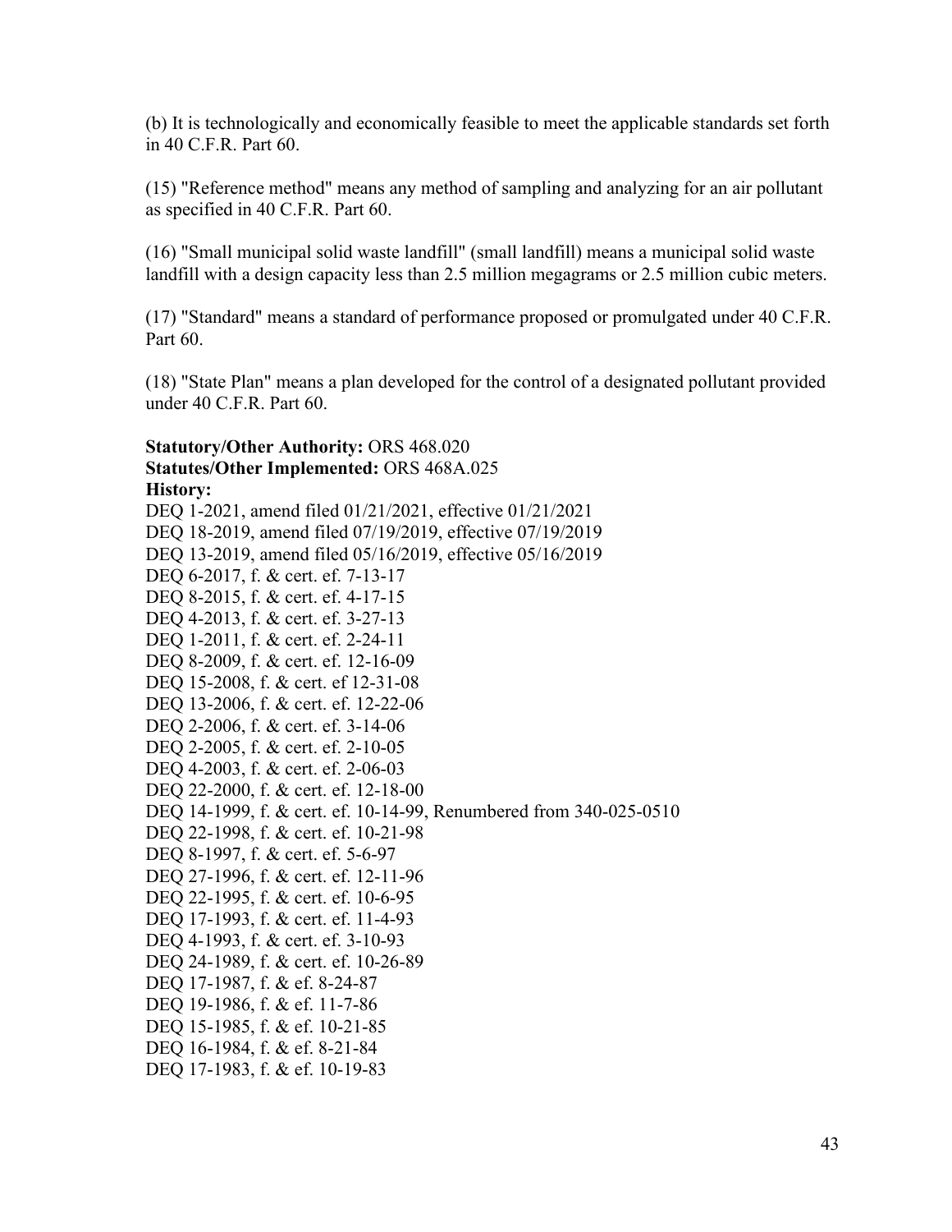(b) It is technologically and economically feasible to meet the applicable standards set forth in 40 C.F.R. Part 60.

(15) "Reference method" means any method of sampling and analyzing for an air pollutant as specified in 40 C.F.R. Part 60.

(16) "Small municipal solid waste landfill" (small landfill) means a municipal solid waste landfill with a design capacity less than 2.5 million megagrams or 2.5 million cubic meters.

(17) "Standard" means a standard of performance proposed or promulgated under 40 C.F.R. Part 60.

(18) "State Plan" means a plan developed for the control of a designated pollutant provided under 40 C.F.R. Part 60.

**Statutory/Other Authority:** ORS 468.020
**Statutes/Other Implemented:** ORS 468A.025
**History:**
DEQ 1-2021, amend filed 01/21/2021, effective 01/21/2021
DEQ 18-2019, amend filed 07/19/2019, effective 07/19/2019
DEQ 13-2019, amend filed 05/16/2019, effective 05/16/2019
DEQ 6-2017, f. & cert. ef. 7-13-17
DEQ 8-2015, f. & cert. ef. 4-17-15
DEQ 4-2013, f. & cert. ef. 3-27-13
DEQ 1-2011, f. & cert. ef. 2-24-11
DEQ 8-2009, f. & cert. ef. 12-16-09
DEQ 15-2008, f. & cert. ef 12-31-08
DEQ 13-2006, f. & cert. ef. 12-22-06
DEQ 2-2006, f. & cert. ef. 3-14-06
DEQ 2-2005, f. & cert. ef. 2-10-05
DEQ 4-2003, f. & cert. ef. 2-06-03
DEQ 22-2000, f. & cert. ef. 12-18-00
DEQ 14-1999, f. & cert. ef. 10-14-99, Renumbered from 340-025-0510
DEQ 22-1998, f. & cert. ef. 10-21-98
DEQ 8-1997, f. & cert. ef. 5-6-97
DEQ 27-1996, f. & cert. ef. 12-11-96
DEQ 22-1995, f. & cert. ef. 10-6-95
DEQ 17-1993, f. & cert. ef. 11-4-93
DEQ 4-1993, f. & cert. ef. 3-10-93
DEQ 24-1989, f. & cert. ef. 10-26-89
DEQ 17-1987, f. & ef. 8-24-87
DEQ 19-1986, f. & ef. 11-7-86
DEQ 15-1985, f. & ef. 10-21-85
DEQ 16-1984, f. & ef. 8-21-84
DEQ 17-1983, f. & ef. 10-19-83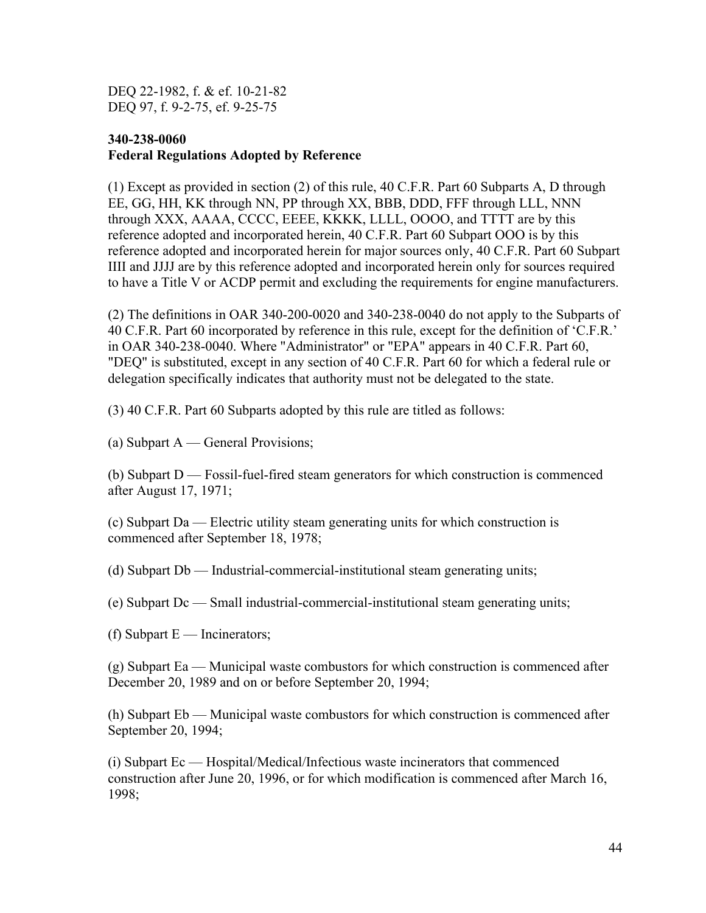DEQ 22-1982, f. & ef. 10-21-82
DEQ 97, f. 9-2-75, ef. 9-25-75

**340-238-0060**
**Federal Regulations Adopted by Reference**

(1) Except as provided in section (2) of this rule, 40 C.F.R. Part 60 Subparts A, D through EE, GG, HH, KK through NN, PP through XX, BBB, DDD, FFF through LLL, NNN through XXX, AAAA, CCCC, EEEE, KKKK, LLLL, OOOO, and TTTT are by this reference adopted and incorporated herein, 40 C.F.R. Part 60 Subpart OOO is by this reference adopted and incorporated herein for major sources only, 40 C.F.R. Part 60 Subpart IIII and JJJJ are by this reference adopted and incorporated herein only for sources required to have a Title V or ACDP permit and excluding the requirements for engine manufacturers.

(2) The definitions in OAR 340-200-0020 and 340-238-0040 do not apply to the Subparts of 40 C.F.R. Part 60 incorporated by reference in this rule, except for the definition of 'C.F.R.' in OAR 340-238-0040. Where "Administrator" or "EPA" appears in 40 C.F.R. Part 60, "DEQ" is substituted, except in any section of 40 C.F.R. Part 60 for which a federal rule or delegation specifically indicates that authority must not be delegated to the state.

(3) 40 C.F.R. Part 60 Subparts adopted by this rule are titled as follows:

(a) Subpart A — General Provisions;

(b) Subpart D — Fossil-fuel-fired steam generators for which construction is commenced after August 17, 1971;

(c) Subpart Da — Electric utility steam generating units for which construction is commenced after September 18, 1978;

(d) Subpart Db — Industrial-commercial-institutional steam generating units;

(e) Subpart Dc — Small industrial-commercial-institutional steam generating units;

(f) Subpart E — Incinerators;

(g) Subpart Ea — Municipal waste combustors for which construction is commenced after December 20, 1989 and on or before September 20, 1994;

(h) Subpart Eb — Municipal waste combustors for which construction is commenced after September 20, 1994;

(i) Subpart Ec — Hospital/Medical/Infectious waste incinerators that commenced construction after June 20, 1996, or for which modification is commenced after March 16, 1998;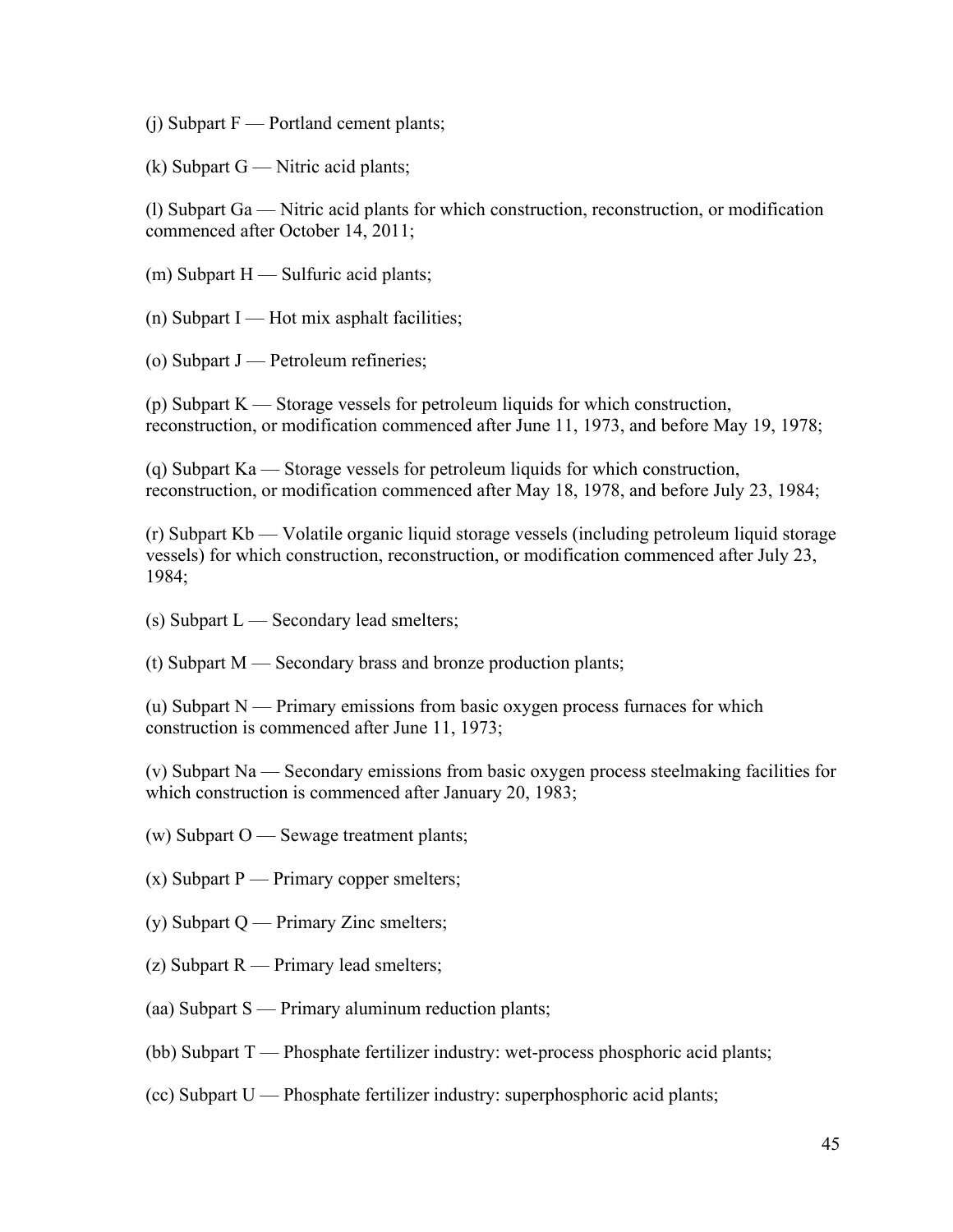(j) Subpart F — Portland cement plants;

(k) Subpart G — Nitric acid plants;

(l) Subpart Ga — Nitric acid plants for which construction, reconstruction, or modification commenced after October 14, 2011;

(m) Subpart H — Sulfuric acid plants;

(n) Subpart I — Hot mix asphalt facilities;

(o) Subpart J — Petroleum refineries;

(p) Subpart K — Storage vessels for petroleum liquids for which construction, reconstruction, or modification commenced after June 11, 1973, and before May 19, 1978;

(q) Subpart Ka — Storage vessels for petroleum liquids for which construction, reconstruction, or modification commenced after May 18, 1978, and before July 23, 1984;

(r) Subpart Kb — Volatile organic liquid storage vessels (including petroleum liquid storage vessels) for which construction, reconstruction, or modification commenced after July 23, 1984;

(s) Subpart L — Secondary lead smelters;

(t) Subpart M — Secondary brass and bronze production plants;

(u) Subpart N — Primary emissions from basic oxygen process furnaces for which construction is commenced after June 11, 1973;

(v) Subpart Na — Secondary emissions from basic oxygen process steelmaking facilities for which construction is commenced after January 20, 1983;

(w) Subpart O — Sewage treatment plants;

(x) Subpart P — Primary copper smelters;

(y) Subpart Q — Primary Zinc smelters;

(z) Subpart R — Primary lead smelters;

(aa) Subpart S — Primary aluminum reduction plants;

(bb) Subpart T — Phosphate fertilizer industry: wet-process phosphoric acid plants;

(cc) Subpart U — Phosphate fertilizer industry: superphosphoric acid plants;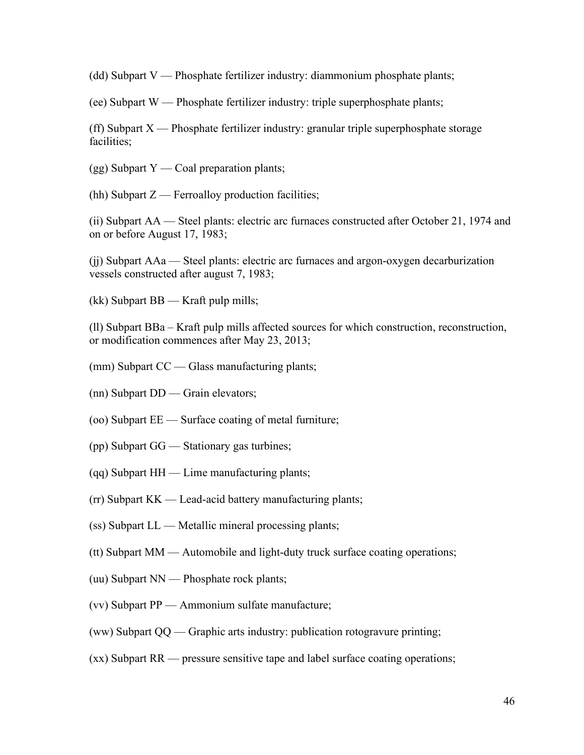(dd) Subpart V — Phosphate fertilizer industry: diammonium phosphate plants;

(ee) Subpart W — Phosphate fertilizer industry: triple superphosphate plants;

(ff) Subpart X — Phosphate fertilizer industry: granular triple superphosphate storage facilities;

(gg) Subpart Y — Coal preparation plants;

(hh) Subpart Z — Ferroalloy production facilities;

(ii) Subpart AA — Steel plants: electric arc furnaces constructed after October 21, 1974 and on or before August 17, 1983;

(jj) Subpart AAa — Steel plants: electric arc furnaces and argon-oxygen decarburization vessels constructed after august 7, 1983;

(kk) Subpart BB — Kraft pulp mills;

(ll) Subpart BBa – Kraft pulp mills affected sources for which construction, reconstruction, or modification commences after May 23, 2013;

(mm) Subpart CC — Glass manufacturing plants;

(nn) Subpart DD — Grain elevators;

(oo) Subpart EE — Surface coating of metal furniture;

(pp) Subpart GG — Stationary gas turbines;

(qq) Subpart HH — Lime manufacturing plants;

(rr) Subpart KK — Lead-acid battery manufacturing plants;

(ss) Subpart LL — Metallic mineral processing plants;

(tt) Subpart MM — Automobile and light-duty truck surface coating operations;

(uu) Subpart NN — Phosphate rock plants;

(vv) Subpart PP — Ammonium sulfate manufacture;

(ww) Subpart QQ — Graphic arts industry: publication rotogravure printing;

(xx) Subpart RR — pressure sensitive tape and label surface coating operations;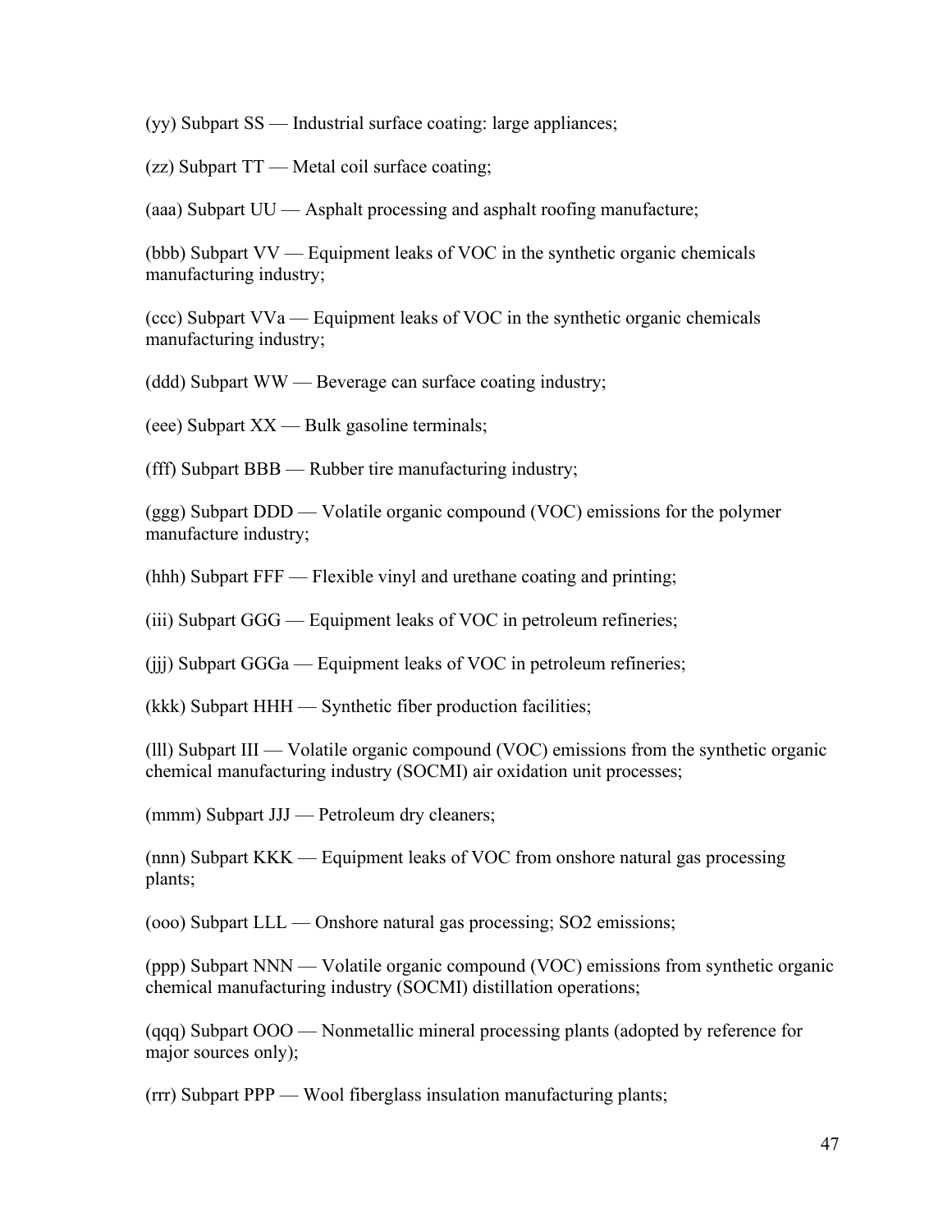(yy) Subpart SS — Industrial surface coating: large appliances;

(zz) Subpart TT — Metal coil surface coating;

(aaa) Subpart UU — Asphalt processing and asphalt roofing manufacture;

(bbb) Subpart VV — Equipment leaks of VOC in the synthetic organic chemicals manufacturing industry;

(ccc) Subpart VVa — Equipment leaks of VOC in the synthetic organic chemicals manufacturing industry;

(ddd) Subpart WW — Beverage can surface coating industry;

(eee) Subpart XX — Bulk gasoline terminals;

(fff) Subpart BBB — Rubber tire manufacturing industry;

(ggg) Subpart DDD — Volatile organic compound (VOC) emissions for the polymer manufacture industry;

(hhh) Subpart FFF — Flexible vinyl and urethane coating and printing;

(iii) Subpart GGG — Equipment leaks of VOC in petroleum refineries;

(jjj) Subpart GGGa — Equipment leaks of VOC in petroleum refineries;

(kkk) Subpart HHH — Synthetic fiber production facilities;

(lll) Subpart III — Volatile organic compound (VOC) emissions from the synthetic organic chemical manufacturing industry (SOCMI) air oxidation unit processes;

(mmm) Subpart JJJ — Petroleum dry cleaners;

(nnn) Subpart KKK — Equipment leaks of VOC from onshore natural gas processing plants;

(ooo) Subpart LLL — Onshore natural gas processing; SO2 emissions;

(ppp) Subpart NNN — Volatile organic compound (VOC) emissions from synthetic organic chemical manufacturing industry (SOCMI) distillation operations;

(qqq) Subpart OOO — Nonmetallic mineral processing plants (adopted by reference for major sources only);

(rrr) Subpart PPP — Wool fiberglass insulation manufacturing plants;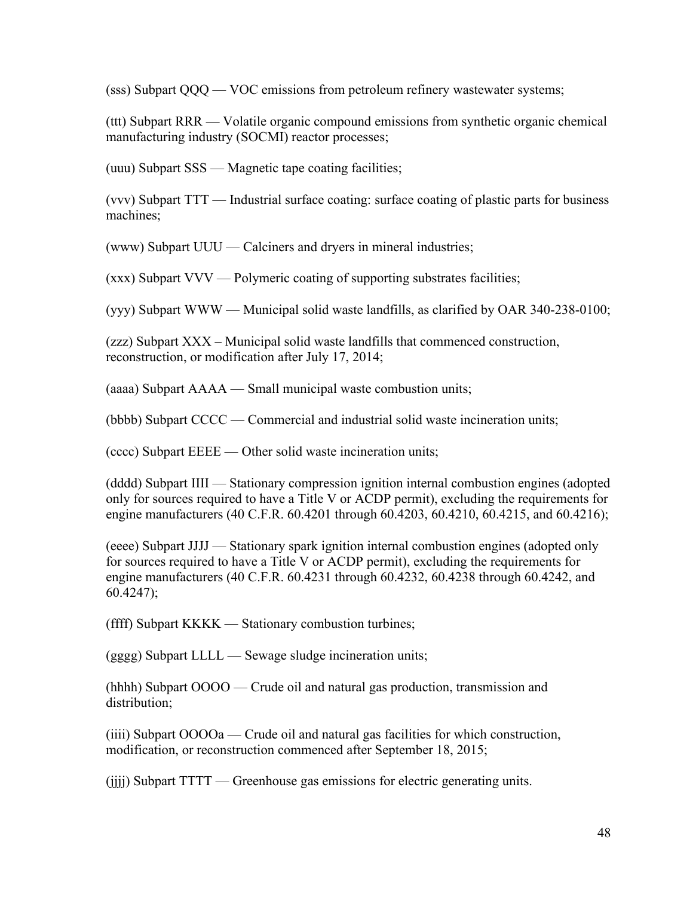(sss) Subpart QQQ — VOC emissions from petroleum refinery wastewater systems;

(ttt) Subpart RRR — Volatile organic compound emissions from synthetic organic chemical manufacturing industry (SOCMI) reactor processes;

(uuu) Subpart SSS — Magnetic tape coating facilities;

(vvv) Subpart TTT — Industrial surface coating: surface coating of plastic parts for business machines;

(www) Subpart UUU — Calciners and dryers in mineral industries;

(xxx) Subpart VVV — Polymeric coating of supporting substrates facilities;

(yyy) Subpart WWW — Municipal solid waste landfills, as clarified by OAR 340-238-0100;

(zzz) Subpart XXX – Municipal solid waste landfills that commenced construction, reconstruction, or modification after July 17, 2014;

(aaaa) Subpart AAAA — Small municipal waste combustion units;

(bbbb) Subpart CCCC — Commercial and industrial solid waste incineration units;

(cccc) Subpart EEEE — Other solid waste incineration units;

(dddd) Subpart IIII — Stationary compression ignition internal combustion engines (adopted only for sources required to have a Title V or ACDP permit), excluding the requirements for engine manufacturers (40 C.F.R. 60.4201 through 60.4203, 60.4210, 60.4215, and 60.4216);

(eeee) Subpart JJJJ — Stationary spark ignition internal combustion engines (adopted only for sources required to have a Title V or ACDP permit), excluding the requirements for engine manufacturers (40 C.F.R. 60.4231 through 60.4232, 60.4238 through 60.4242, and 60.4247);

(ffff) Subpart KKKK — Stationary combustion turbines;

(gggg) Subpart LLLL — Sewage sludge incineration units;

(hhhh) Subpart OOOO — Crude oil and natural gas production, transmission and distribution;

(iiii) Subpart OOOOa — Crude oil and natural gas facilities for which construction, modification, or reconstruction commenced after September 18, 2015;

(jjjj) Subpart TTTT — Greenhouse gas emissions for electric generating units.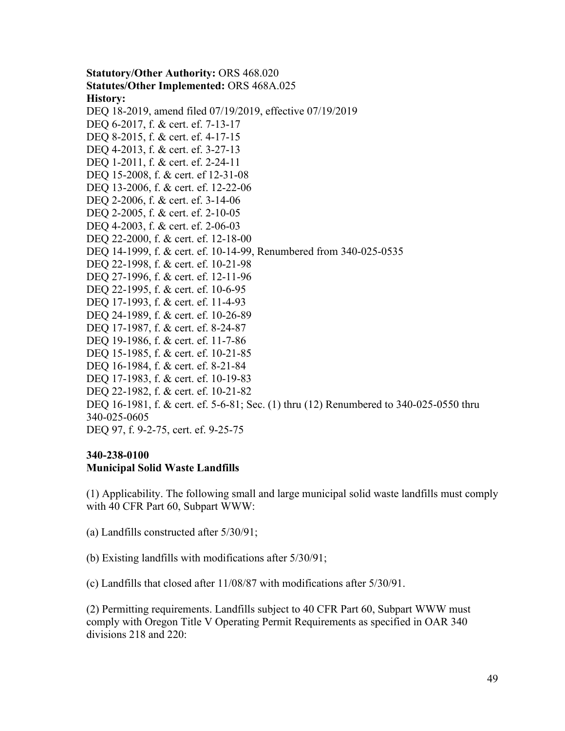**Statutory/Other Authority:** ORS 468.020
**Statutes/Other Implemented:** ORS 468A.025
**History:**
DEQ 18-2019, amend filed 07/19/2019, effective 07/19/2019
DEQ 6-2017, f. & cert. ef. 7-13-17
DEQ 8-2015, f. & cert. ef. 4-17-15
DEQ 4-2013, f. & cert. ef. 3-27-13
DEQ 1-2011, f. & cert. ef. 2-24-11
DEQ 15-2008, f. & cert. ef 12-31-08
DEQ 13-2006, f. & cert. ef. 12-22-06
DEQ 2-2006, f. & cert. ef. 3-14-06
DEQ 2-2005, f. & cert. ef. 2-10-05
DEQ 4-2003, f. & cert. ef. 2-06-03
DEQ 22-2000, f. & cert. ef. 12-18-00
DEQ 14-1999, f. & cert. ef. 10-14-99, Renumbered from 340-025-0535
DEQ 22-1998, f. & cert. ef. 10-21-98
DEQ 27-1996, f. & cert. ef. 12-11-96
DEQ 22-1995, f. & cert. ef. 10-6-95
DEQ 17-1993, f. & cert. ef. 11-4-93
DEQ 24-1989, f. & cert. ef. 10-26-89
DEQ 17-1987, f. & cert. ef. 8-24-87
DEQ 19-1986, f. & cert. ef. 11-7-86
DEQ 15-1985, f. & cert. ef. 10-21-85
DEQ 16-1984, f. & cert. ef. 8-21-84
DEQ 17-1983, f. & cert. ef. 10-19-83
DEQ 22-1982, f. & cert. ef. 10-21-82
DEQ 16-1981, f. & cert. ef. 5-6-81; Sec. (1) thru (12) Renumbered to 340-025-0550 thru 340-025-0605
DEQ 97, f. 9-2-75, cert. ef. 9-25-75

**340-238-0100**
**Municipal Solid Waste Landfills**

(1) Applicability. The following small and large municipal solid waste landfills must comply with 40 CFR Part 60, Subpart WWW:

(a) Landfills constructed after 5/30/91;

(b) Existing landfills with modifications after 5/30/91;

(c) Landfills that closed after 11/08/87 with modifications after 5/30/91.

(2) Permitting requirements. Landfills subject to 40 CFR Part 60, Subpart WWW must comply with Oregon Title V Operating Permit Requirements as specified in OAR 340 divisions 218 and 220: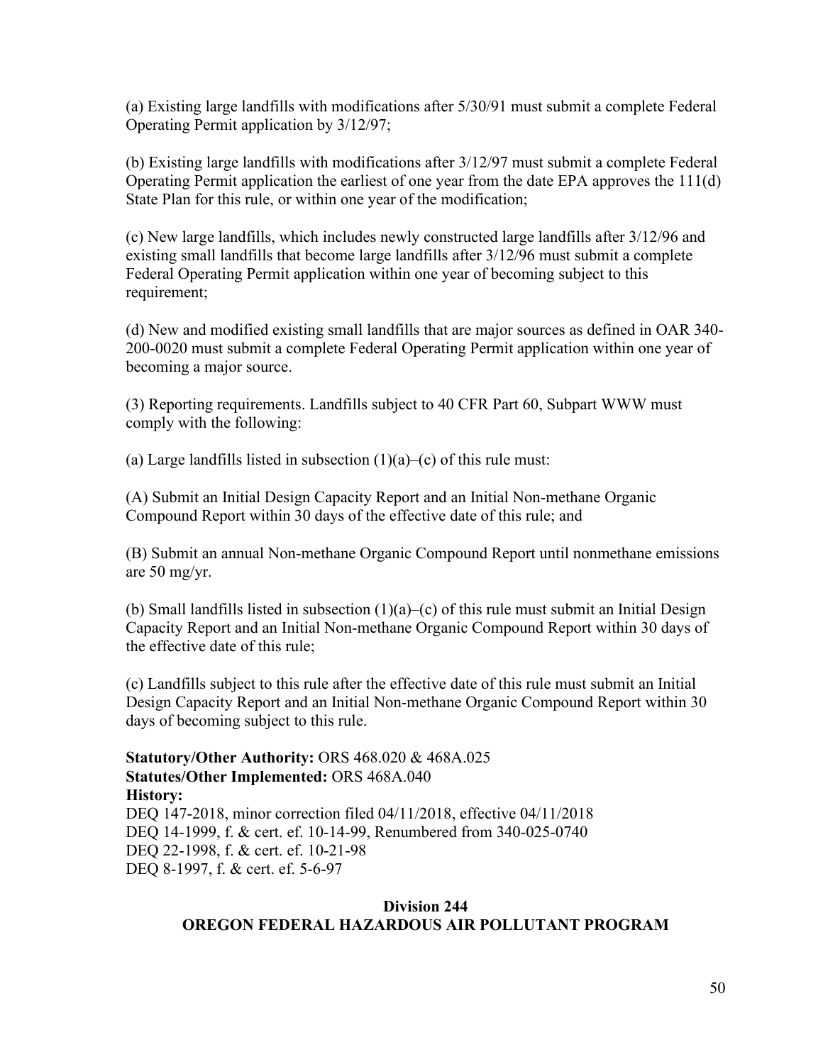(a) Existing large landfills with modifications after 5/30/91 must submit a complete Federal Operating Permit application by 3/12/97;

(b) Existing large landfills with modifications after 3/12/97 must submit a complete Federal Operating Permit application the earliest of one year from the date EPA approves the 111(d) State Plan for this rule, or within one year of the modification;

(c) New large landfills, which includes newly constructed large landfills after 3/12/96 and existing small landfills that become large landfills after 3/12/96 must submit a complete Federal Operating Permit application within one year of becoming subject to this requirement;

(d) New and modified existing small landfills that are major sources as defined in OAR 340-200-0020 must submit a complete Federal Operating Permit application within one year of becoming a major source.

(3) Reporting requirements. Landfills subject to 40 CFR Part 60, Subpart WWW must comply with the following:

(a) Large landfills listed in subsection (1)(a)–(c) of this rule must:

(A) Submit an Initial Design Capacity Report and an Initial Non-methane Organic Compound Report within 30 days of the effective date of this rule; and

(B) Submit an annual Non-methane Organic Compound Report until nonmethane emissions are 50 mg/yr.

(b) Small landfills listed in subsection (1)(a)–(c) of this rule must submit an Initial Design Capacity Report and an Initial Non-methane Organic Compound Report within 30 days of the effective date of this rule;

(c) Landfills subject to this rule after the effective date of this rule must submit an Initial Design Capacity Report and an Initial Non-methane Organic Compound Report within 30 days of becoming subject to this rule.

**Statutory/Other Authority:** ORS 468.020 & 468A.025
**Statutes/Other Implemented:** ORS 468A.040
**History:**
DEQ 147-2018, minor correction filed 04/11/2018, effective 04/11/2018
DEQ 14-1999, f. & cert. ef. 10-14-99, Renumbered from 340-025-0740
DEQ 22-1998, f. & cert. ef. 10-21-98
DEQ 8-1997, f. & cert. ef. 5-6-97

## Division 244
## OREGON FEDERAL HAZARDOUS AIR POLLUTANT PROGRAM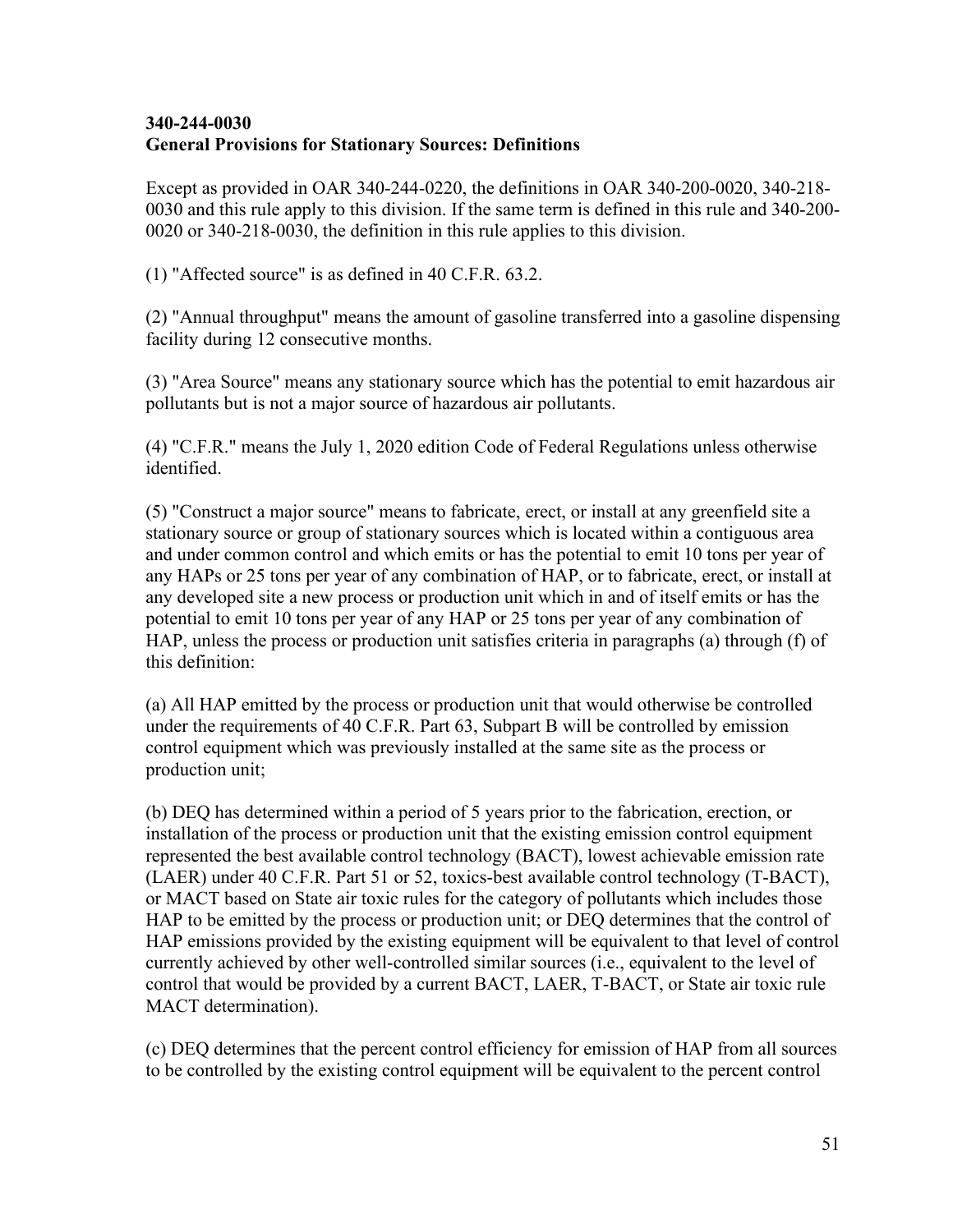**340-244-0030**
**General Provisions for Stationary Sources: Definitions**

Except as provided in OAR 340-244-0220, the definitions in OAR 340-200-0020, 340-218-0030 and this rule apply to this division. If the same term is defined in this rule and 340-200-0020 or 340-218-0030, the definition in this rule applies to this division.

(1) "Affected source" is as defined in 40 C.F.R. 63.2.

(2) "Annual throughput" means the amount of gasoline transferred into a gasoline dispensing facility during 12 consecutive months.

(3) "Area Source" means any stationary source which has the potential to emit hazardous air pollutants but is not a major source of hazardous air pollutants.

(4) "C.F.R." means the July 1, 2020 edition Code of Federal Regulations unless otherwise identified.

(5) "Construct a major source" means to fabricate, erect, or install at any greenfield site a stationary source or group of stationary sources which is located within a contiguous area and under common control and which emits or has the potential to emit 10 tons per year of any HAPs or 25 tons per year of any combination of HAP, or to fabricate, erect, or install at any developed site a new process or production unit which in and of itself emits or has the potential to emit 10 tons per year of any HAP or 25 tons per year of any combination of HAP, unless the process or production unit satisfies criteria in paragraphs (a) through (f) of this definition:

(a) All HAP emitted by the process or production unit that would otherwise be controlled under the requirements of 40 C.F.R. Part 63, Subpart B will be controlled by emission control equipment which was previously installed at the same site as the process or production unit;

(b) DEQ has determined within a period of 5 years prior to the fabrication, erection, or installation of the process or production unit that the existing emission control equipment represented the best available control technology (BACT), lowest achievable emission rate (LAER) under 40 C.F.R. Part 51 or 52, toxics-best available control technology (T-BACT), or MACT based on State air toxic rules for the category of pollutants which includes those HAP to be emitted by the process or production unit; or DEQ determines that the control of HAP emissions provided by the existing equipment will be equivalent to that level of control currently achieved by other well-controlled similar sources (i.e., equivalent to the level of control that would be provided by a current BACT, LAER, T-BACT, or State air toxic rule MACT determination).

(c) DEQ determines that the percent control efficiency for emission of HAP from all sources to be controlled by the existing control equipment will be equivalent to the percent control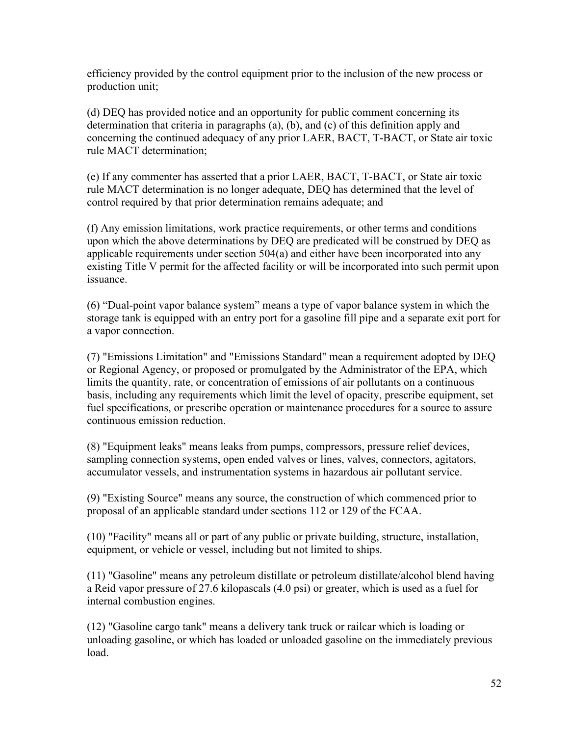efficiency provided by the control equipment prior to the inclusion of the new process or production unit;

(d) DEQ has provided notice and an opportunity for public comment concerning its determination that criteria in paragraphs (a), (b), and (c) of this definition apply and concerning the continued adequacy of any prior LAER, BACT, T-BACT, or State air toxic rule MACT determination;

(e) If any commenter has asserted that a prior LAER, BACT, T-BACT, or State air toxic rule MACT determination is no longer adequate, DEQ has determined that the level of control required by that prior determination remains adequate; and

(f) Any emission limitations, work practice requirements, or other terms and conditions upon which the above determinations by DEQ are predicated will be construed by DEQ as applicable requirements under section 504(a) and either have been incorporated into any existing Title V permit for the affected facility or will be incorporated into such permit upon issuance.

(6) “Dual-point vapor balance system” means a type of vapor balance system in which the storage tank is equipped with an entry port for a gasoline fill pipe and a separate exit port for a vapor connection.

(7) "Emissions Limitation" and "Emissions Standard" mean a requirement adopted by DEQ or Regional Agency, or proposed or promulgated by the Administrator of the EPA, which limits the quantity, rate, or concentration of emissions of air pollutants on a continuous basis, including any requirements which limit the level of opacity, prescribe equipment, set fuel specifications, or prescribe operation or maintenance procedures for a source to assure continuous emission reduction.

(8) "Equipment leaks" means leaks from pumps, compressors, pressure relief devices, sampling connection systems, open ended valves or lines, valves, connectors, agitators, accumulator vessels, and instrumentation systems in hazardous air pollutant service.

(9) "Existing Source" means any source, the construction of which commenced prior to proposal of an applicable standard under sections 112 or 129 of the FCAA.

(10) "Facility" means all or part of any public or private building, structure, installation, equipment, or vehicle or vessel, including but not limited to ships.

(11) "Gasoline" means any petroleum distillate or petroleum distillate/alcohol blend having a Reid vapor pressure of 27.6 kilopascals (4.0 psi) or greater, which is used as a fuel for internal combustion engines.

(12) "Gasoline cargo tank" means a delivery tank truck or railcar which is loading or unloading gasoline, or which has loaded or unloaded gasoline on the immediately previous load.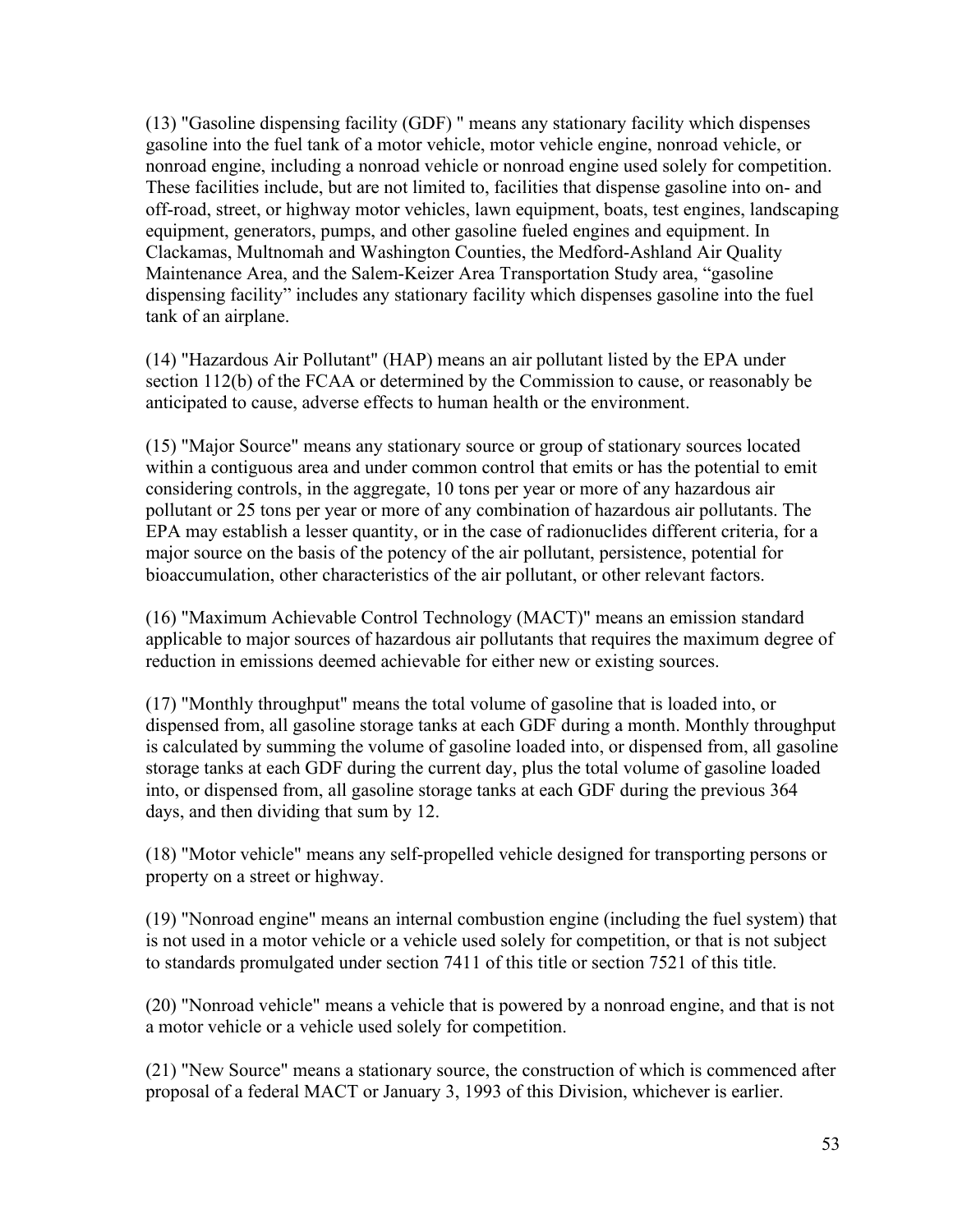(13) "Gasoline dispensing facility (GDF) " means any stationary facility which dispenses gasoline into the fuel tank of a motor vehicle, motor vehicle engine, nonroad vehicle, or nonroad engine, including a nonroad vehicle or nonroad engine used solely for competition. These facilities include, but are not limited to, facilities that dispense gasoline into on- and off-road, street, or highway motor vehicles, lawn equipment, boats, test engines, landscaping equipment, generators, pumps, and other gasoline fueled engines and equipment. In Clackamas, Multnomah and Washington Counties, the Medford-Ashland Air Quality Maintenance Area, and the Salem-Keizer Area Transportation Study area, "gasoline dispensing facility" includes any stationary facility which dispenses gasoline into the fuel tank of an airplane.

(14) "Hazardous Air Pollutant" (HAP) means an air pollutant listed by the EPA under section 112(b) of the FCAA or determined by the Commission to cause, or reasonably be anticipated to cause, adverse effects to human health or the environment.

(15) "Major Source" means any stationary source or group of stationary sources located within a contiguous area and under common control that emits or has the potential to emit considering controls, in the aggregate, 10 tons per year or more of any hazardous air pollutant or 25 tons per year or more of any combination of hazardous air pollutants. The EPA may establish a lesser quantity, or in the case of radionuclides different criteria, for a major source on the basis of the potency of the air pollutant, persistence, potential for bioaccumulation, other characteristics of the air pollutant, or other relevant factors.

(16) "Maximum Achievable Control Technology (MACT)" means an emission standard applicable to major sources of hazardous air pollutants that requires the maximum degree of reduction in emissions deemed achievable for either new or existing sources.

(17) "Monthly throughput" means the total volume of gasoline that is loaded into, or dispensed from, all gasoline storage tanks at each GDF during a month. Monthly throughput is calculated by summing the volume of gasoline loaded into, or dispensed from, all gasoline storage tanks at each GDF during the current day, plus the total volume of gasoline loaded into, or dispensed from, all gasoline storage tanks at each GDF during the previous 364 days, and then dividing that sum by 12.

(18) "Motor vehicle" means any self-propelled vehicle designed for transporting persons or property on a street or highway.

(19) "Nonroad engine" means an internal combustion engine (including the fuel system) that is not used in a motor vehicle or a vehicle used solely for competition, or that is not subject to standards promulgated under section 7411 of this title or section 7521 of this title.

(20) "Nonroad vehicle" means a vehicle that is powered by a nonroad engine, and that is not a motor vehicle or a vehicle used solely for competition.

(21) "New Source" means a stationary source, the construction of which is commenced after proposal of a federal MACT or January 3, 1993 of this Division, whichever is earlier.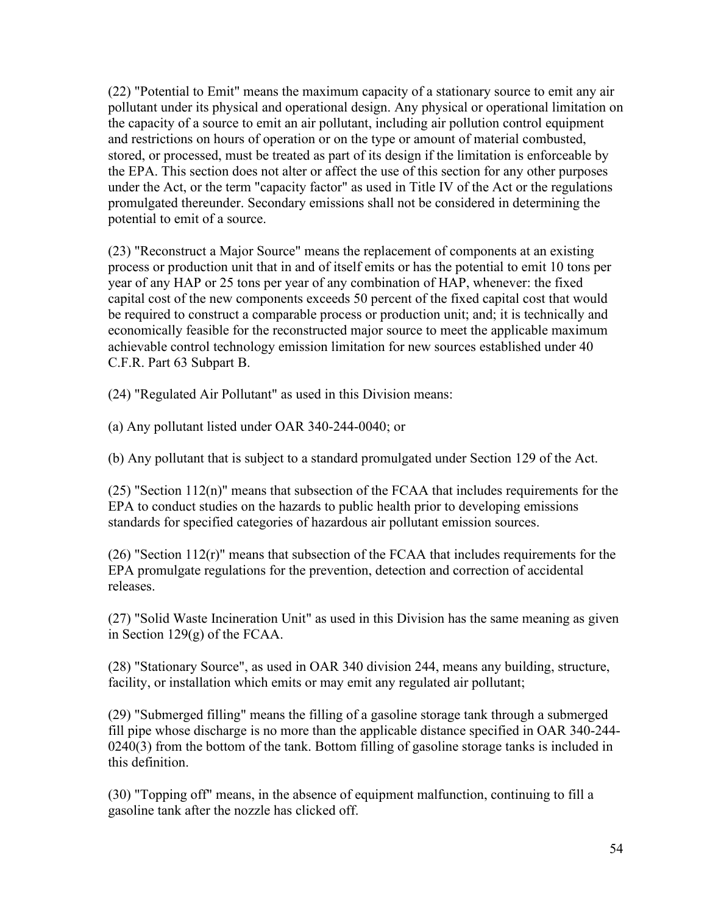(22) "Potential to Emit" means the maximum capacity of a stationary source to emit any air pollutant under its physical and operational design. Any physical or operational limitation on the capacity of a source to emit an air pollutant, including air pollution control equipment and restrictions on hours of operation or on the type or amount of material combusted, stored, or processed, must be treated as part of its design if the limitation is enforceable by the EPA. This section does not alter or affect the use of this section for any other purposes under the Act, or the term "capacity factor" as used in Title IV of the Act or the regulations promulgated thereunder. Secondary emissions shall not be considered in determining the potential to emit of a source.

(23) "Reconstruct a Major Source" means the replacement of components at an existing process or production unit that in and of itself emits or has the potential to emit 10 tons per year of any HAP or 25 tons per year of any combination of HAP, whenever: the fixed capital cost of the new components exceeds 50 percent of the fixed capital cost that would be required to construct a comparable process or production unit; and; it is technically and economically feasible for the reconstructed major source to meet the applicable maximum achievable control technology emission limitation for new sources established under 40 C.F.R. Part 63 Subpart B.

(24) "Regulated Air Pollutant" as used in this Division means:

(a) Any pollutant listed under OAR 340-244-0040; or

(b) Any pollutant that is subject to a standard promulgated under Section 129 of the Act.

(25) "Section 112(n)" means that subsection of the FCAA that includes requirements for the EPA to conduct studies on the hazards to public health prior to developing emissions standards for specified categories of hazardous air pollutant emission sources.

(26) "Section 112(r)" means that subsection of the FCAA that includes requirements for the EPA promulgate regulations for the prevention, detection and correction of accidental releases.

(27) "Solid Waste Incineration Unit" as used in this Division has the same meaning as given in Section 129(g) of the FCAA.

(28) "Stationary Source", as used in OAR 340 division 244, means any building, structure, facility, or installation which emits or may emit any regulated air pollutant;

(29) "Submerged filling" means the filling of a gasoline storage tank through a submerged fill pipe whose discharge is no more than the applicable distance specified in OAR 340-244-0240(3) from the bottom of the tank. Bottom filling of gasoline storage tanks is included in this definition.

(30) "Topping off" means, in the absence of equipment malfunction, continuing to fill a gasoline tank after the nozzle has clicked off.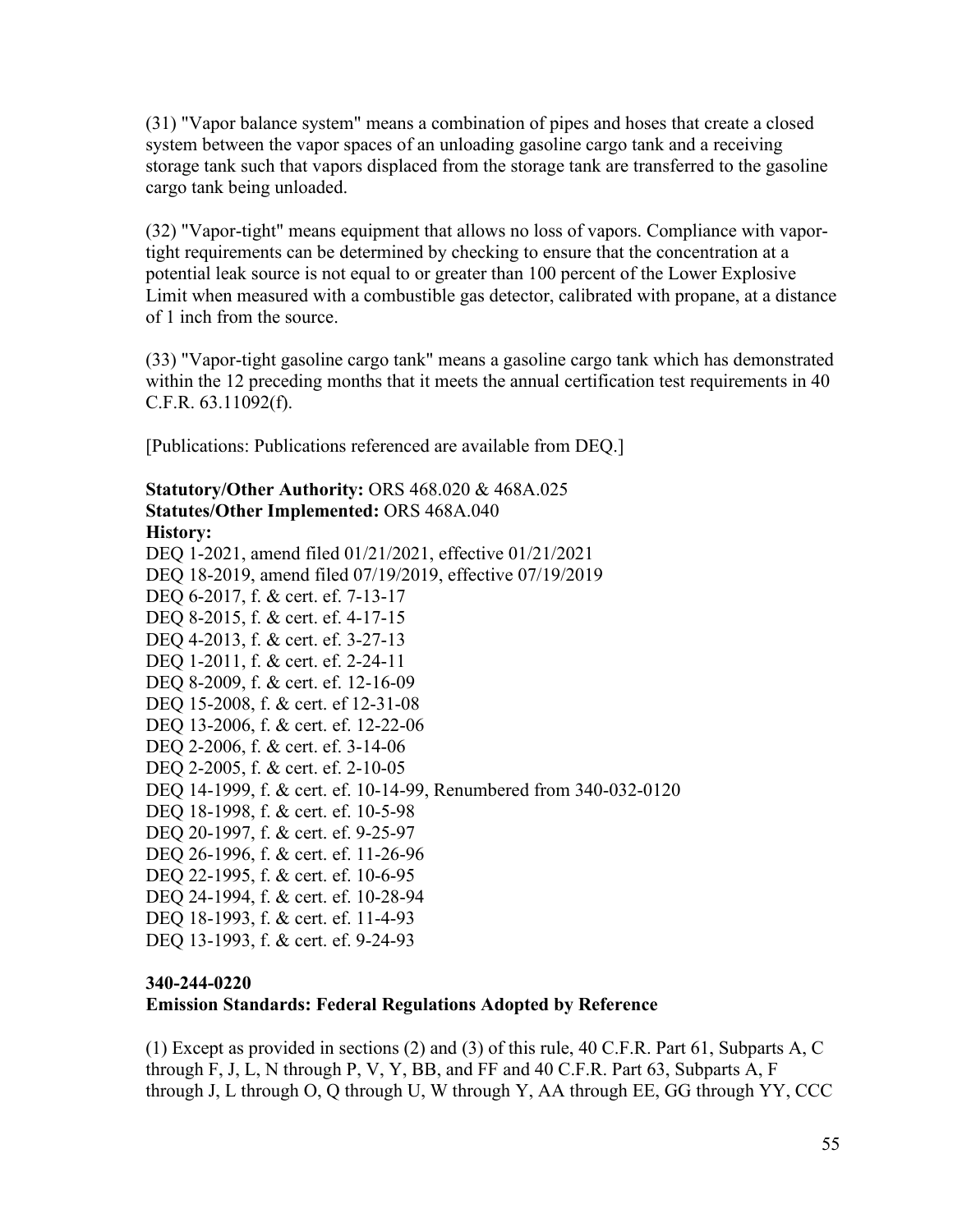(31) "Vapor balance system" means a combination of pipes and hoses that create a closed system between the vapor spaces of an unloading gasoline cargo tank and a receiving storage tank such that vapors displaced from the storage tank are transferred to the gasoline cargo tank being unloaded.

(32) "Vapor-tight" means equipment that allows no loss of vapors. Compliance with vapor-tight requirements can be determined by checking to ensure that the concentration at a potential leak source is not equal to or greater than 100 percent of the Lower Explosive Limit when measured with a combustible gas detector, calibrated with propane, at a distance of 1 inch from the source.

(33) "Vapor-tight gasoline cargo tank" means a gasoline cargo tank which has demonstrated within the 12 preceding months that it meets the annual certification test requirements in 40 C.F.R. 63.11092(f).

[Publications: Publications referenced are available from DEQ.]

**Statutory/Other Authority:** ORS 468.020 & 468A.025
**Statutes/Other Implemented:** ORS 468A.040
**History:**
DEQ 1-2021, amend filed 01/21/2021, effective 01/21/2021
DEQ 18-2019, amend filed 07/19/2019, effective 07/19/2019
DEQ 6-2017, f. & cert. ef. 7-13-17
DEQ 8-2015, f. & cert. ef. 4-17-15
DEQ 4-2013, f. & cert. ef. 3-27-13
DEQ 1-2011, f. & cert. ef. 2-24-11
DEQ 8-2009, f. & cert. ef. 12-16-09
DEQ 15-2008, f. & cert. ef 12-31-08
DEQ 13-2006, f. & cert. ef. 12-22-06
DEQ 2-2006, f. & cert. ef. 3-14-06
DEQ 2-2005, f. & cert. ef. 2-10-05
DEQ 14-1999, f. & cert. ef. 10-14-99, Renumbered from 340-032-0120
DEQ 18-1998, f. & cert. ef. 10-5-98
DEQ 20-1997, f. & cert. ef. 9-25-97
DEQ 26-1996, f. & cert. ef. 11-26-96
DEQ 22-1995, f. & cert. ef. 10-6-95
DEQ 24-1994, f. & cert. ef. 10-28-94
DEQ 18-1993, f. & cert. ef. 11-4-93
DEQ 13-1993, f. & cert. ef. 9-24-93

**340-244-0220**
**Emission Standards: Federal Regulations Adopted by Reference**

(1) Except as provided in sections (2) and (3) of this rule, 40 C.F.R. Part 61, Subparts A, C through F, J, L, N through P, V, Y, BB, and FF and 40 C.F.R. Part 63, Subparts A, F through J, L through O, Q through U, W through Y, AA through EE, GG through YY, CCC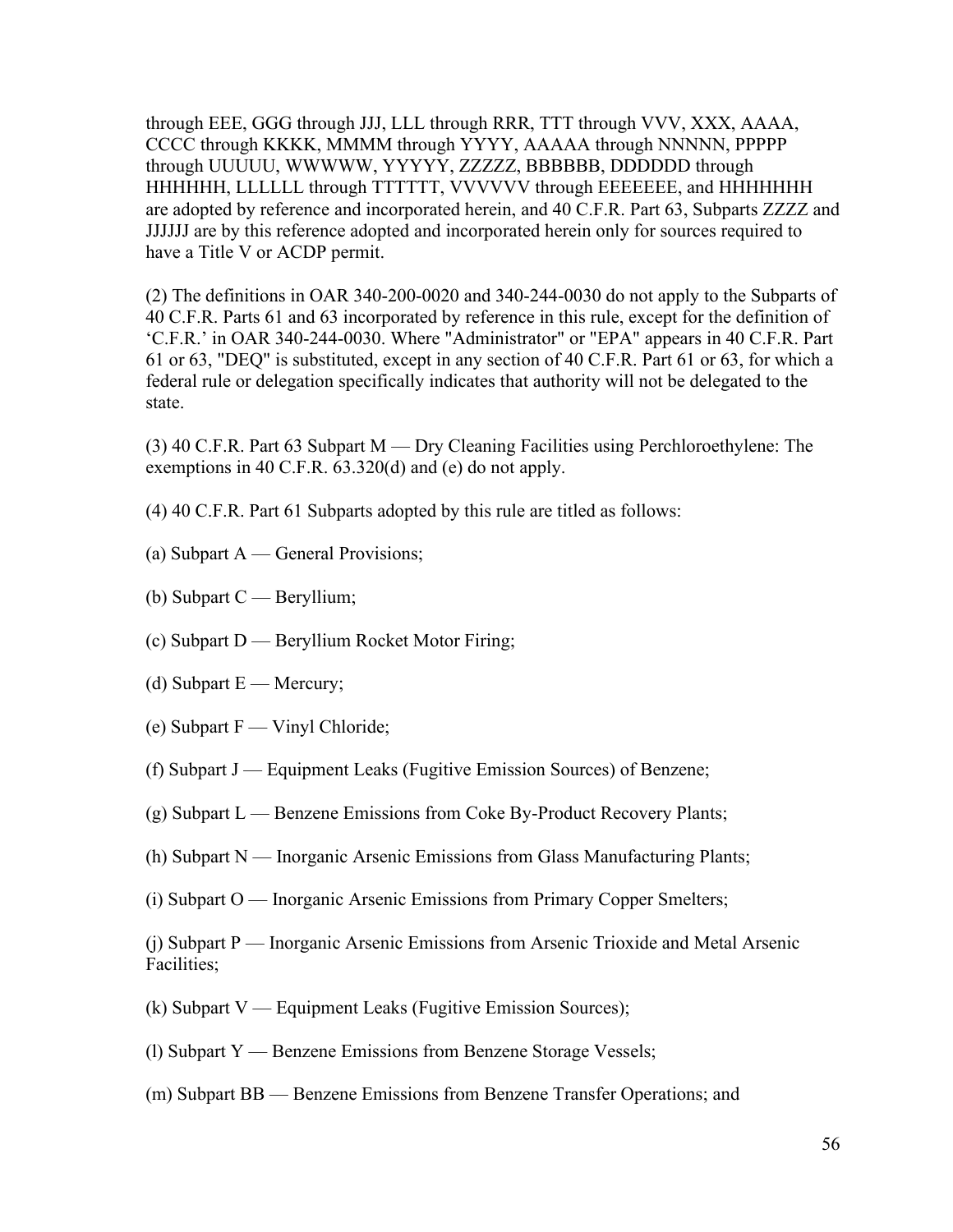through EEE, GGG through JJJ, LLL through RRR, TTT through VVV, XXX, AAAA, CCCC through KKKK, MMMM through YYYY, AAAAA through NNNNN, PPPPP through UUUUU, WWWWW, YYYYY, ZZZZZ, BBBBBB, DDDDDD through HHHHHH, LLLLLL through TTTTTT, VVVVVV through EEEEEEE, and HHHHHHH are adopted by reference and incorporated herein, and 40 C.F.R. Part 63, Subparts ZZZZ and JJJJJJ are by this reference adopted and incorporated herein only for sources required to have a Title V or ACDP permit.

(2) The definitions in OAR 340-200-0020 and 340-244-0030 do not apply to the Subparts of 40 C.F.R. Parts 61 and 63 incorporated by reference in this rule, except for the definition of 'C.F.R.' in OAR 340-244-0030. Where "Administrator" or "EPA" appears in 40 C.F.R. Part 61 or 63, "DEQ" is substituted, except in any section of 40 C.F.R. Part 61 or 63, for which a federal rule or delegation specifically indicates that authority will not be delegated to the state.

(3) 40 C.F.R. Part 63 Subpart M — Dry Cleaning Facilities using Perchloroethylene: The exemptions in 40 C.F.R. 63.320(d) and (e) do not apply.

(4) 40 C.F.R. Part 61 Subparts adopted by this rule are titled as follows:

(a) Subpart A — General Provisions;

(b) Subpart C — Beryllium;

(c) Subpart D — Beryllium Rocket Motor Firing;

(d) Subpart E — Mercury;

(e) Subpart F — Vinyl Chloride;

(f) Subpart J — Equipment Leaks (Fugitive Emission Sources) of Benzene;

(g) Subpart L — Benzene Emissions from Coke By-Product Recovery Plants;

(h) Subpart N — Inorganic Arsenic Emissions from Glass Manufacturing Plants;

(i) Subpart O — Inorganic Arsenic Emissions from Primary Copper Smelters;

(j) Subpart P — Inorganic Arsenic Emissions from Arsenic Trioxide and Metal Arsenic Facilities;

(k) Subpart V — Equipment Leaks (Fugitive Emission Sources);

(l) Subpart Y — Benzene Emissions from Benzene Storage Vessels;

(m) Subpart BB — Benzene Emissions from Benzene Transfer Operations; and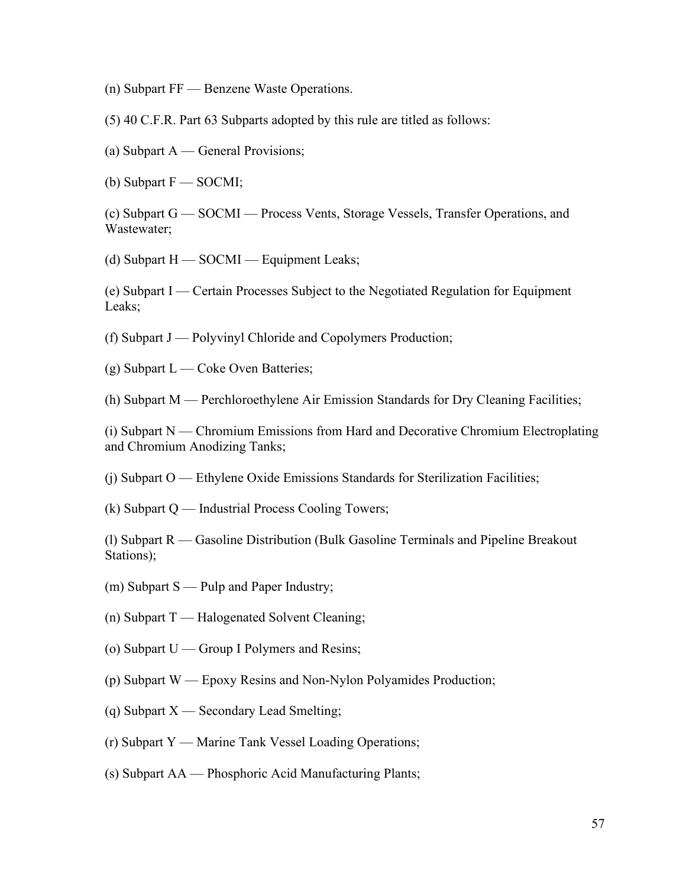(n) Subpart FF — Benzene Waste Operations.

(5) 40 C.F.R. Part 63 Subparts adopted by this rule are titled as follows:

(a) Subpart A — General Provisions;

(b) Subpart F — SOCMI;

(c) Subpart G — SOCMI — Process Vents, Storage Vessels, Transfer Operations, and Wastewater;

(d) Subpart H — SOCMI — Equipment Leaks;

(e) Subpart I — Certain Processes Subject to the Negotiated Regulation for Equipment Leaks;

(f) Subpart J — Polyvinyl Chloride and Copolymers Production;

(g) Subpart L — Coke Oven Batteries;

(h) Subpart M — Perchloroethylene Air Emission Standards for Dry Cleaning Facilities;

(i) Subpart N — Chromium Emissions from Hard and Decorative Chromium Electroplating and Chromium Anodizing Tanks;

(j) Subpart O — Ethylene Oxide Emissions Standards for Sterilization Facilities;

(k) Subpart Q — Industrial Process Cooling Towers;

(l) Subpart R — Gasoline Distribution (Bulk Gasoline Terminals and Pipeline Breakout Stations);

(m) Subpart S — Pulp and Paper Industry;

(n) Subpart T — Halogenated Solvent Cleaning;

(o) Subpart U — Group I Polymers and Resins;

(p) Subpart W — Epoxy Resins and Non-Nylon Polyamides Production;

(q) Subpart X — Secondary Lead Smelting;

(r) Subpart Y — Marine Tank Vessel Loading Operations;

(s) Subpart AA — Phosphoric Acid Manufacturing Plants;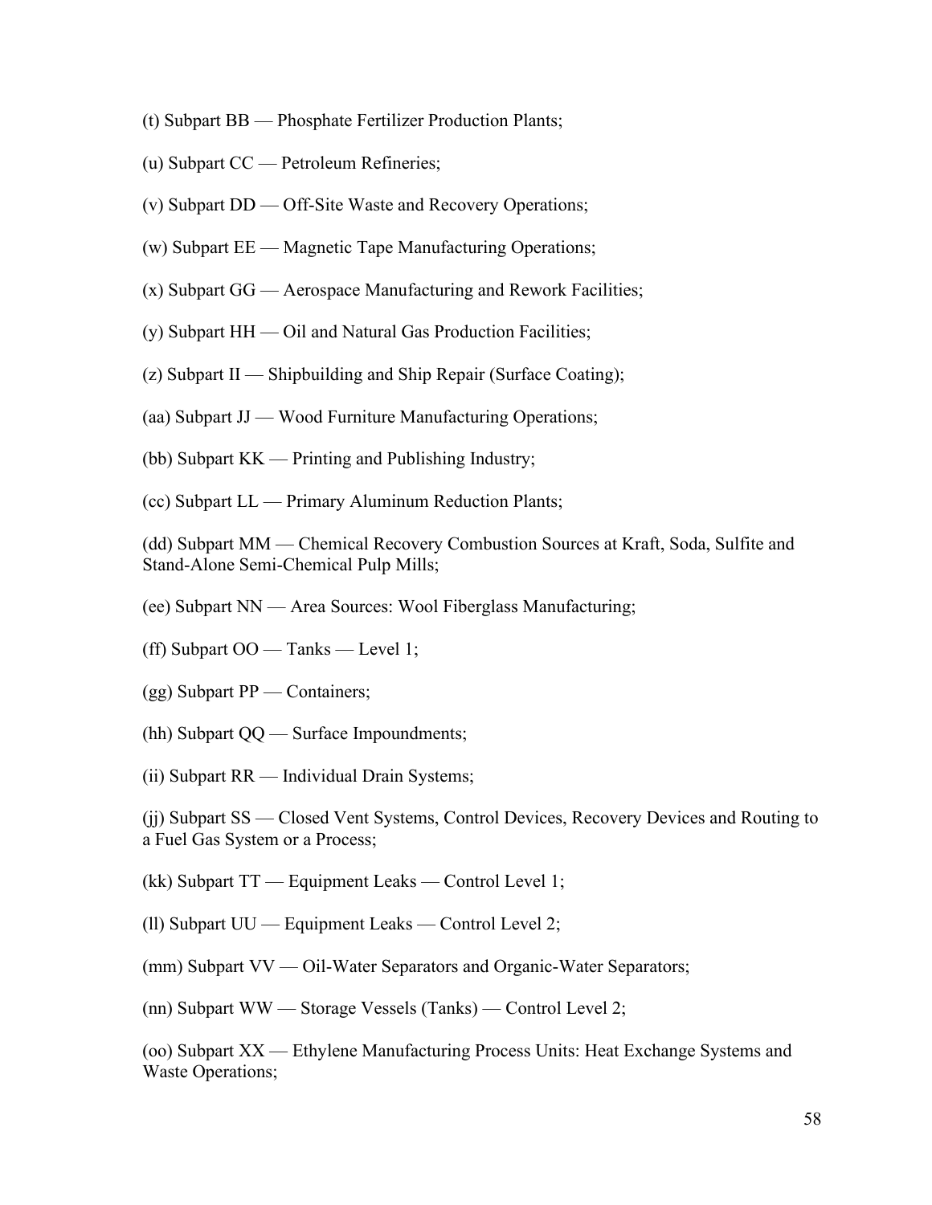(t) Subpart BB — Phosphate Fertilizer Production Plants;

(u) Subpart CC — Petroleum Refineries;

(v) Subpart DD — Off-Site Waste and Recovery Operations;

(w) Subpart EE — Magnetic Tape Manufacturing Operations;

(x) Subpart GG — Aerospace Manufacturing and Rework Facilities;

(y) Subpart HH — Oil and Natural Gas Production Facilities;

(z) Subpart II — Shipbuilding and Ship Repair (Surface Coating);

(aa) Subpart JJ — Wood Furniture Manufacturing Operations;

(bb) Subpart KK — Printing and Publishing Industry;

(cc) Subpart LL — Primary Aluminum Reduction Plants;

(dd) Subpart MM — Chemical Recovery Combustion Sources at Kraft, Soda, Sulfite and Stand-Alone Semi-Chemical Pulp Mills;

(ee) Subpart NN — Area Sources: Wool Fiberglass Manufacturing;

(ff) Subpart OO — Tanks — Level 1;

(gg) Subpart PP — Containers;

(hh) Subpart QQ — Surface Impoundments;

(ii) Subpart RR — Individual Drain Systems;

(jj) Subpart SS — Closed Vent Systems, Control Devices, Recovery Devices and Routing to a Fuel Gas System or a Process;

(kk) Subpart TT — Equipment Leaks — Control Level 1;

(ll) Subpart UU — Equipment Leaks — Control Level 2;

(mm) Subpart VV — Oil-Water Separators and Organic-Water Separators;

(nn) Subpart WW — Storage Vessels (Tanks) — Control Level 2;

(oo) Subpart XX — Ethylene Manufacturing Process Units: Heat Exchange Systems and Waste Operations;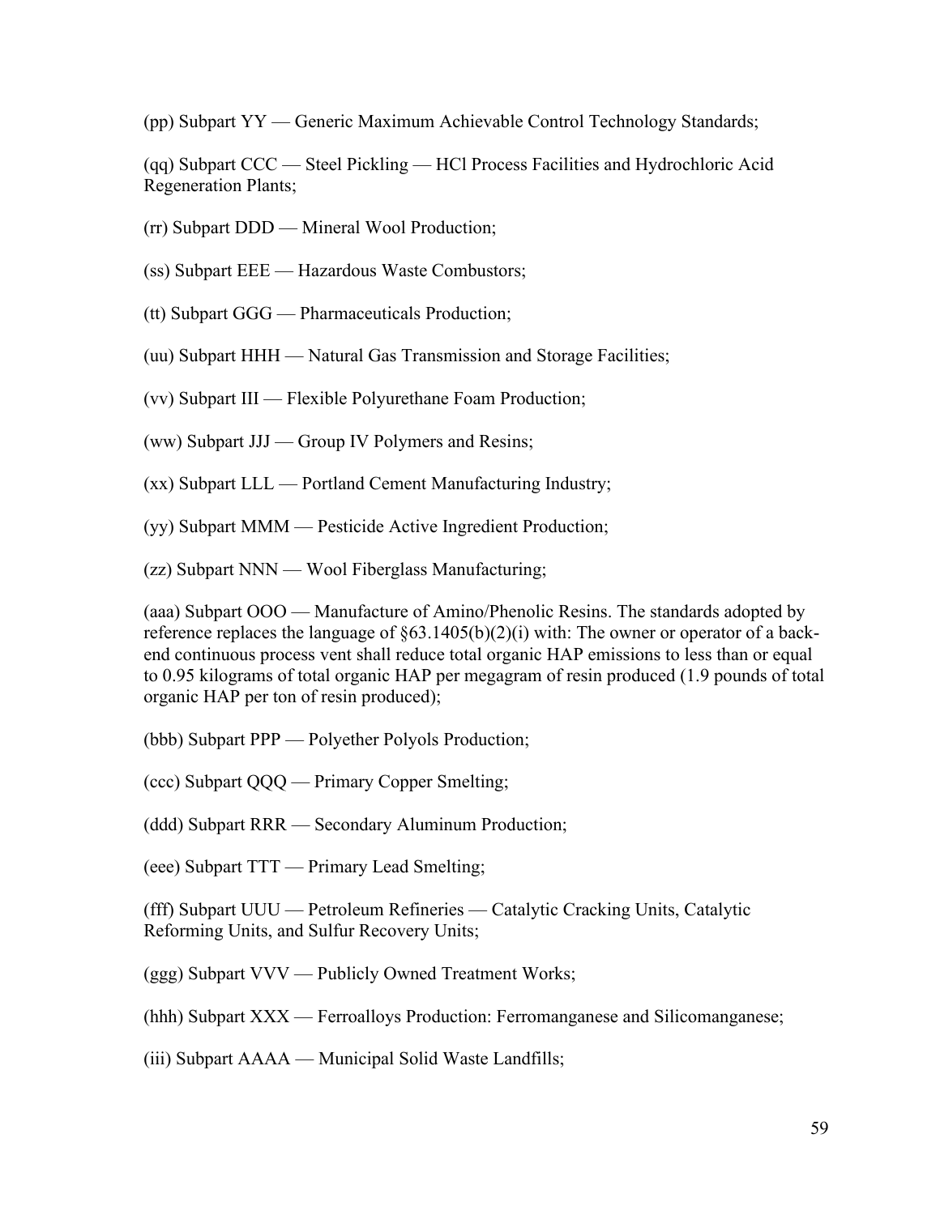(pp) Subpart YY — Generic Maximum Achievable Control Technology Standards;

(qq) Subpart CCC — Steel Pickling — HCl Process Facilities and Hydrochloric Acid Regeneration Plants;

(rr) Subpart DDD — Mineral Wool Production;

(ss) Subpart EEE — Hazardous Waste Combustors;

(tt) Subpart GGG — Pharmaceuticals Production;

(uu) Subpart HHH — Natural Gas Transmission and Storage Facilities;

(vv) Subpart III — Flexible Polyurethane Foam Production;

(ww) Subpart JJJ — Group IV Polymers and Resins;

(xx) Subpart LLL — Portland Cement Manufacturing Industry;

(yy) Subpart MMM — Pesticide Active Ingredient Production;

(zz) Subpart NNN — Wool Fiberglass Manufacturing;

(aaa) Subpart OOO — Manufacture of Amino/Phenolic Resins. The standards adopted by reference replaces the language of §63.1405(b)(2)(i) with: The owner or operator of a back-end continuous process vent shall reduce total organic HAP emissions to less than or equal to 0.95 kilograms of total organic HAP per megagram of resin produced (1.9 pounds of total organic HAP per ton of resin produced);

(bbb) Subpart PPP — Polyether Polyols Production;

(ccc) Subpart QQQ — Primary Copper Smelting;

(ddd) Subpart RRR — Secondary Aluminum Production;

(eee) Subpart TTT — Primary Lead Smelting;

(fff) Subpart UUU — Petroleum Refineries — Catalytic Cracking Units, Catalytic Reforming Units, and Sulfur Recovery Units;

(ggg) Subpart VVV — Publicly Owned Treatment Works;

(hhh) Subpart XXX — Ferroalloys Production: Ferromanganese and Silicomanganese;

(iii) Subpart AAAA — Municipal Solid Waste Landfills;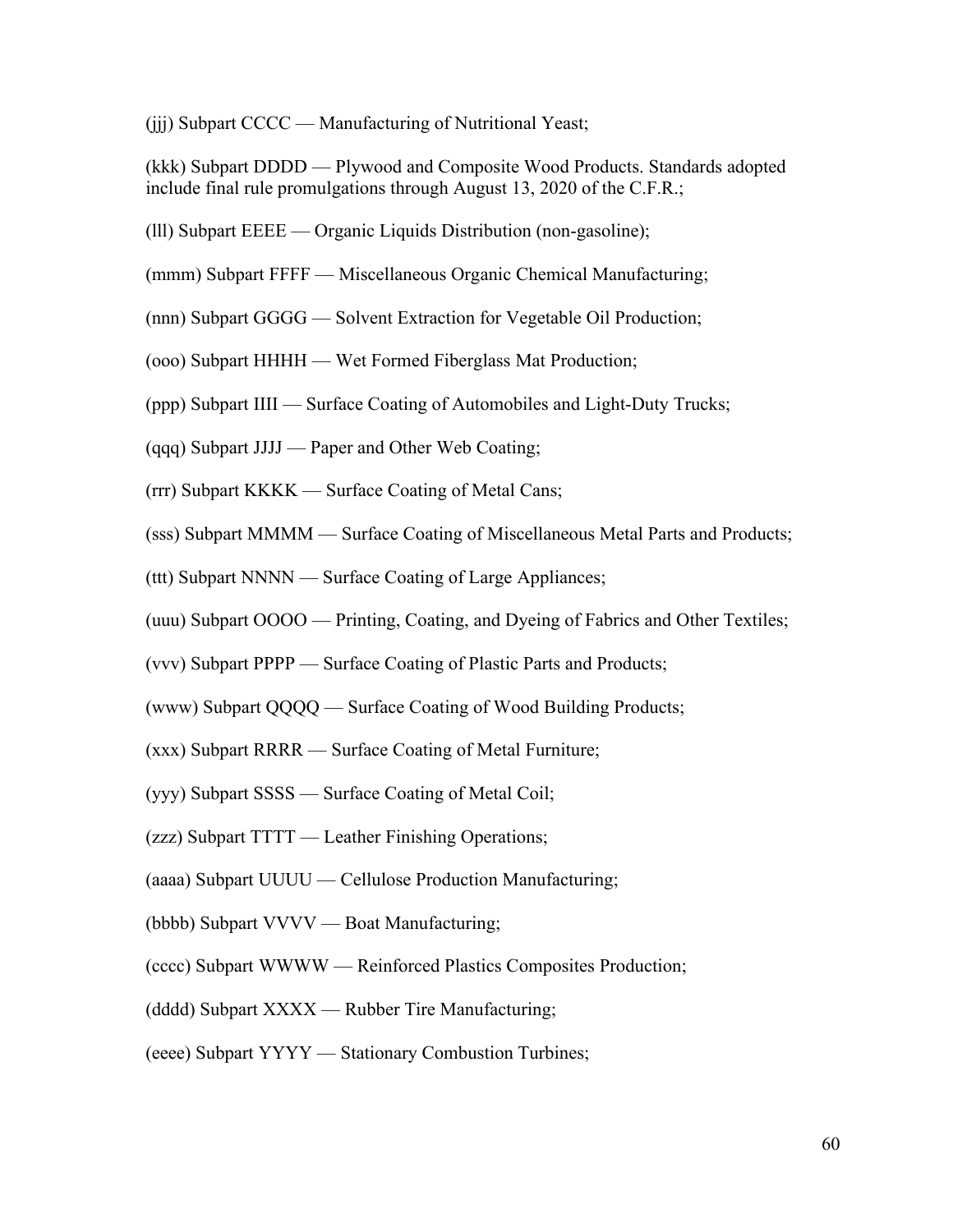(jjj) Subpart CCCC — Manufacturing of Nutritional Yeast;

(kkk) Subpart DDDD — Plywood and Composite Wood Products. Standards adopted include final rule promulgations through August 13, 2020 of the C.F.R.;

(lll) Subpart EEEE — Organic Liquids Distribution (non-gasoline);

(mmm) Subpart FFFF — Miscellaneous Organic Chemical Manufacturing;

(nnn) Subpart GGGG — Solvent Extraction for Vegetable Oil Production;

(ooo) Subpart HHHH — Wet Formed Fiberglass Mat Production;

(ppp) Subpart IIII — Surface Coating of Automobiles and Light-Duty Trucks;

(qqq) Subpart JJJJ — Paper and Other Web Coating;

(rrr) Subpart KKKK — Surface Coating of Metal Cans;

(sss) Subpart MMMM — Surface Coating of Miscellaneous Metal Parts and Products;

(ttt) Subpart NNNN — Surface Coating of Large Appliances;

(uuu) Subpart OOOO — Printing, Coating, and Dyeing of Fabrics and Other Textiles;

(vvv) Subpart PPPP — Surface Coating of Plastic Parts and Products;

(www) Subpart QQQQ — Surface Coating of Wood Building Products;

(xxx) Subpart RRRR — Surface Coating of Metal Furniture;

(yyy) Subpart SSSS — Surface Coating of Metal Coil;

(zzz) Subpart TTTT — Leather Finishing Operations;

(aaaa) Subpart UUUU — Cellulose Production Manufacturing;

(bbbb) Subpart VVVV — Boat Manufacturing;

(cccc) Subpart WWWW — Reinforced Plastics Composites Production;

(dddd) Subpart XXXX — Rubber Tire Manufacturing;

(eeee) Subpart YYYY — Stationary Combustion Turbines;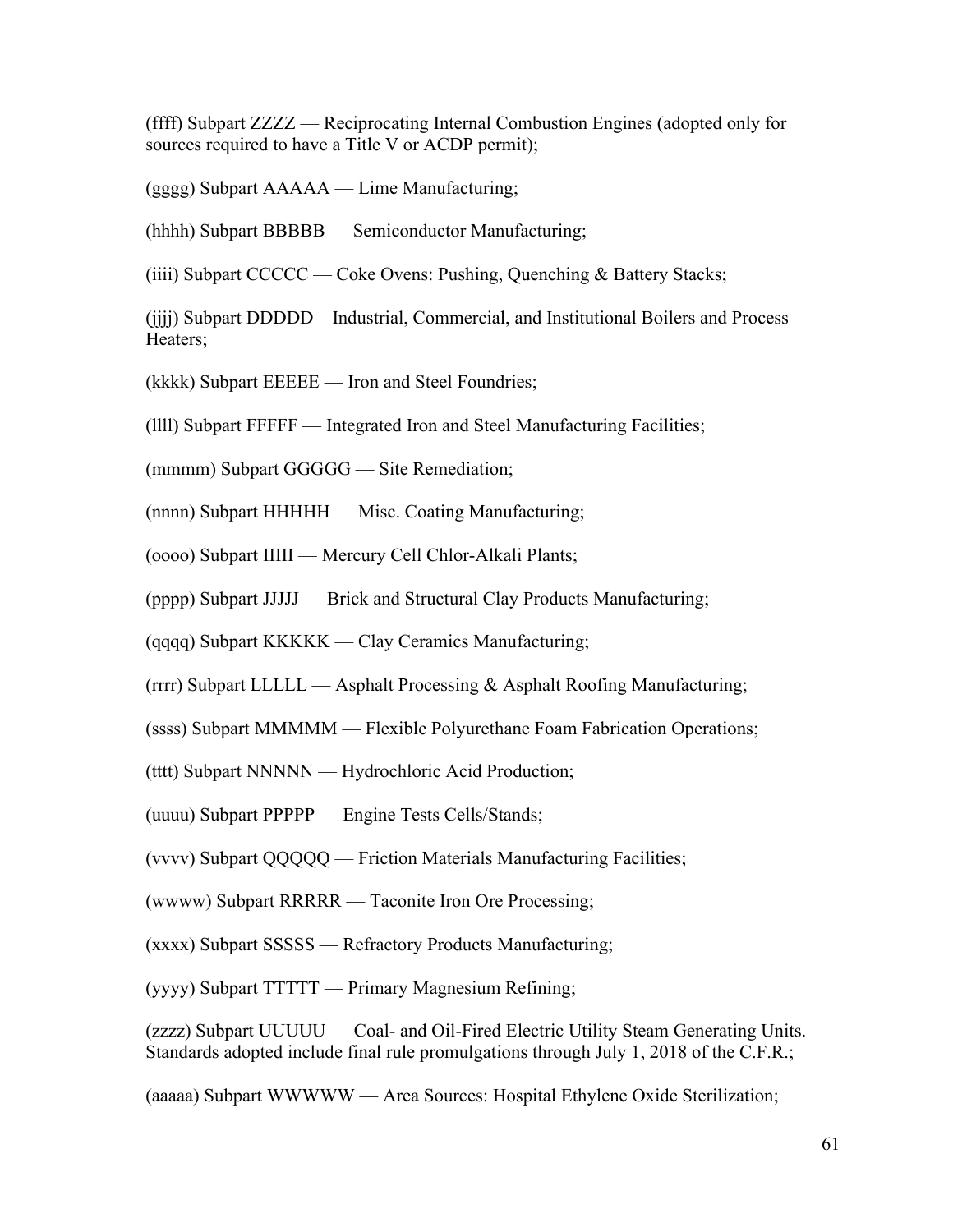(ffff) Subpart ZZZZ — Reciprocating Internal Combustion Engines (adopted only for sources required to have a Title V or ACDP permit);

(gggg) Subpart AAAAA — Lime Manufacturing;

(hhhh) Subpart BBBBB — Semiconductor Manufacturing;

(iiii) Subpart CCCCC — Coke Ovens: Pushing, Quenching & Battery Stacks;

(jjjj) Subpart DDDDD – Industrial, Commercial, and Institutional Boilers and Process Heaters;

(kkkk) Subpart EEEEE — Iron and Steel Foundries;

(llll) Subpart FFFFF — Integrated Iron and Steel Manufacturing Facilities;

(mmmm) Subpart GGGGG — Site Remediation;

(nnnn) Subpart HHHHH — Misc. Coating Manufacturing;

(oooo) Subpart IIIII — Mercury Cell Chlor-Alkali Plants;

(pppp) Subpart JJJJJ — Brick and Structural Clay Products Manufacturing;

(qqqq) Subpart KKKKK — Clay Ceramics Manufacturing;

(rrrr) Subpart LLLLL — Asphalt Processing & Asphalt Roofing Manufacturing;

(ssss) Subpart MMMMM — Flexible Polyurethane Foam Fabrication Operations;

(tttt) Subpart NNNNN — Hydrochloric Acid Production;

(uuuu) Subpart PPPPP — Engine Tests Cells/Stands;

(vvvv) Subpart QQQQQ — Friction Materials Manufacturing Facilities;

(wwww) Subpart RRRRR — Taconite Iron Ore Processing;

(xxxx) Subpart SSSSS — Refractory Products Manufacturing;

(yyyy) Subpart TTTTT — Primary Magnesium Refining;

(zzzz) Subpart UUUUU — Coal- and Oil-Fired Electric Utility Steam Generating Units. Standards adopted include final rule promulgations through July 1, 2018 of the C.F.R.;

(aaaaa) Subpart WWWWW — Area Sources: Hospital Ethylene Oxide Sterilization;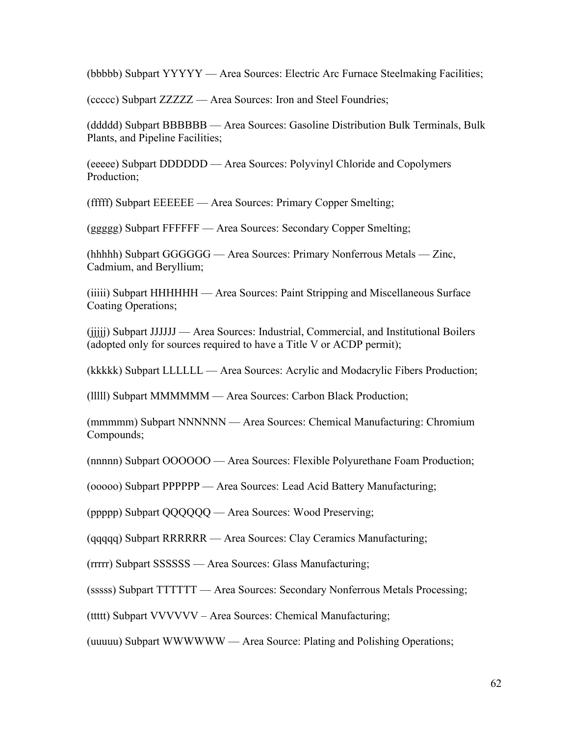(bbbbb) Subpart YYYYY — Area Sources: Electric Arc Furnace Steelmaking Facilities;

(ccccc) Subpart ZZZZZ — Area Sources: Iron and Steel Foundries;

(ddddd) Subpart BBBBBB — Area Sources: Gasoline Distribution Bulk Terminals, Bulk Plants, and Pipeline Facilities;

(eeeee) Subpart DDDDDD — Area Sources: Polyvinyl Chloride and Copolymers Production;

(fffff) Subpart EEEEEE — Area Sources: Primary Copper Smelting;

(ggggg) Subpart FFFFFF — Area Sources: Secondary Copper Smelting;

(hhhhh) Subpart GGGGGG — Area Sources: Primary Nonferrous Metals — Zinc, Cadmium, and Beryllium;

(iiiii) Subpart HHHHHH — Area Sources: Paint Stripping and Miscellaneous Surface Coating Operations;

(jjjjj) Subpart JJJJJJ — Area Sources: Industrial, Commercial, and Institutional Boilers (adopted only for sources required to have a Title V or ACDP permit);

(kkkkk) Subpart LLLLLL — Area Sources: Acrylic and Modacrylic Fibers Production;

(lllll) Subpart MMMMMM — Area Sources: Carbon Black Production;

(mmmmm) Subpart NNNNNN — Area Sources: Chemical Manufacturing: Chromium Compounds;

(nnnnn) Subpart OOOOOO — Area Sources: Flexible Polyurethane Foam Production;

(ooooo) Subpart PPPPPP — Area Sources: Lead Acid Battery Manufacturing;

(ppppp) Subpart QQQQQQ — Area Sources: Wood Preserving;

(qqqqq) Subpart RRRRRR — Area Sources: Clay Ceramics Manufacturing;

(rrrrr) Subpart SSSSSS — Area Sources: Glass Manufacturing;

(sssss) Subpart TTTTTT — Area Sources: Secondary Nonferrous Metals Processing;

(ttttt) Subpart VVVVVV – Area Sources: Chemical Manufacturing;

(uuuuu) Subpart WWWWWW — Area Source: Plating and Polishing Operations;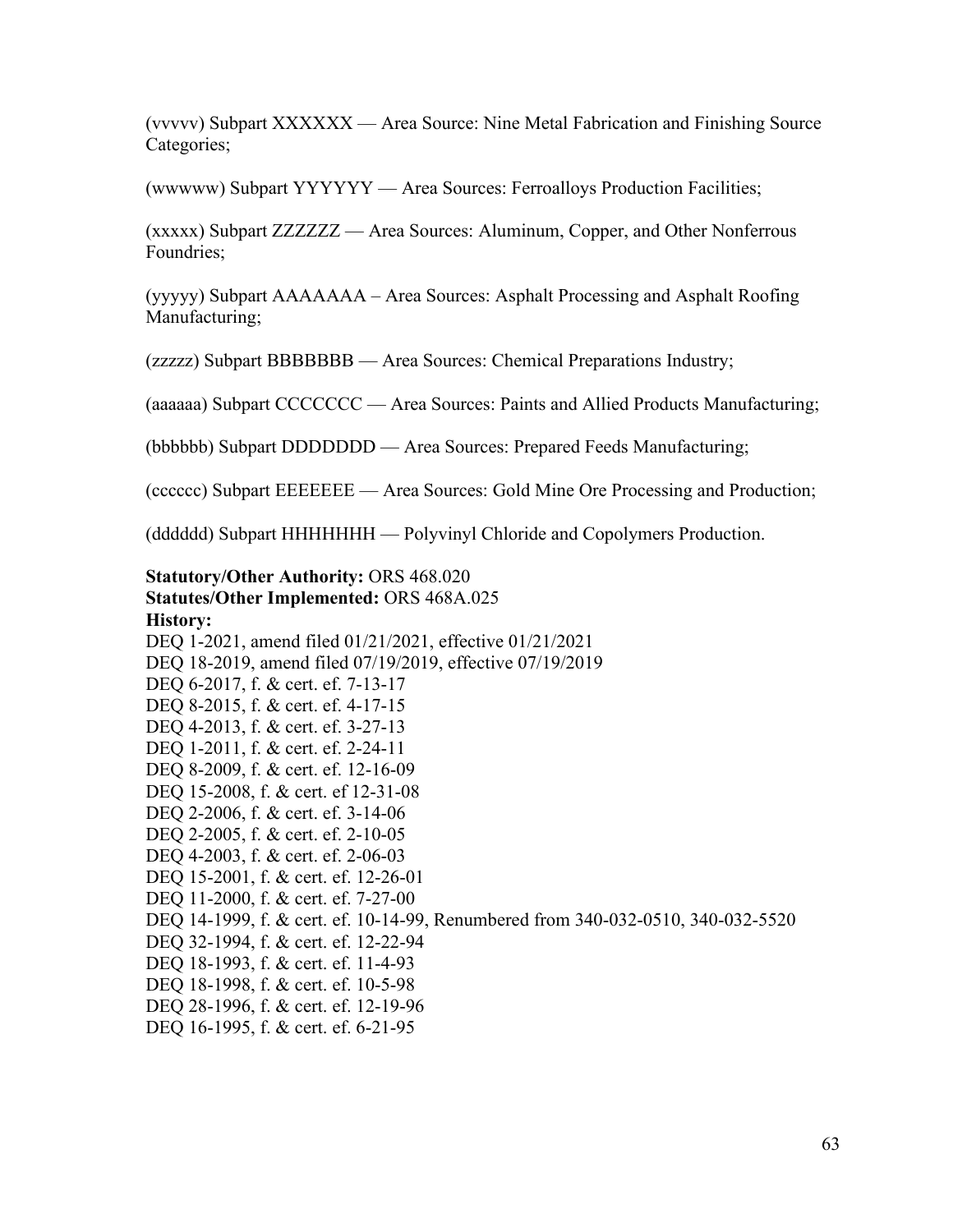(vvvvv) Subpart XXXXXX — Area Source: Nine Metal Fabrication and Finishing Source Categories;

(wwwww) Subpart YYYYYY — Area Sources: Ferroalloys Production Facilities;

(xxxxx) Subpart ZZZZZZ — Area Sources: Aluminum, Copper, and Other Nonferrous Foundries;

(yyyyy) Subpart AAAAAAA – Area Sources: Asphalt Processing and Asphalt Roofing Manufacturing;

(zzzzz) Subpart BBBBBBB — Area Sources: Chemical Preparations Industry;

(aaaaaa) Subpart CCCCCCC — Area Sources: Paints and Allied Products Manufacturing;

(bbbbbb) Subpart DDDDDDD — Area Sources: Prepared Feeds Manufacturing;

(cccccc) Subpart EEEEEEE — Area Sources: Gold Mine Ore Processing and Production;

(dddddd) Subpart HHHHHHH — Polyvinyl Chloride and Copolymers Production.

**Statutory/Other Authority:** ORS 468.020
**Statutes/Other Implemented:** ORS 468A.025
**History:**
DEQ 1-2021, amend filed 01/21/2021, effective 01/21/2021
DEQ 18-2019, amend filed 07/19/2019, effective 07/19/2019
DEQ 6-2017, f. & cert. ef. 7-13-17
DEQ 8-2015, f. & cert. ef. 4-17-15
DEQ 4-2013, f. & cert. ef. 3-27-13
DEQ 1-2011, f. & cert. ef. 2-24-11
DEQ 8-2009, f. & cert. ef. 12-16-09
DEQ 15-2008, f. & cert. ef 12-31-08
DEQ 2-2006, f. & cert. ef. 3-14-06
DEQ 2-2005, f. & cert. ef. 2-10-05
DEQ 4-2003, f. & cert. ef. 2-06-03
DEQ 15-2001, f. & cert. ef. 12-26-01
DEQ 11-2000, f. & cert. ef. 7-27-00
DEQ 14-1999, f. & cert. ef. 10-14-99, Renumbered from 340-032-0510, 340-032-5520
DEQ 32-1994, f. & cert. ef. 12-22-94
DEQ 18-1993, f. & cert. ef. 11-4-93
DEQ 18-1998, f. & cert. ef. 10-5-98
DEQ 28-1996, f. & cert. ef. 12-19-96
DEQ 16-1995, f. & cert. ef. 6-21-95